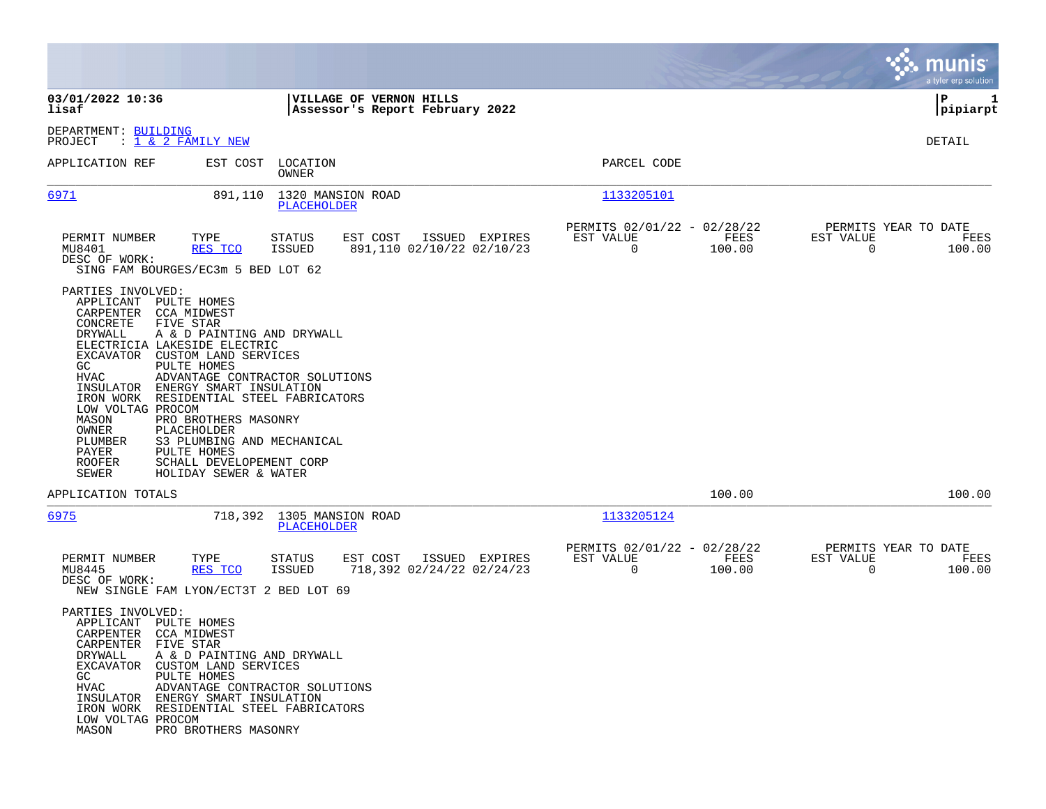**03/01/2022 10:36** | **VILLAGE OF VERNON HILLS** | **P 1**
**lisaf** | **Assessor's Report February 2022** | **pipiarpt**

DEPARTMENT: BUILDING
PROJECT : 1 & 2 FAMILY NEW

DETAIL

| APPLICATION REF | EST COST | LOCATION / OWNER | PARCEL CODE |
|---|---|---|---|
| 6971 | 891,110 | 1320 MANSION ROAD / PLACEHOLDER | 1133205101 |

| PERMIT NUMBER | TYPE | STATUS | EST COST | ISSUED | EXPIRES | PERMITS 02/01/22 - 02/28/22 EST VALUE | FEES | PERMITS YEAR TO DATE EST VALUE | FEES |
|---|---|---|---|---|---|---|---|---|---|
| MU8401 | RES TCO | ISSUED | 891,110 | 02/10/22 | 02/10/23 | 0 | 100.00 | 0 | 100.00 |

DESC OF WORK:
SING FAM BOURGES/EC3m 5 BED LOT 62

PARTIES INVOLVED:

| Role | Party |
|---|---|
| APPLICANT | PULTE HOMES |
| CARPENTER | CCA MIDWEST |
| CONCRETE | FIVE STAR |
| DRYWALL | A & D PAINTING AND DRYWALL |
| ELECTRICIA | LAKESIDE ELECTRIC |
| EXCAVATOR | CUSTOM LAND SERVICES |
| GC | PULTE HOMES |
| HVAC | ADVANTAGE CONTRACTOR SOLUTIONS |
| INSULATOR | ENERGY SMART INSULATION |
| IRON WORK | RESIDENTIAL STEEL FABRICATORS |
| LOW VOLTAG | PROCOM |
| MASON | PRO BROTHERS MASONRY |
| OWNER | PLACEHOLDER |
| PLUMBER | S3 PLUMBING AND MECHANICAL |
| PAYER | PULTE HOMES |
| ROOFER | SCHALL DEVELOPEMENT CORP |
| SEWER | HOLIDAY SEWER & WATER |

APPLICATION TOTALS: 100.00 | 100.00

| APPLICATION REF | EST COST | LOCATION / OWNER | PARCEL CODE |
|---|---|---|---|
| 6975 | 718,392 | 1305 MANSION ROAD / PLACEHOLDER | 1133205124 |

| PERMIT NUMBER | TYPE | STATUS | EST COST | ISSUED | EXPIRES | PERMITS 02/01/22 - 02/28/22 EST VALUE | FEES | PERMITS YEAR TO DATE EST VALUE | FEES |
|---|---|---|---|---|---|---|---|---|---|
| MU8445 | RES TCO | ISSUED | 718,392 | 02/24/22 | 02/24/23 | 0 | 100.00 | 0 | 100.00 |

DESC OF WORK:
NEW SINGLE FAM LYON/ECT3T 2 BED LOT 69

PARTIES INVOLVED:

| Role | Party |
|---|---|
| APPLICANT | PULTE HOMES |
| CARPENTER | CCA MIDWEST |
| CARPENTER | FIVE STAR |
| DRYWALL | A & D PAINTING AND DRYWALL |
| EXCAVATOR | CUSTOM LAND SERVICES |
| GC | PULTE HOMES |
| HVAC | ADVANTAGE CONTRACTOR SOLUTIONS |
| INSULATOR | ENERGY SMART INSULATION |
| IRON WORK | RESIDENTIAL STEEL FABRICATORS |
| LOW VOLTAG | PROCOM |
| MASON | PRO BROTHERS MASONRY |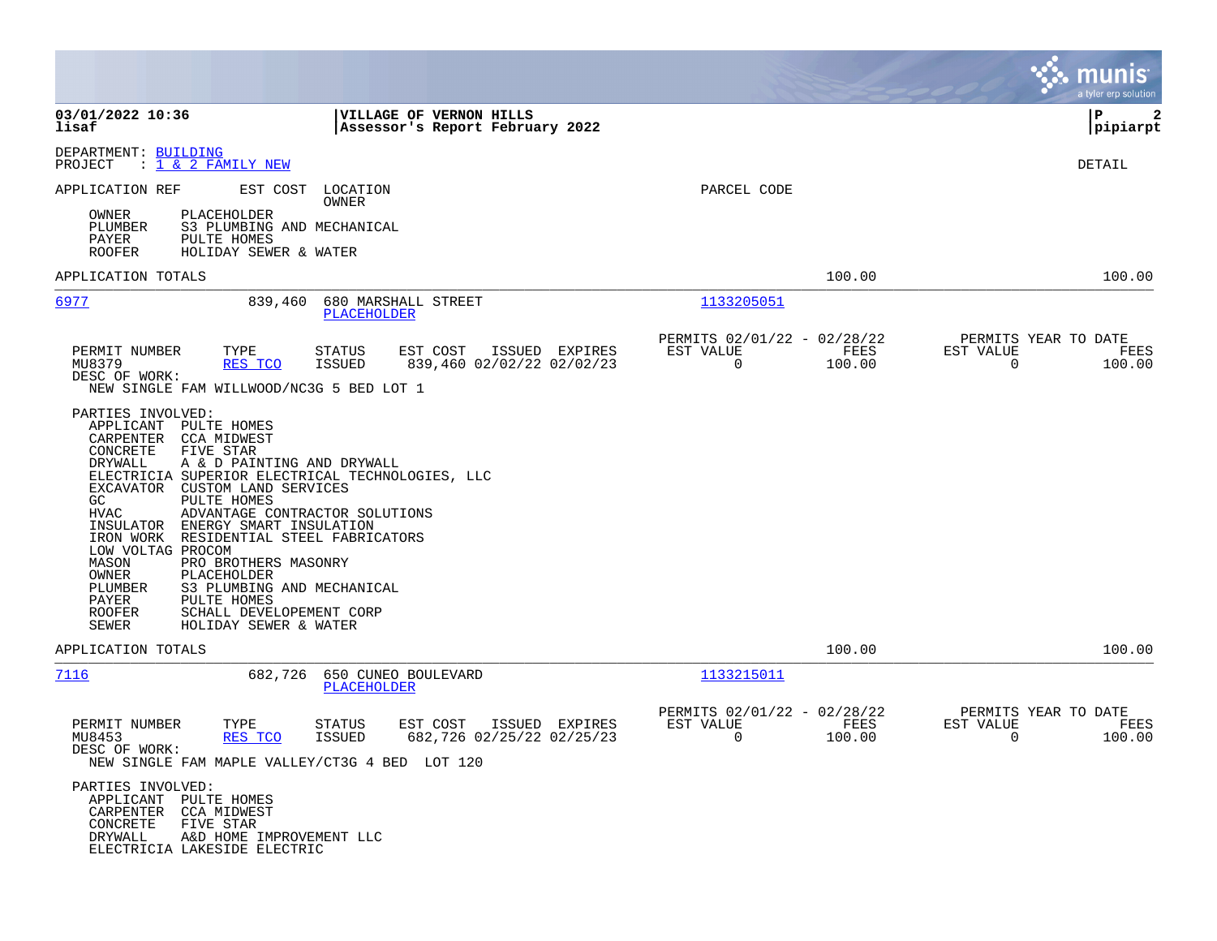03/01/2022 10:36
lisaf

**VILLAGE OF VERNON HILLS**
**Assessor's Report February 2022**

P 2
pipiarpt

DEPARTMENT: BUILDING
PROJECT : 1 & 2 FAMILY NEW

DETAIL

APPLICATION REF | EST COST | LOCATION / OWNER | PARCEL CODE

OWNER PLACEHOLDER
PLUMBER S3 PLUMBING AND MECHANICAL
PAYER PULTE HOMES
ROOFER HOLIDAY SEWER & WATER

APPLICATION TOTALS 100.00 100.00

---

**6977** 839,460 680 MARSHALL STREET
PLACEHOLDER
1133205051

| PERMIT NUMBER | TYPE | STATUS | EST COST | ISSUED | EXPIRES | PERMITS 02/01/22 - 02/28/22 EST VALUE | FEES | PERMITS YEAR TO DATE EST VALUE | FEES |
|---|---|---|---|---|---|---|---|---|---|
| MU8379 | RES TCO | ISSUED | 839,460 | 02/02/22 | 02/02/23 | 0 | 100.00 | 0 | 100.00 |

DESC OF WORK:
NEW SINGLE FAM WILLWOOD/NC3G 5 BED LOT 1

PARTIES INVOLVED:
APPLICANT PULTE HOMES
CARPENTER CCA MIDWEST
CONCRETE FIVE STAR
DRYWALL A & D PAINTING AND DRYWALL
ELECTRICIA SUPERIOR ELECTRICAL TECHNOLOGIES, LLC
EXCAVATOR CUSTOM LAND SERVICES
GC PULTE HOMES
HVAC ADVANTAGE CONTRACTOR SOLUTIONS
INSULATOR ENERGY SMART INSULATION
IRON WORK RESIDENTIAL STEEL FABRICATORS
LOW VOLTAG PROCOM
MASON PRO BROTHERS MASONRY
OWNER PLACEHOLDER
PLUMBER S3 PLUMBING AND MECHANICAL
PAYER PULTE HOMES
ROOFER SCHALL DEVELOPEMENT CORP
SEWER HOLIDAY SEWER & WATER

APPLICATION TOTALS 100.00 100.00

---

**7116** 682,726 650 CUNEO BOULEVARD
PLACEHOLDER
1133215011

| PERMIT NUMBER | TYPE | STATUS | EST COST | ISSUED | EXPIRES | PERMITS 02/01/22 - 02/28/22 EST VALUE | FEES | PERMITS YEAR TO DATE EST VALUE | FEES |
|---|---|---|---|---|---|---|---|---|---|
| MU8453 | RES TCO | ISSUED | 682,726 | 02/25/22 | 02/25/23 | 0 | 100.00 | 0 | 100.00 |

DESC OF WORK:
NEW SINGLE FAM MAPLE VALLEY/CT3G 4 BED LOT 120

PARTIES INVOLVED:
APPLICANT PULTE HOMES
CARPENTER CCA MIDWEST
CONCRETE FIVE STAR
DRYWALL A&D HOME IMPROVEMENT LLC
ELECTRICIA LAKESIDE ELECTRIC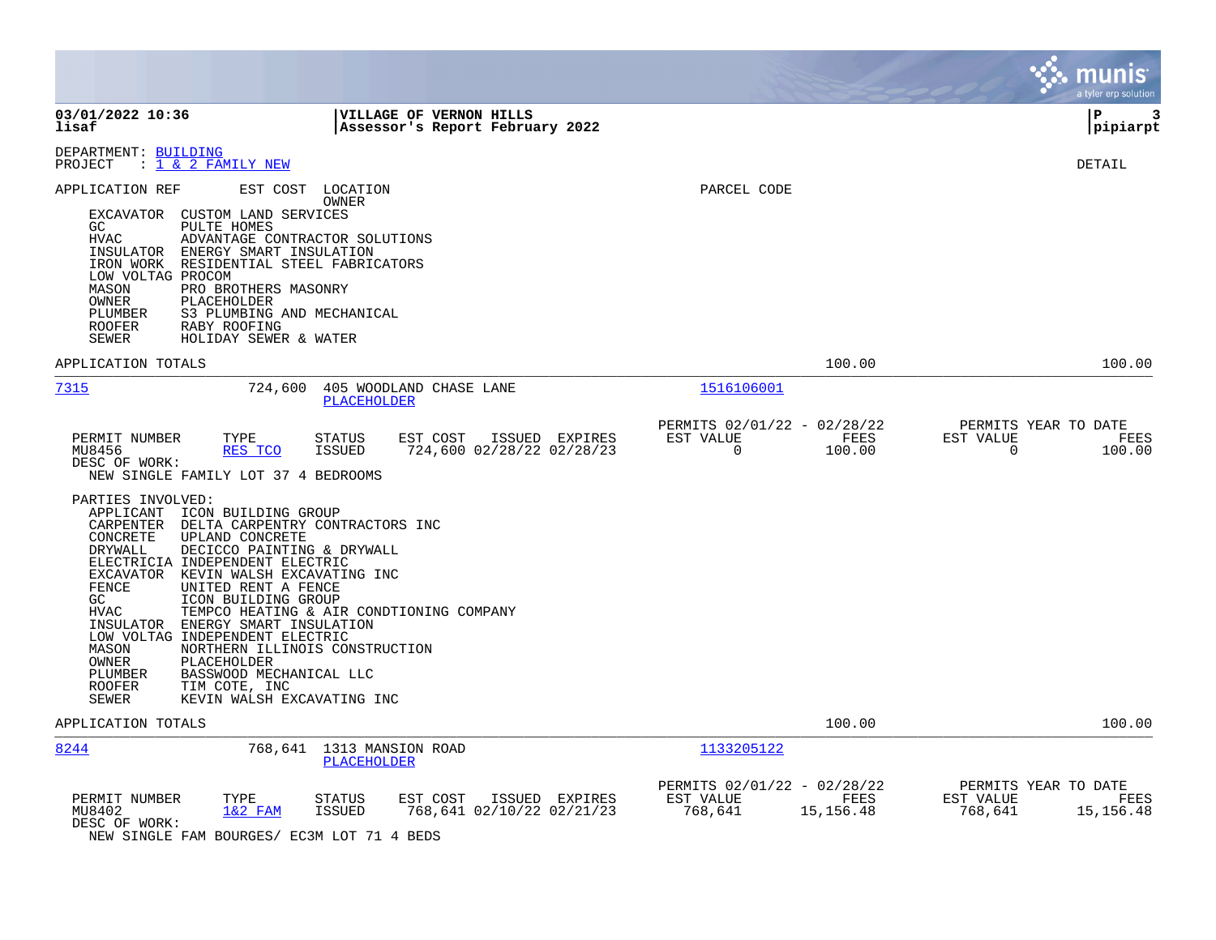03/01/2022 10:36 | VILLAGE OF VERNON HILLS | P 3
lisaf | Assessor's Report February 2022 | pipiarpt

DEPARTMENT: BUILDING
PROJECT : 1 & 2 FAMILY NEW

DETAIL

APPLICATION REF | EST COST | LOCATION / OWNER | PARCEL CODE

- EXCAVATOR CUSTOM LAND SERVICES
- GC PULTE HOMES
- HVAC ADVANTAGE CONTRACTOR SOLUTIONS
- INSULATOR ENERGY SMART INSULATION
- IRON WORK RESIDENTIAL STEEL FABRICATORS
- LOW VOLTAG PROCOM
- MASON PRO BROTHERS MASONRY
- OWNER PLACEHOLDER
- PLUMBER S3 PLUMBING AND MECHANICAL
- ROOFER RABY ROOFING
- SEWER HOLIDAY SEWER & WATER

APPLICATION TOTALS 100.00 100.00

---

**7315** | 724,600 | 405 WOODLAND CHASE LANE / PLACEHOLDER | 1516106001

| PERMIT NUMBER | TYPE | STATUS | EST COST | ISSUED | EXPIRES | PERMITS 02/01/22 - 02/28/22 EST VALUE | FEES | PERMITS YEAR TO DATE EST VALUE | FEES |
|---|---|---|---|---|---|---|---|---|---|
| MU8456 | RES TCO | ISSUED | 724,600 | 02/28/22 | 02/28/23 | 0 | 100.00 | 0 | 100.00 |

DESC OF WORK:
NEW SINGLE FAMILY LOT 37 4 BEDROOMS

PARTIES INVOLVED:
- APPLICANT ICON BUILDING GROUP
- CARPENTER DELTA CARPENTRY CONTRACTORS INC
- CONCRETE UPLAND CONCRETE
- DRYWALL DECICCO PAINTING & DRYWALL
- ELECTRICIA INDEPENDENT ELECTRIC
- EXCAVATOR KEVIN WALSH EXCAVATING INC
- FENCE UNITED RENT A FENCE
- GC ICON BUILDING GROUP
- HVAC TEMPCO HEATING & AIR CONDTIONING COMPANY
- INSULATOR ENERGY SMART INSULATION
- LOW VOLTAG INDEPENDENT ELECTRIC
- MASON NORTHERN ILLINOIS CONSTRUCTION
- OWNER PLACEHOLDER
- PLUMBER BASSWOOD MECHANICAL LLC
- ROOFER TIM COTE, INC
- SEWER KEVIN WALSH EXCAVATING INC

APPLICATION TOTALS 100.00 100.00

---

**8244** | 768,641 | 1313 MANSION ROAD / PLACEHOLDER | 1133205122

| PERMIT NUMBER | TYPE | STATUS | EST COST | ISSUED | EXPIRES | PERMITS 02/01/22 - 02/28/22 EST VALUE | FEES | PERMITS YEAR TO DATE EST VALUE | FEES |
|---|---|---|---|---|---|---|---|---|---|
| MU8402 | 1&2 FAM | ISSUED | 768,641 | 02/10/22 | 02/21/23 | 768,641 | 15,156.48 | 768,641 | 15,156.48 |

DESC OF WORK:
NEW SINGLE FAM BOURGES/ EC3M LOT 71 4 BEDS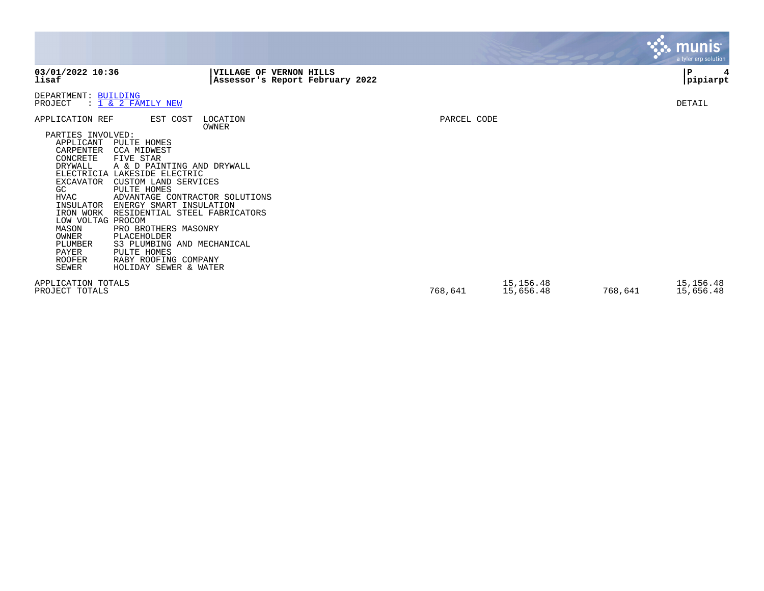**03/01/2022 10:36**
**lisaf**

**VILLAGE OF VERNON HILLS**
**Assessor's Report February 2022**

**P 4**
**pipiarpt**

DEPARTMENT: BUILDING
PROJECT : 1 & 2 FAMILY NEW

DETAIL

| APPLICATION REF | EST COST | LOCATION / OWNER | PARCEL CODE |
|---|---|---|---|

PARTIES INVOLVED:

| Role | Party |
|---|---|
| APPLICANT | PULTE HOMES |
| CARPENTER | CCA MIDWEST |
| CONCRETE | FIVE STAR |
| DRYWALL | A & D PAINTING AND DRYWALL |
| ELECTRICIA | LAKESIDE ELECTRIC |
| EXCAVATOR | CUSTOM LAND SERVICES |
| GC | PULTE HOMES |
| HVAC | ADVANTAGE CONTRACTOR SOLUTIONS |
| INSULATOR | ENERGY SMART INSULATION |
| IRON WORK | RESIDENTIAL STEEL FABRICATORS |
| LOW VOLTAG | PROCOM |
| MASON | PRO BROTHERS MASONRY |
| OWNER | PLACEHOLDER |
| PLUMBER | S3 PLUMBING AND MECHANICAL |
| PAYER | PULTE HOMES |
| ROOFER | RABY ROOFING COMPANY |
| SEWER | HOLIDAY SEWER & WATER |

| | | | | |
|---|---|---|---|---|
| APPLICATION TOTALS | | 15,156.48 | | 15,156.48 |
| PROJECT TOTALS | 768,641 | 15,656.48 | 768,641 | 15,656.48 |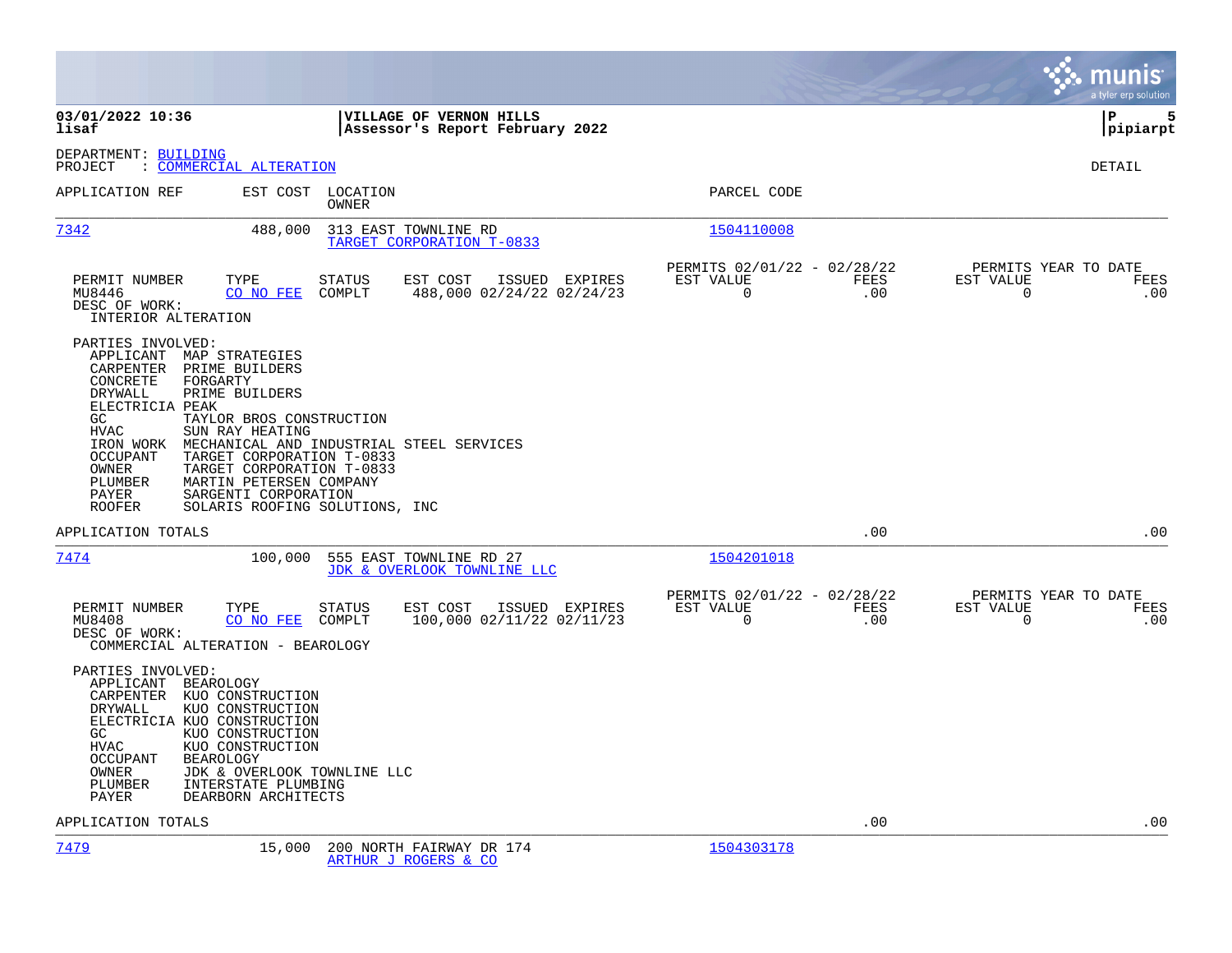03/01/2022 10:36
lisaf

**VILLAGE OF VERNON HILLS**
**Assessor's Report February 2022**

pipiarpt

DEPARTMENT: BUILDING
PROJECT : COMMERCIAL ALTERATION

DETAIL

| APPLICATION REF | EST COST | LOCATION / OWNER | PARCEL CODE |
|---|---|---|---|
| 7342 | 488,000 | 313 EAST TOWNLINE RD / TARGET CORPORATION T-0833 | 1504110008 |

| PERMIT NUMBER | TYPE | STATUS | EST COST | ISSUED | EXPIRES | PERMITS 02/01/22 - 02/28/22 EST VALUE | FEES | PERMITS YEAR TO DATE EST VALUE | FEES |
|---|---|---|---|---|---|---|---|---|---|
| MU8446 | CO NO FEE | COMPLT | 488,000 | 02/24/22 | 02/24/23 | 0 | .00 | 0 | .00 |

DESC OF WORK:
INTERIOR ALTERATION

PARTIES INVOLVED:

| Role | Party |
|---|---|
| APPLICANT | MAP STRATEGIES |
| CARPENTER | PRIME BUILDERS |
| CONCRETE | FORGARTY |
| DRYWALL | PRIME BUILDERS |
| ELECTRICIA | PEAK |
| GC | TAYLOR BROS CONSTRUCTION |
| HVAC | SUN RAY HEATING |
| IRON WORK | MECHANICAL AND INDUSTRIAL STEEL SERVICES |
| OCCUPANT | TARGET CORPORATION T-0833 |
| OWNER | TARGET CORPORATION T-0833 |
| PLUMBER | MARTIN PETERSEN COMPANY |
| PAYER | SARGENTI CORPORATION |
| ROOFER | SOLARIS ROOFING SOLUTIONS, INC |

APPLICATION TOTALS .00 .00

| APPLICATION REF | EST COST | LOCATION / OWNER | PARCEL CODE |
|---|---|---|---|
| 7474 | 100,000 | 555 EAST TOWNLINE RD 27 / JDK & OVERLOOK TOWNLINE LLC | 1504201018 |

| PERMIT NUMBER | TYPE | STATUS | EST COST | ISSUED | EXPIRES | PERMITS 02/01/22 - 02/28/22 EST VALUE | FEES | PERMITS YEAR TO DATE EST VALUE | FEES |
|---|---|---|---|---|---|---|---|---|---|
| MU8408 | CO NO FEE | COMPLT | 100,000 | 02/11/22 | 02/11/23 | 0 | .00 | 0 | .00 |

DESC OF WORK:
COMMERCIAL ALTERATION - BEAROLOGY

PARTIES INVOLVED:

| Role | Party |
|---|---|
| APPLICANT | BEAROLOGY |
| CARPENTER | KUO CONSTRUCTION |
| DRYWALL | KUO CONSTRUCTION |
| ELECTRICIA | KUO CONSTRUCTION |
| GC | KUO CONSTRUCTION |
| HVAC | KUO CONSTRUCTION |
| OCCUPANT | BEAROLOGY |
| OWNER | JDK & OVERLOOK TOWNLINE LLC |
| PLUMBER | INTERSTATE PLUMBING |
| PAYER | DEARBORN ARCHITECTS |

APPLICATION TOTALS .00 .00

| APPLICATION REF | EST COST | LOCATION / OWNER | PARCEL CODE |
|---|---|---|---|
| 7479 | 15,000 | 200 NORTH FAIRWAY DR 174 / ARTHUR J ROGERS & CO | 1504303178 |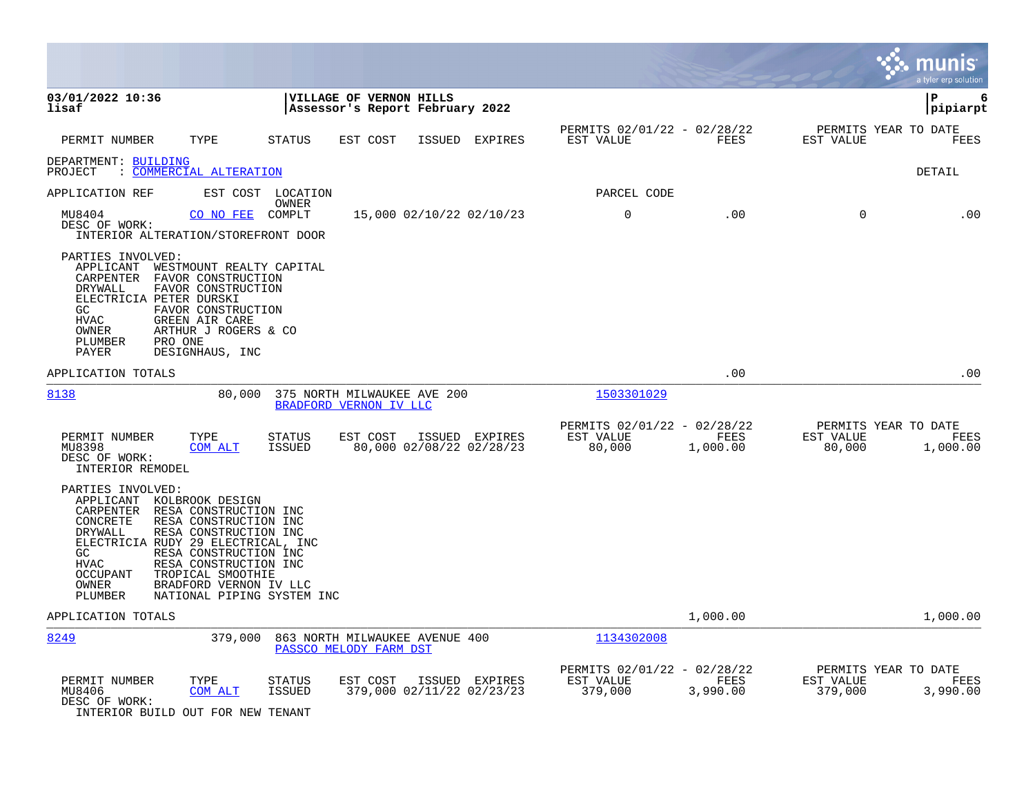**03/01/2022 10:36** | **VILLAGE OF VERNON HILLS** | **P 6**
**lisaf** | **Assessor's Report February 2022** | **pipiarpt**

| PERMIT NUMBER | TYPE | STATUS | EST COST | ISSUED | EXPIRES | PERMITS 02/01/22 - 02/28/22 EST VALUE | FEES | PERMITS YEAR TO DATE EST VALUE | FEES |
|---|---|---|---|---|---|---|---|---|---|

DEPARTMENT: BUILDING
PROJECT : COMMERCIAL ALTERATION — DETAIL

APPLICATION REF | EST COST | LOCATION / OWNER | PARCEL CODE

| PERMIT NUMBER | TYPE | STATUS | EST COST | ISSUED | EXPIRES | EST VALUE | FEES | EST VALUE (YTD) | FEES (YTD) |
|---|---|---|---|---|---|---|---|---|---|
| MU8404 | CO NO FEE | COMPLT | 15,000 | 02/10/22 | 02/10/23 | 0 | .00 | 0 | .00 |

DESC OF WORK:
INTERIOR ALTERATION/STOREFRONT DOOR

PARTIES INVOLVED:

| ROLE | NAME |
|---|---|
| APPLICANT | WESTMOUNT REALTY CAPITAL |
| CARPENTER | FAVOR CONSTRUCTION |
| DRYWALL | FAVOR CONSTRUCTION |
| ELECTRICIA | PETER DURSKI |
| GC | FAVOR CONSTRUCTION |
| HVAC | GREEN AIR CARE |
| OWNER | ARTHUR J ROGERS & CO |
| PLUMBER | PRO ONE |
| PAYER | DESIGNHAUS, INC |

APPLICATION TOTALS: .00 | .00

---

**8138** | 80,000 | 375 NORTH MILWAUKEE AVE 200 / BRADFORD VERNON IV LLC | 1503301029

| PERMIT NUMBER | TYPE | STATUS | EST COST | ISSUED | EXPIRES | PERMITS 02/01/22 - 02/28/22 EST VALUE | FEES | PERMITS YEAR TO DATE EST VALUE | FEES |
|---|---|---|---|---|---|---|---|---|---|
| MU8398 | COM ALT | ISSUED | 80,000 | 02/08/22 | 02/28/23 | 80,000 | 1,000.00 | 80,000 | 1,000.00 |

DESC OF WORK:
INTERIOR REMODEL

PARTIES INVOLVED:

| ROLE | NAME |
|---|---|
| APPLICANT | KOLBROOK DESIGN |
| CARPENTER | RESA CONSTRUCTION INC |
| CONCRETE | RESA CONSTRUCTION INC |
| DRYWALL | RESA CONSTRUCTION INC |
| ELECTRICIA | RUDY 29 ELECTRICAL, INC |
| GC | RESA CONSTRUCTION INC |
| HVAC | RESA CONSTRUCTION INC |
| OCCUPANT | TROPICAL SMOOTHIE |
| OWNER | BRADFORD VERNON IV LLC |
| PLUMBER | NATIONAL PIPING SYSTEM INC |

APPLICATION TOTALS: 1,000.00 | 1,000.00

---

**8249** | 379,000 | 863 NORTH MILWAUKEE AVENUE 400 / PASSCO MELODY FARM DST | 1134302008

| PERMIT NUMBER | TYPE | STATUS | EST COST | ISSUED | EXPIRES | PERMITS 02/01/22 - 02/28/22 EST VALUE | FEES | PERMITS YEAR TO DATE EST VALUE | FEES |
|---|---|---|---|---|---|---|---|---|---|
| MU8406 | COM ALT | ISSUED | 379,000 | 02/11/22 | 02/23/23 | 379,000 | 3,990.00 | 379,000 | 3,990.00 |

DESC OF WORK:
INTERIOR BUILD OUT FOR NEW TENANT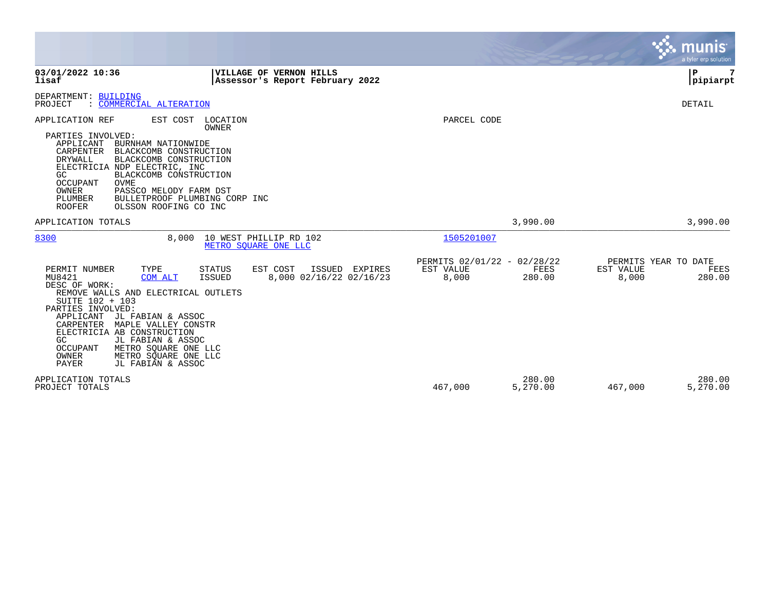**03/01/2022 10:36** | **VILLAGE OF VERNON HILLS** | **P 7**
**lisaf** | **Assessor's Report February 2022** | **pipiarpt**

DEPARTMENT: BUILDING
PROJECT : COMMERCIAL ALTERATION

DETAIL

APPLICATION REF | EST COST | LOCATION / OWNER | PARCEL CODE

PARTIES INVOLVED:
- APPLICANT BURNHAM NATIONWIDE
- CARPENTER BLACKCOMB CONSTRUCTION
- DRYWALL BLACKCOMB CONSTRUCTION
- ELECTRICIA NDP ELECTRIC, INC
- GC BLACKCOMB CONSTRUCTION
- OCCUPANT OVME
- OWNER PASSCO MELODY FARM DST
- PLUMBER BULLETPROOF PLUMBING CORP INC
- ROOFER OLSSON ROOFING CO INC

APPLICATION TOTALS — FEES 3,990.00 — YTD FEES 3,990.00

---

**8300** | 8,000 | 10 WEST PHILLIP RD 102 / METRO SQUARE ONE LLC | 1505201007

| PERMIT NUMBER | TYPE | STATUS | EST COST | ISSUED | EXPIRES | PERMITS 02/01/22 - 02/28/22 EST VALUE | FEES | PERMITS YEAR TO DATE EST VALUE | FEES |
|---|---|---|---|---|---|---|---|---|---|
| MU8421 | COM ALT | ISSUED | 8,000 | 02/16/22 | 02/16/23 | 8,000 | 280.00 | 8,000 | 280.00 |

DESC OF WORK:
REMOVE WALLS AND ELECTRICAL OUTLETS
SUITE 102 + 103

PARTIES INVOLVED:
- APPLICANT JL FABIAN & ASSOC
- CARPENTER MAPLE VALLEY CONSTR
- ELECTRICIA AB CONSTRUCTION
- GC JL FABIAN & ASSOC
- OCCUPANT METRO SQUARE ONE LLC
- OWNER METRO SQUARE ONE LLC
- PAYER JL FABIAN & ASSOC

| | EST VALUE | FEES | YTD EST VALUE | YTD FEES |
|---|---|---|---|---|
| APPLICATION TOTALS | | 280.00 | | 280.00 |
| PROJECT TOTALS | 467,000 | 5,270.00 | 467,000 | 5,270.00 |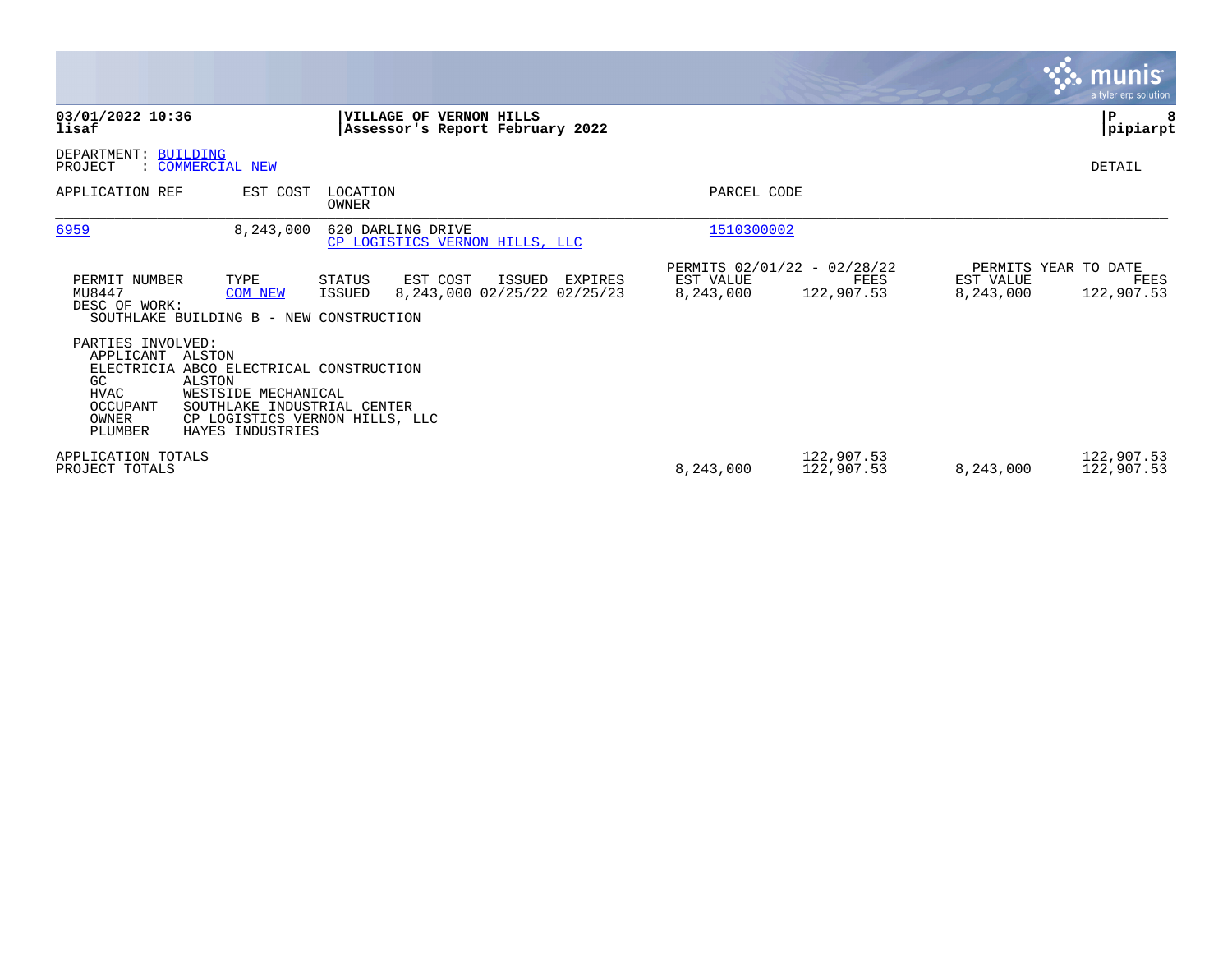**03/01/2022 10:36**
**lisaf**

**VILLAGE OF VERNON HILLS**
**Assessor's Report February 2022**

**pipiarpt**

DEPARTMENT: BUILDING
PROJECT : COMMERCIAL NEW

DETAIL

| APPLICATION REF | EST COST | LOCATION / OWNER | PARCEL CODE |
|---|---|---|---|
| 6959 | 8,243,000 | 620 DARLING DRIVE / CP LOGISTICS VERNON HILLS, LLC | 1510300002 |

| PERMIT NUMBER | TYPE | STATUS | EST COST | ISSUED | EXPIRES | PERMITS 02/01/22 - 02/28/22 EST VALUE | FEES | PERMITS YEAR TO DATE EST VALUE | FEES |
|---|---|---|---|---|---|---|---|---|---|
| MU8447 | COM NEW | ISSUED | 8,243,000 | 02/25/22 | 02/25/23 | 8,243,000 | 122,907.53 | 8,243,000 | 122,907.53 |

DESC OF WORK:
SOUTHLAKE BUILDING B - NEW CONSTRUCTION

PARTIES INVOLVED:

| Role | Name |
|---|---|
| APPLICANT | ALSTON |
| ELECTRICIA | ABCO ELECTRICAL CONSTRUCTION |
| GC | ALSTON |
| HVAC | WESTSIDE MECHANICAL |
| OCCUPANT | SOUTHLAKE INDUSTRIAL CENTER |
| OWNER | CP LOGISTICS VERNON HILLS, LLC |
| PLUMBER | HAYES INDUSTRIES |

| | EST VALUE | FEES | EST VALUE (YTD) | FEES (YTD) |
|---|---|---|---|---|
| APPLICATION TOTALS | | 122,907.53 | | 122,907.53 |
| PROJECT TOTALS | 8,243,000 | 122,907.53 | 8,243,000 | 122,907.53 |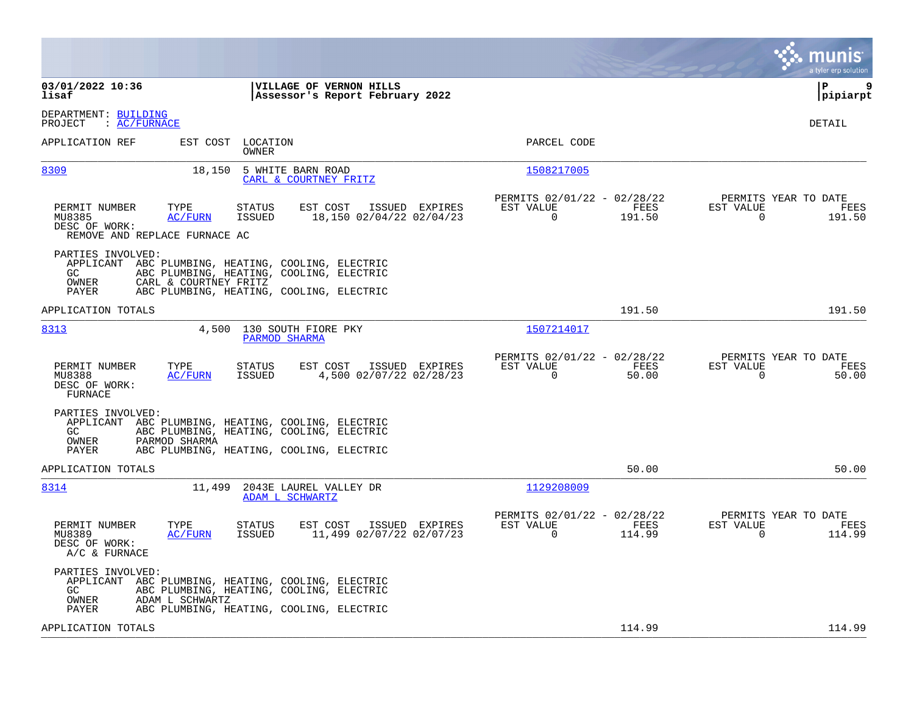**03/01/2022 10:36** | **VILLAGE OF VERNON HILLS**
**lisaf** | **Assessor's Report February 2022** | **pipiarpt**

DEPARTMENT: BUILDING
PROJECT : AC/FURNACE

DETAIL

| APPLICATION REF | EST COST | LOCATION / OWNER | PARCEL CODE |
|---|---|---|---|
| 8309 | 18,150 | 5 WHITE BARN ROAD / CARL & COURTNEY FRITZ | 1508217005 |

| PERMIT NUMBER | TYPE | STATUS | EST COST | ISSUED | EXPIRES | PERMITS 02/01/22 - 02/28/22 EST VALUE | FEES | PERMITS YEAR TO DATE EST VALUE | FEES |
|---|---|---|---|---|---|---|---|---|---|
| MU8385 | AC/FURN | ISSUED | 18,150 | 02/04/22 | 02/04/23 | 0 | 191.50 | 0 | 191.50 |

DESC OF WORK:
REMOVE AND REPLACE FURNACE AC

PARTIES INVOLVED:
- APPLICANT ABC PLUMBING, HEATING, COOLING, ELECTRIC
- GC ABC PLUMBING, HEATING, COOLING, ELECTRIC
- OWNER CARL & COURTNEY FRITZ
- PAYER ABC PLUMBING, HEATING, COOLING, ELECTRIC

APPLICATION TOTALS: 191.50 | 191.50

| APPLICATION REF | EST COST | LOCATION / OWNER | PARCEL CODE |
|---|---|---|---|
| 8313 | 4,500 | 130 SOUTH FIORE PKY / PARMOD SHARMA | 1507214017 |

| PERMIT NUMBER | TYPE | STATUS | EST COST | ISSUED | EXPIRES | PERMITS 02/01/22 - 02/28/22 EST VALUE | FEES | PERMITS YEAR TO DATE EST VALUE | FEES |
|---|---|---|---|---|---|---|---|---|---|
| MU8388 | AC/FURN | ISSUED | 4,500 | 02/07/22 | 02/28/23 | 0 | 50.00 | 0 | 50.00 |

DESC OF WORK:
FURNACE

PARTIES INVOLVED:
- APPLICANT ABC PLUMBING, HEATING, COOLING, ELECTRIC
- GC ABC PLUMBING, HEATING, COOLING, ELECTRIC
- OWNER PARMOD SHARMA
- PAYER ABC PLUMBING, HEATING, COOLING, ELECTRIC

APPLICATION TOTALS: 50.00 | 50.00

| APPLICATION REF | EST COST | LOCATION / OWNER | PARCEL CODE |
|---|---|---|---|
| 8314 | 11,499 | 2043E LAUREL VALLEY DR / ADAM L SCHWARTZ | 1129208009 |

| PERMIT NUMBER | TYPE | STATUS | EST COST | ISSUED | EXPIRES | PERMITS 02/01/22 - 02/28/22 EST VALUE | FEES | PERMITS YEAR TO DATE EST VALUE | FEES |
|---|---|---|---|---|---|---|---|---|---|
| MU8389 | AC/FURN | ISSUED | 11,499 | 02/07/22 | 02/07/23 | 0 | 114.99 | 0 | 114.99 |

DESC OF WORK:
A/C & FURNACE

PARTIES INVOLVED:
- APPLICANT ABC PLUMBING, HEATING, COOLING, ELECTRIC
- GC ABC PLUMBING, HEATING, COOLING, ELECTRIC
- OWNER ADAM L SCHWARTZ
- PAYER ABC PLUMBING, HEATING, COOLING, ELECTRIC

APPLICATION TOTALS: 114.99 | 114.99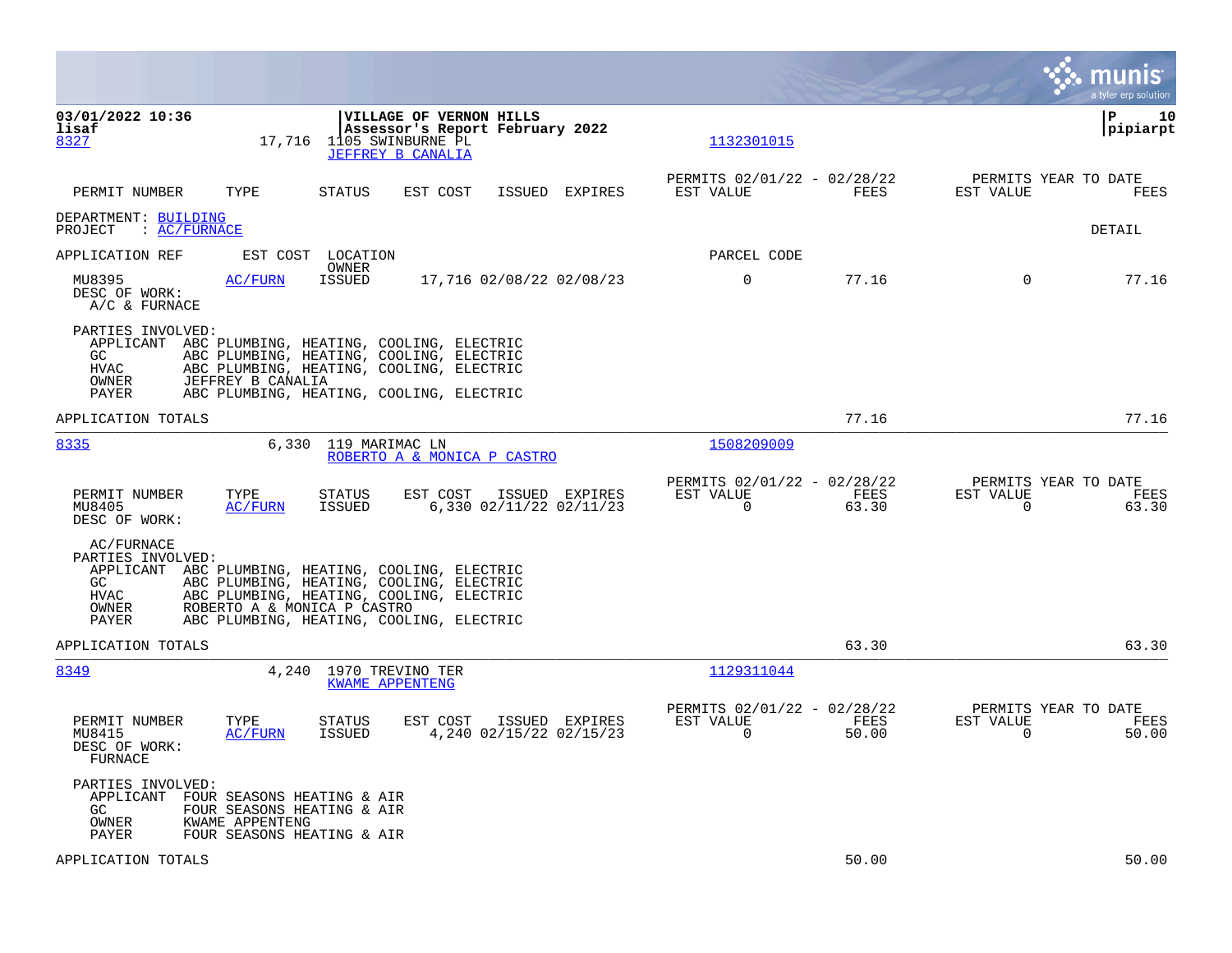03/01/2022 10:36 | VILLAGE OF VERNON HILLS | P 10
lisaf | Assessor's Report February 2022 | pipiarpt

8327 — 17,716 — 1105 SWINBURNE PL — JEFFREY B CANALIA — 1132301015

| PERMIT NUMBER | TYPE | STATUS | EST COST | ISSUED | EXPIRES | PERMITS 02/01/22 - 02/28/22 EST VALUE | FEES | PERMITS YEAR TO DATE EST VALUE | FEES |
|---|---|---|---|---|---|---|---|---|---|

DEPARTMENT: BUILDING
PROJECT : AC/FURNACE

DETAIL

| APPLICATION REF | EST COST | LOCATION / OWNER | | | | PARCEL CODE | | | |
|---|---|---|---|---|---|---|---|---|---|
| MU8395 | AC/FURN | ISSUED | 17,716 | 02/08/22 | 02/08/23 | 0 | 77.16 | 0 | 77.16 |

DESC OF WORK:
A/C & FURNACE

PARTIES INVOLVED:
- APPLICANT ABC PLUMBING, HEATING, COOLING, ELECTRIC
- GC ABC PLUMBING, HEATING, COOLING, ELECTRIC
- HVAC ABC PLUMBING, HEATING, COOLING, ELECTRIC
- OWNER JEFFREY B CANALIA
- PAYER ABC PLUMBING, HEATING, COOLING, ELECTRIC

APPLICATION TOTALS — 77.16 — 77.16

---

8335 — 6,330 — 119 MARIMAC LN — ROBERTO A & MONICA P CASTRO — 1508209009

| PERMIT NUMBER | TYPE | STATUS | EST COST | ISSUED | EXPIRES | PERMITS 02/01/22 - 02/28/22 EST VALUE | FEES | PERMITS YEAR TO DATE EST VALUE | FEES |
|---|---|---|---|---|---|---|---|---|---|
| MU8405 | AC/FURN | ISSUED | 6,330 | 02/11/22 | 02/11/23 | 0 | 63.30 | 0 | 63.30 |

DESC OF WORK:
AC/FURNACE

PARTIES INVOLVED:
- APPLICANT ABC PLUMBING, HEATING, COOLING, ELECTRIC
- GC ABC PLUMBING, HEATING, COOLING, ELECTRIC
- HVAC ABC PLUMBING, HEATING, COOLING, ELECTRIC
- OWNER ROBERTO A & MONICA P CASTRO
- PAYER ABC PLUMBING, HEATING, COOLING, ELECTRIC

APPLICATION TOTALS — 63.30 — 63.30

---

8349 — 4,240 — 1970 TREVINO TER — KWAME APPENTENG — 1129311044

| PERMIT NUMBER | TYPE | STATUS | EST COST | ISSUED | EXPIRES | PERMITS 02/01/22 - 02/28/22 EST VALUE | FEES | PERMITS YEAR TO DATE EST VALUE | FEES |
|---|---|---|---|---|---|---|---|---|---|
| MU8415 | AC/FURN | ISSUED | 4,240 | 02/15/22 | 02/15/23 | 0 | 50.00 | 0 | 50.00 |

DESC OF WORK:
FURNACE

PARTIES INVOLVED:
- APPLICANT FOUR SEASONS HEATING & AIR
- GC FOUR SEASONS HEATING & AIR
- OWNER KWAME APPENTENG
- PAYER FOUR SEASONS HEATING & AIR

APPLICATION TOTALS — 50.00 — 50.00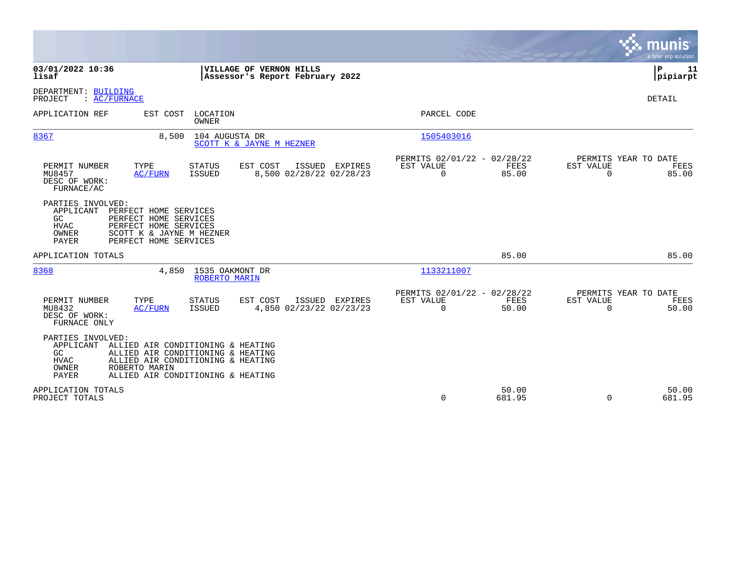**VILLAGE OF VERNON HILLS**
**Assessor's Report February 2022**

03/01/2022 10:36
lisaf

pipiarpt

DEPARTMENT: BUILDING
PROJECT : AC/FURNACE

DETAIL

| APPLICATION REF | EST COST | LOCATION / OWNER | PARCEL CODE |
|---|---|---|---|
| 8367 | 8,500 | 104 AUGUSTA DR / SCOTT K & JAYNE M HEZNER | 1505403016 |

| PERMIT NUMBER | TYPE | STATUS | EST COST | ISSUED | EXPIRES | PERMITS 02/01/22 - 02/28/22 EST VALUE | FEES | PERMITS YEAR TO DATE EST VALUE | FEES |
|---|---|---|---|---|---|---|---|---|---|
| MU8457 | AC/FURN | ISSUED | 8,500 | 02/28/22 | 02/28/23 | 0 | 85.00 | 0 | 85.00 |

DESC OF WORK:
FURNACE/AC

PARTIES INVOLVED:
- APPLICANT PERFECT HOME SERVICES
- GC PERFECT HOME SERVICES
- HVAC PERFECT HOME SERVICES
- OWNER SCOTT K & JAYNE M HEZNER
- PAYER PERFECT HOME SERVICES

APPLICATION TOTALS — 85.00 — 85.00

| APPLICATION REF | EST COST | LOCATION / OWNER | PARCEL CODE |
|---|---|---|---|
| 8368 | 4,850 | 1535 OAKMONT DR / ROBERTO MARIN | 1133211007 |

| PERMIT NUMBER | TYPE | STATUS | EST COST | ISSUED | EXPIRES | PERMITS 02/01/22 - 02/28/22 EST VALUE | FEES | PERMITS YEAR TO DATE EST VALUE | FEES |
|---|---|---|---|---|---|---|---|---|---|
| MU8432 | AC/FURN | ISSUED | 4,850 | 02/23/22 | 02/23/23 | 0 | 50.00 | 0 | 50.00 |

DESC OF WORK:
FURNACE ONLY

PARTIES INVOLVED:
- APPLICANT ALLIED AIR CONDITIONING & HEATING
- GC ALLIED AIR CONDITIONING & HEATING
- HVAC ALLIED AIR CONDITIONING & HEATING
- OWNER ROBERTO MARIN
- PAYER ALLIED AIR CONDITIONING & HEATING

| | EST VALUE | FEES | YTD EST VALUE | YTD FEES |
|---|---|---|---|---|
| APPLICATION TOTALS | | 50.00 | | 50.00 |
| PROJECT TOTALS | 0 | 681.95 | 0 | 681.95 |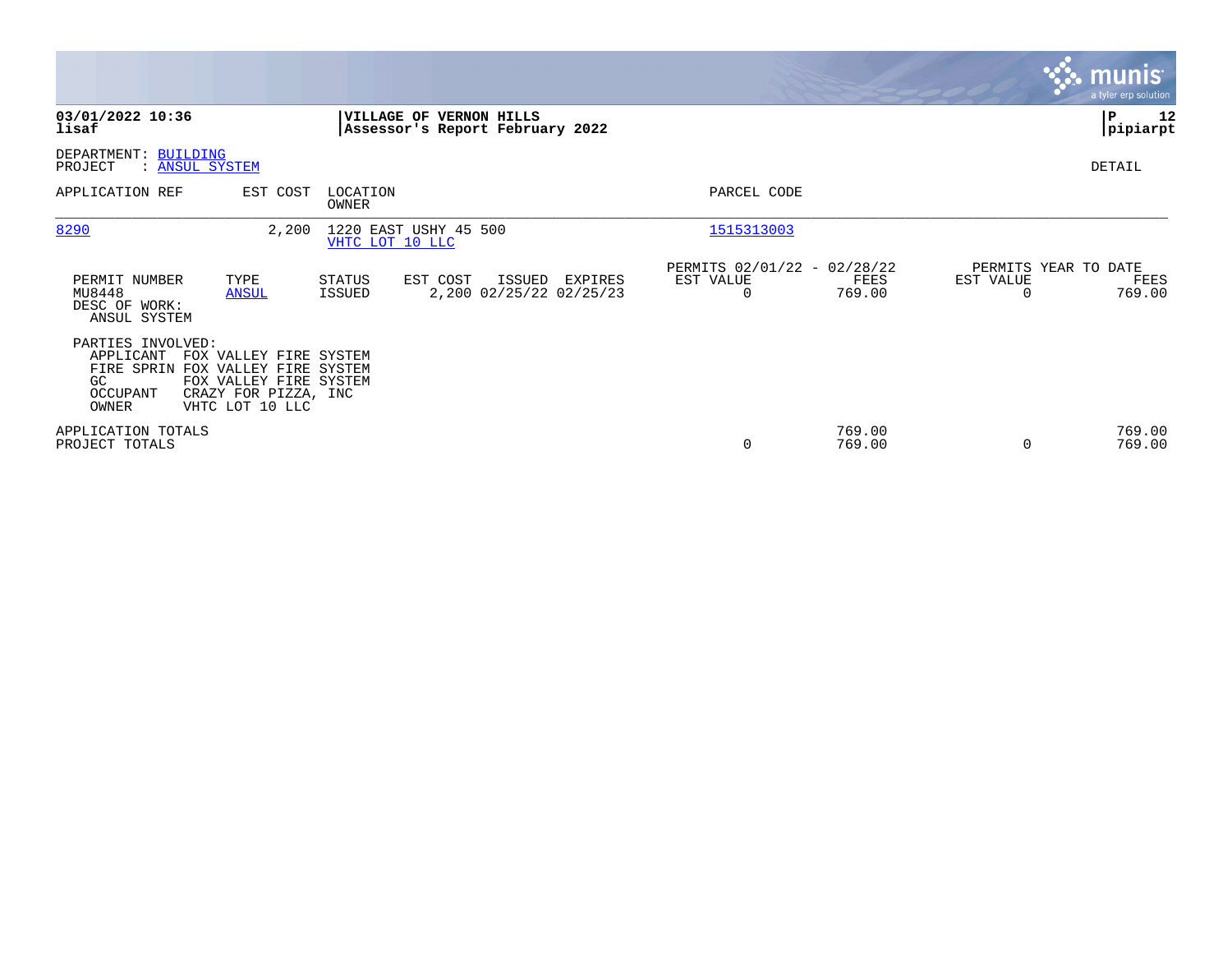**03/01/2022 10:36**
**lisaf**

**VILLAGE OF VERNON HILLS**
**Assessor's Report February 2022**

DEPARTMENT: BUILDING
PROJECT : ANSUL SYSTEM

DETAIL

| APPLICATION REF | EST COST | LOCATION / OWNER | PARCEL CODE |
|---|---|---|---|
| 8290 | 2,200 | 1220 EAST USHY 45 500 / VHTC LOT 10 LLC | 1515313003 |

| PERMIT NUMBER | TYPE | STATUS | EST COST | ISSUED | EXPIRES | PERMITS 02/01/22 - 02/28/22 EST VALUE | FEES | PERMITS YEAR TO DATE EST VALUE | FEES |
|---|---|---|---|---|---|---|---|---|---|
| MU8448 | ANSUL | ISSUED | 2,200 | 02/25/22 | 02/25/23 | 0 | 769.00 | 0 | 769.00 |

DESC OF WORK:
ANSUL SYSTEM

PARTIES INVOLVED:

| Role | Name |
|---|---|
| APPLICANT | FOX VALLEY FIRE SYSTEM |
| FIRE SPRIN | FOX VALLEY FIRE SYSTEM |
| GC | FOX VALLEY FIRE SYSTEM |
| OCCUPANT | CRAZY FOR PIZZA, INC |
| OWNER | VHTC LOT 10 LLC |

| | PERMITS EST VALUE | FEES | YEAR TO DATE EST VALUE | FEES |
|---|---|---|---|---|
| APPLICATION TOTALS | | 769.00 | | 769.00 |
| PROJECT TOTALS | 0 | 769.00 | 0 | 769.00 |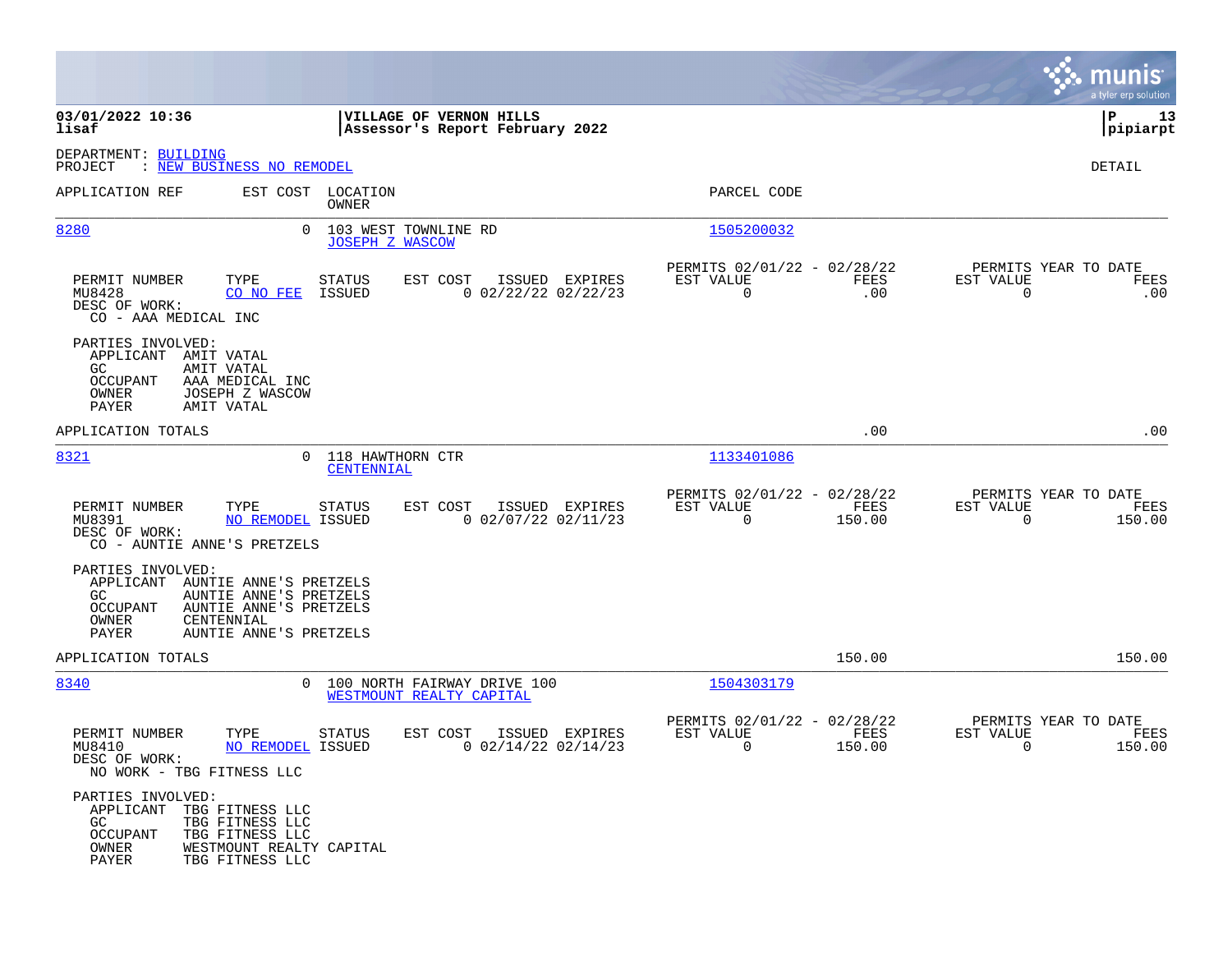**VILLAGE OF VERNON HILLS**
**Assessor's Report February 2022**

**03/01/2022 10:36**
**lisaf**

**P 13**
**pipiarpt**

DEPARTMENT: BUILDING
PROJECT : NEW BUSINESS NO REMODEL

DETAIL

| APPLICATION REF | EST COST | LOCATION / OWNER | PARCEL CODE |
|---|---|---|---|
| 8280 | 0 | 103 WEST TOWNLINE RD / JOSEPH Z WASCOW | 1505200032 |

| PERMIT NUMBER | TYPE | STATUS | EST COST | ISSUED | EXPIRES | PERMITS 02/01/22 - 02/28/22 EST VALUE | FEES | PERMITS YEAR TO DATE EST VALUE | FEES |
|---|---|---|---|---|---|---|---|---|---|
| MU8428 | CO NO FEE | ISSUED | 0 | 02/22/22 | 02/22/23 | 0 | .00 | 0 | .00 |

DESC OF WORK:
CO - AAA MEDICAL INC

PARTIES INVOLVED:
APPLICANT AMIT VATAL
GC AMIT VATAL
OCCUPANT AAA MEDICAL INC
OWNER JOSEPH Z WASCOW
PAYER AMIT VATAL

APPLICATION TOTALS .00 .00

| APPLICATION REF | EST COST | LOCATION / OWNER | PARCEL CODE |
|---|---|---|---|
| 8321 | 0 | 118 HAWTHORN CTR / CENTENNIAL | 1133401086 |

| PERMIT NUMBER | TYPE | STATUS | EST COST | ISSUED | EXPIRES | PERMITS 02/01/22 - 02/28/22 EST VALUE | FEES | PERMITS YEAR TO DATE EST VALUE | FEES |
|---|---|---|---|---|---|---|---|---|---|
| MU8391 | NO REMODEL | ISSUED | 0 | 02/07/22 | 02/11/23 | 0 | 150.00 | 0 | 150.00 |

DESC OF WORK:
CO - AUNTIE ANNE'S PRETZELS

PARTIES INVOLVED:
APPLICANT AUNTIE ANNE'S PRETZELS
GC AUNTIE ANNE'S PRETZELS
OCCUPANT AUNTIE ANNE'S PRETZELS
OWNER CENTENNIAL
PAYER AUNTIE ANNE'S PRETZELS

APPLICATION TOTALS 150.00 150.00

| APPLICATION REF | EST COST | LOCATION / OWNER | PARCEL CODE |
|---|---|---|---|
| 8340 | 0 | 100 NORTH FAIRWAY DRIVE 100 / WESTMOUNT REALTY CAPITAL | 1504303179 |

| PERMIT NUMBER | TYPE | STATUS | EST COST | ISSUED | EXPIRES | PERMITS 02/01/22 - 02/28/22 EST VALUE | FEES | PERMITS YEAR TO DATE EST VALUE | FEES |
|---|---|---|---|---|---|---|---|---|---|
| MU8410 | NO REMODEL | ISSUED | 0 | 02/14/22 | 02/14/23 | 0 | 150.00 | 0 | 150.00 |

DESC OF WORK:
NO WORK - TBG FITNESS LLC

PARTIES INVOLVED:
APPLICANT TBG FITNESS LLC
GC TBG FITNESS LLC
OCCUPANT TBG FITNESS LLC
OWNER WESTMOUNT REALTY CAPITAL
PAYER TBG FITNESS LLC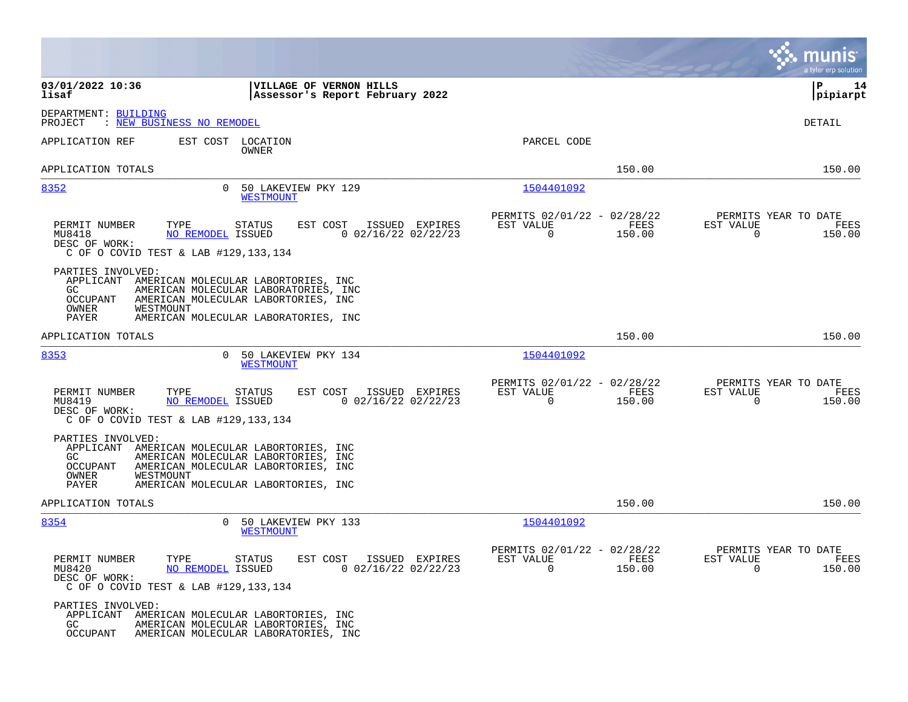**VILLAGE OF VERNON HILLS**
**Assessor's Report February 2022**

03/01/2022 10:36
lisaf

P 14
pipiarpt

DEPARTMENT: BUILDING
PROJECT : NEW BUSINESS NO REMODEL

DETAIL

| APPLICATION REF | EST COST | LOCATION / OWNER | PARCEL CODE | | |
|---|---|---|---|---|---|
| APPLICATION TOTALS | | | | 150.00 | 150.00 |

**8352** | 0 | 50 LAKEVIEW PKY 129 | WESTMOUNT | 1504401092

| PERMIT NUMBER | TYPE | STATUS | EST COST | ISSUED | EXPIRES | PERMITS 02/01/22 - 02/28/22 EST VALUE | FEES | PERMITS YEAR TO DATE EST VALUE | FEES |
|---|---|---|---|---|---|---|---|---|---|
| MU8418 | NO REMODEL | ISSUED | 0 | 02/16/22 | 02/22/23 | 0 | 150.00 | 0 | 150.00 |

DESC OF WORK:
C OF O COVID TEST & LAB #129,133,134

PARTIES INVOLVED:
- APPLICANT AMERICAN MOLECULAR LABORTORIES, INC
- GC AMERICAN MOLECULAR LABORATORIES, INC
- OCCUPANT AMERICAN MOLECULAR LABORTORIES, INC
- OWNER WESTMOUNT
- PAYER AMERICAN MOLECULAR LABORATORIES, INC

APPLICATION TOTALS 150.00 150.00

**8353** | 0 | 50 LAKEVIEW PKY 134 | WESTMOUNT | 1504401092

| PERMIT NUMBER | TYPE | STATUS | EST COST | ISSUED | EXPIRES | PERMITS 02/01/22 - 02/28/22 EST VALUE | FEES | PERMITS YEAR TO DATE EST VALUE | FEES |
|---|---|---|---|---|---|---|---|---|---|
| MU8419 | NO REMODEL | ISSUED | 0 | 02/16/22 | 02/22/23 | 0 | 150.00 | 0 | 150.00 |

DESC OF WORK:
C OF O COVID TEST & LAB #129,133,134

PARTIES INVOLVED:
- APPLICANT AMERICAN MOLECULAR LABORTORIES, INC
- GC AMERICAN MOLECULAR LABORTORIES, INC
- OCCUPANT AMERICAN MOLECULAR LABORTORIES, INC
- OWNER WESTMOUNT
- PAYER AMERICAN MOLECULAR LABORTORIES, INC

APPLICATION TOTALS 150.00 150.00

**8354** | 0 | 50 LAKEVIEW PKY 133 | WESTMOUNT | 1504401092

| PERMIT NUMBER | TYPE | STATUS | EST COST | ISSUED | EXPIRES | PERMITS 02/01/22 - 02/28/22 EST VALUE | FEES | PERMITS YEAR TO DATE EST VALUE | FEES |
|---|---|---|---|---|---|---|---|---|---|
| MU8420 | NO REMODEL | ISSUED | 0 | 02/16/22 | 02/22/23 | 0 | 150.00 | 0 | 150.00 |

DESC OF WORK:
C OF O COVID TEST & LAB #129,133,134

PARTIES INVOLVED:
- APPLICANT AMERICAN MOLECULAR LABORTORIES, INC
- GC AMERICAN MOLECULAR LABORTORIES, INC
- OCCUPANT AMERICAN MOLECULAR LABORATORIES, INC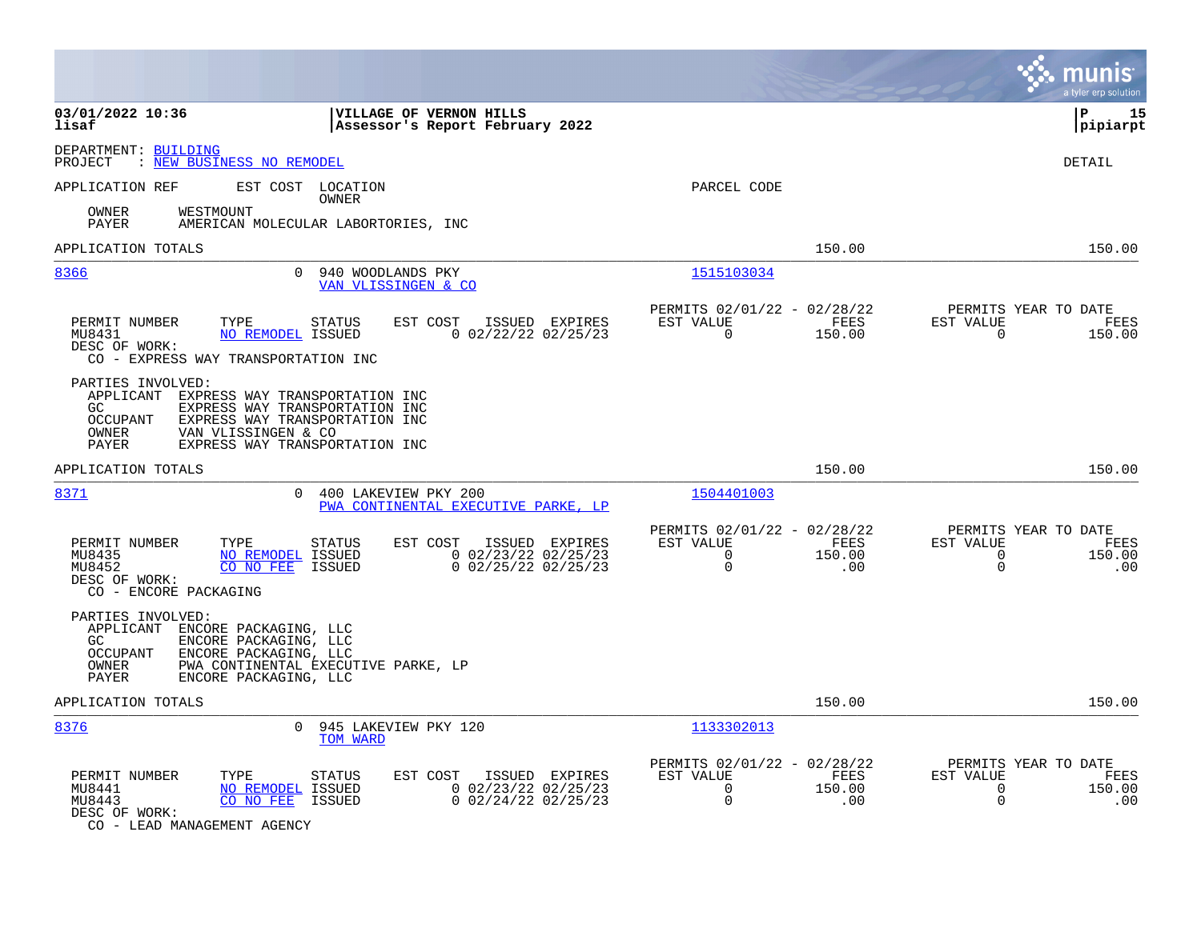**03/01/2022 10:36** | **VILLAGE OF VERNON HILLS** | **P 15**
**lisaf** | **Assessor's Report February 2022** | **pipiarpt**

DEPARTMENT: BUILDING
PROJECT : NEW BUSINESS NO REMODEL

DETAIL

APPLICATION REF    EST COST    LOCATION / OWNER    PARCEL CODE

OWNER    WESTMOUNT
PAYER    AMERICAN MOLECULAR LABORTORIES, INC

APPLICATION TOTALS    150.00    150.00

---

**8366**    0    940 WOODLANDS PKY    1515103034
VAN VLISSINGEN & CO

| PERMIT NUMBER | TYPE | STATUS | EST COST | ISSUED | EXPIRES | PERMITS 02/01/22 - 02/28/22 EST VALUE | FEES | PERMITS YEAR TO DATE EST VALUE | FEES |
|---|---|---|---|---|---|---|---|---|---|
| MU8431 | NO REMODEL | ISSUED | 0 | 02/22/22 | 02/25/23 | 0 | 150.00 | 0 | 150.00 |

DESC OF WORK:
CO - EXPRESS WAY TRANSPORTATION INC

PARTIES INVOLVED:
APPLICANT    EXPRESS WAY TRANSPORTATION INC
GC    EXPRESS WAY TRANSPORTATION INC
OCCUPANT    EXPRESS WAY TRANSPORTATION INC
OWNER    VAN VLISSINGEN & CO
PAYER    EXPRESS WAY TRANSPORTATION INC

APPLICATION TOTALS    150.00    150.00

---

**8371**    0    400 LAKEVIEW PKY 200    1504401003
PWA CONTINENTAL EXECUTIVE PARKE, LP

| PERMIT NUMBER | TYPE | STATUS | EST COST | ISSUED | EXPIRES | PERMITS 02/01/22 - 02/28/22 EST VALUE | FEES | PERMITS YEAR TO DATE EST VALUE | FEES |
|---|---|---|---|---|---|---|---|---|---|
| MU8435 | NO REMODEL | ISSUED | 0 | 02/23/22 | 02/25/23 | 0 | 150.00 | 0 | 150.00 |
| MU8452 | CO NO FEE | ISSUED | 0 | 02/25/22 | 02/25/23 | 0 | .00 | 0 | .00 |

DESC OF WORK:
CO - ENCORE PACKAGING

PARTIES INVOLVED:
APPLICANT    ENCORE PACKAGING, LLC
GC    ENCORE PACKAGING, LLC
OCCUPANT    ENCORE PACKAGING, LLC
OWNER    PWA CONTINENTAL EXECUTIVE PARKE, LP
PAYER    ENCORE PACKAGING, LLC

APPLICATION TOTALS    150.00    150.00

---

**8376**    0    945 LAKEVIEW PKY 120    1133302013
TOM WARD

| PERMIT NUMBER | TYPE | STATUS | EST COST | ISSUED | EXPIRES | PERMITS 02/01/22 - 02/28/22 EST VALUE | FEES | PERMITS YEAR TO DATE EST VALUE | FEES |
|---|---|---|---|---|---|---|---|---|---|
| MU8441 | NO REMODEL | ISSUED | 0 | 02/23/22 | 02/25/23 | 0 | 150.00 | 0 | 150.00 |
| MU8443 | CO NO FEE | ISSUED | 0 | 02/24/22 | 02/25/23 | 0 | .00 | 0 | .00 |

DESC OF WORK:
CO - LEAD MANAGEMENT AGENCY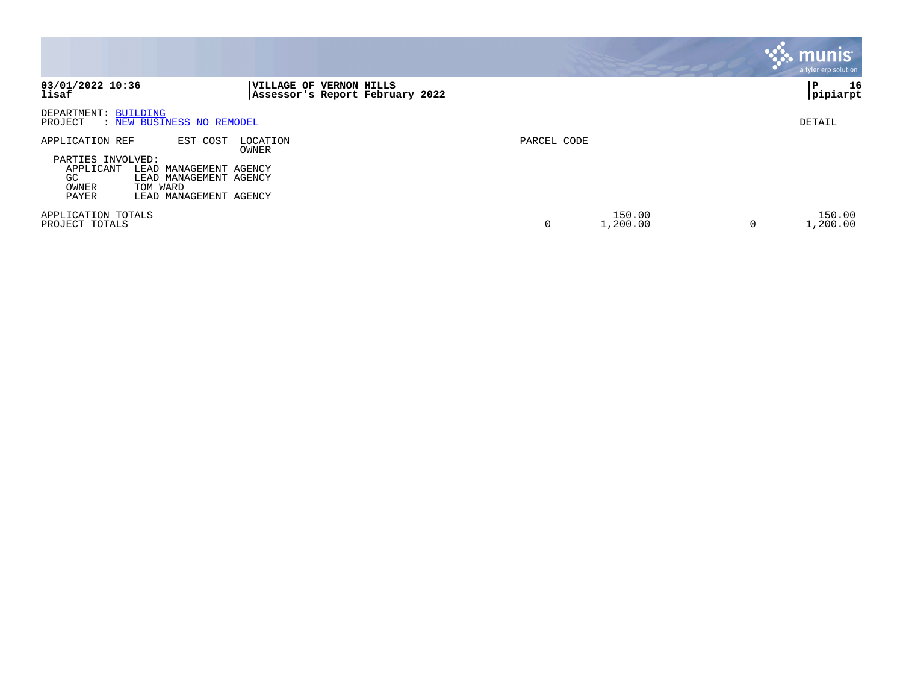**03/01/2022 10:36** **VILLAGE OF VERNON HILLS**
**lisaf** **Assessor's Report February 2022**

DEPARTMENT: BUILDING
PROJECT : NEW BUSINESS NO REMODEL

DETAIL

| APPLICATION REF | EST COST | LOCATION / OWNER | PARCEL CODE | | | | |
|---|---|---|---|---|---|---|---|

PARTIES INVOLVED:

| | |
|---|---|
| APPLICANT | LEAD MANAGEMENT AGENCY |
| GC | LEAD MANAGEMENT AGENCY |
| OWNER | TOM WARD |
| PAYER | LEAD MANAGEMENT AGENCY |

| | | | | |
|---|---|---|---|---|
| APPLICATION TOTALS | | 150.00 | | 150.00 |
| PROJECT TOTALS | 0 | 1,200.00 | 0 | 1,200.00 |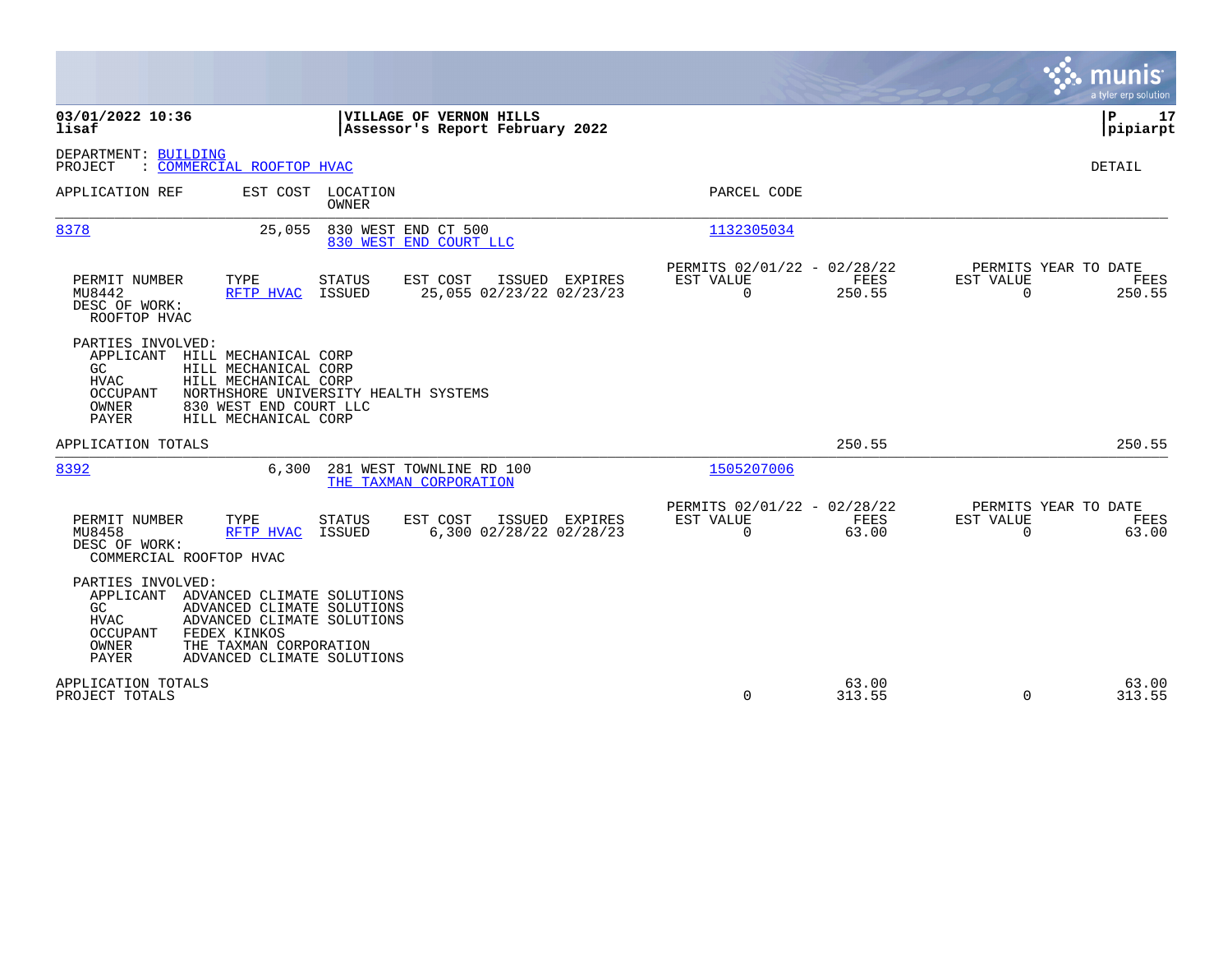**VILLAGE OF VERNON HILLS**
**Assessor's Report February 2022**

03/01/2022 10:36
lisaf

P 17
pipiarpt

DEPARTMENT: BUILDING
PROJECT : COMMERCIAL ROOFTOP HVAC

DETAIL

| APPLICATION REF | EST COST | LOCATION / OWNER | PARCEL CODE |
|---|---|---|---|
| 8378 | 25,055 | 830 WEST END CT 500 / 830 WEST END COURT LLC | 1132305034 |

| PERMIT NUMBER | TYPE | STATUS | EST COST | ISSUED | EXPIRES | PERMITS 02/01/22 - 02/28/22 EST VALUE | FEES | PERMITS YEAR TO DATE EST VALUE | FEES |
|---|---|---|---|---|---|---|---|---|---|
| MU8442 | RFTP HVAC | ISSUED | 25,055 | 02/23/22 | 02/23/23 | 0 | 250.55 | 0 | 250.55 |

DESC OF WORK:
ROOFTOP HVAC

PARTIES INVOLVED:
- APPLICANT HILL MECHANICAL CORP
- GC HILL MECHANICAL CORP
- HVAC HILL MECHANICAL CORP
- OCCUPANT NORTHSHORE UNIVERSITY HEALTH SYSTEMS
- OWNER 830 WEST END COURT LLC
- PAYER HILL MECHANICAL CORP

APPLICATION TOTALS — 250.55 — 250.55

| APPLICATION REF | EST COST | LOCATION / OWNER | PARCEL CODE |
|---|---|---|---|
| 8392 | 6,300 | 281 WEST TOWNLINE RD 100 / THE TAXMAN CORPORATION | 1505207006 |

| PERMIT NUMBER | TYPE | STATUS | EST COST | ISSUED | EXPIRES | PERMITS 02/01/22 - 02/28/22 EST VALUE | FEES | PERMITS YEAR TO DATE EST VALUE | FEES |
|---|---|---|---|---|---|---|---|---|---|
| MU8458 | RFTP HVAC | ISSUED | 6,300 | 02/28/22 | 02/28/23 | 0 | 63.00 | 0 | 63.00 |

DESC OF WORK:
COMMERCIAL ROOFTOP HVAC

PARTIES INVOLVED:
- APPLICANT ADVANCED CLIMATE SOLUTIONS
- GC ADVANCED CLIMATE SOLUTIONS
- HVAC ADVANCED CLIMATE SOLUTIONS
- OCCUPANT FEDEX KINKOS
- OWNER THE TAXMAN CORPORATION
- PAYER ADVANCED CLIMATE SOLUTIONS

| | EST VALUE | FEES | YTD EST VALUE | YTD FEES |
|---|---|---|---|---|
| APPLICATION TOTALS | | 63.00 | | 63.00 |
| PROJECT TOTALS | 0 | 313.55 | 0 | 313.55 |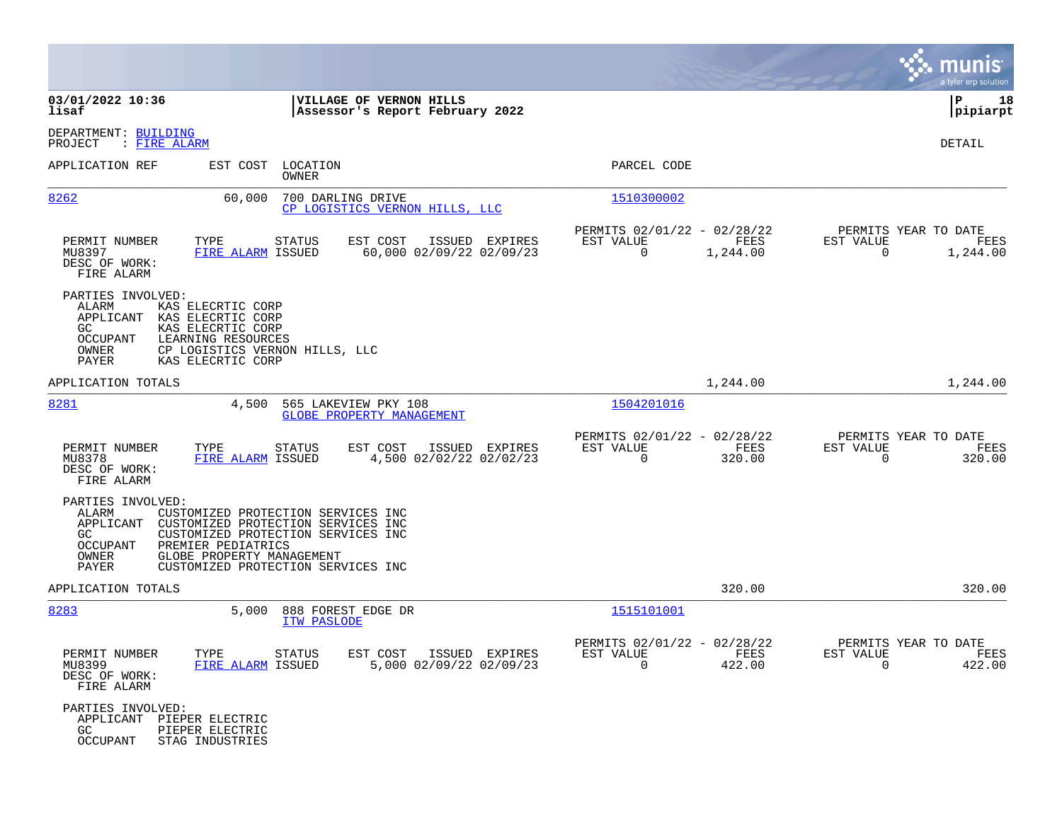**03/01/2022 10:36**
**lisaf**

**VILLAGE OF VERNON HILLS**
**Assessor's Report February 2022**

**P 18**
**pipiarpt**

DEPARTMENT: BUILDING
PROJECT : FIRE ALARM

DETAIL

| APPLICATION REF | EST COST | LOCATION / OWNER | PARCEL CODE |
|---|---|---|---|
| 8262 | 60,000 | 700 DARLING DRIVE / CP LOGISTICS VERNON HILLS, LLC | 1510300002 |

| PERMIT NUMBER | TYPE | STATUS | EST COST | ISSUED | EXPIRES | PERMITS 02/01/22 - 02/28/22 EST VALUE | FEES | PERMITS YEAR TO DATE EST VALUE | FEES |
|---|---|---|---|---|---|---|---|---|---|
| MU8397 | FIRE ALARM | ISSUED | 60,000 | 02/09/22 | 02/09/23 | 0 | 1,244.00 | 0 | 1,244.00 |

DESC OF WORK:
FIRE ALARM

PARTIES INVOLVED:
- ALARM KAS ELECRTIC CORP
- APPLICANT KAS ELECRTIC CORP
- GC KAS ELECRTIC CORP
- OCCUPANT LEARNING RESOURCES
- OWNER CP LOGISTICS VERNON HILLS, LLC
- PAYER KAS ELECRTIC CORP

APPLICATION TOTALS 1,244.00 1,244.00

| APPLICATION REF | EST COST | LOCATION / OWNER | PARCEL CODE |
|---|---|---|---|
| 8281 | 4,500 | 565 LAKEVIEW PKY 108 / GLOBE PROPERTY MANAGEMENT | 1504201016 |

| PERMIT NUMBER | TYPE | STATUS | EST COST | ISSUED | EXPIRES | PERMITS 02/01/22 - 02/28/22 EST VALUE | FEES | PERMITS YEAR TO DATE EST VALUE | FEES |
|---|---|---|---|---|---|---|---|---|---|
| MU8378 | FIRE ALARM | ISSUED | 4,500 | 02/02/22 | 02/02/23 | 0 | 320.00 | 0 | 320.00 |

DESC OF WORK:
FIRE ALARM

PARTIES INVOLVED:
- ALARM CUSTOMIZED PROTECTION SERVICES INC
- APPLICANT CUSTOMIZED PROTECTION SERVICES INC
- GC CUSTOMIZED PROTECTION SERVICES INC
- OCCUPANT PREMIER PEDIATRICS
- OWNER GLOBE PROPERTY MANAGEMENT
- PAYER CUSTOMIZED PROTECTION SERVICES INC

APPLICATION TOTALS 320.00 320.00

| APPLICATION REF | EST COST | LOCATION / OWNER | PARCEL CODE |
|---|---|---|---|
| 8283 | 5,000 | 888 FOREST EDGE DR / ITW PASLODE | 1515101001 |

| PERMIT NUMBER | TYPE | STATUS | EST COST | ISSUED | EXPIRES | PERMITS 02/01/22 - 02/28/22 EST VALUE | FEES | PERMITS YEAR TO DATE EST VALUE | FEES |
|---|---|---|---|---|---|---|---|---|---|
| MU8399 | FIRE ALARM | ISSUED | 5,000 | 02/09/22 | 02/09/23 | 0 | 422.00 | 0 | 422.00 |

DESC OF WORK:
FIRE ALARM

PARTIES INVOLVED:
- APPLICANT PIEPER ELECTRIC
- GC PIEPER ELECTRIC
- OCCUPANT STAG INDUSTRIES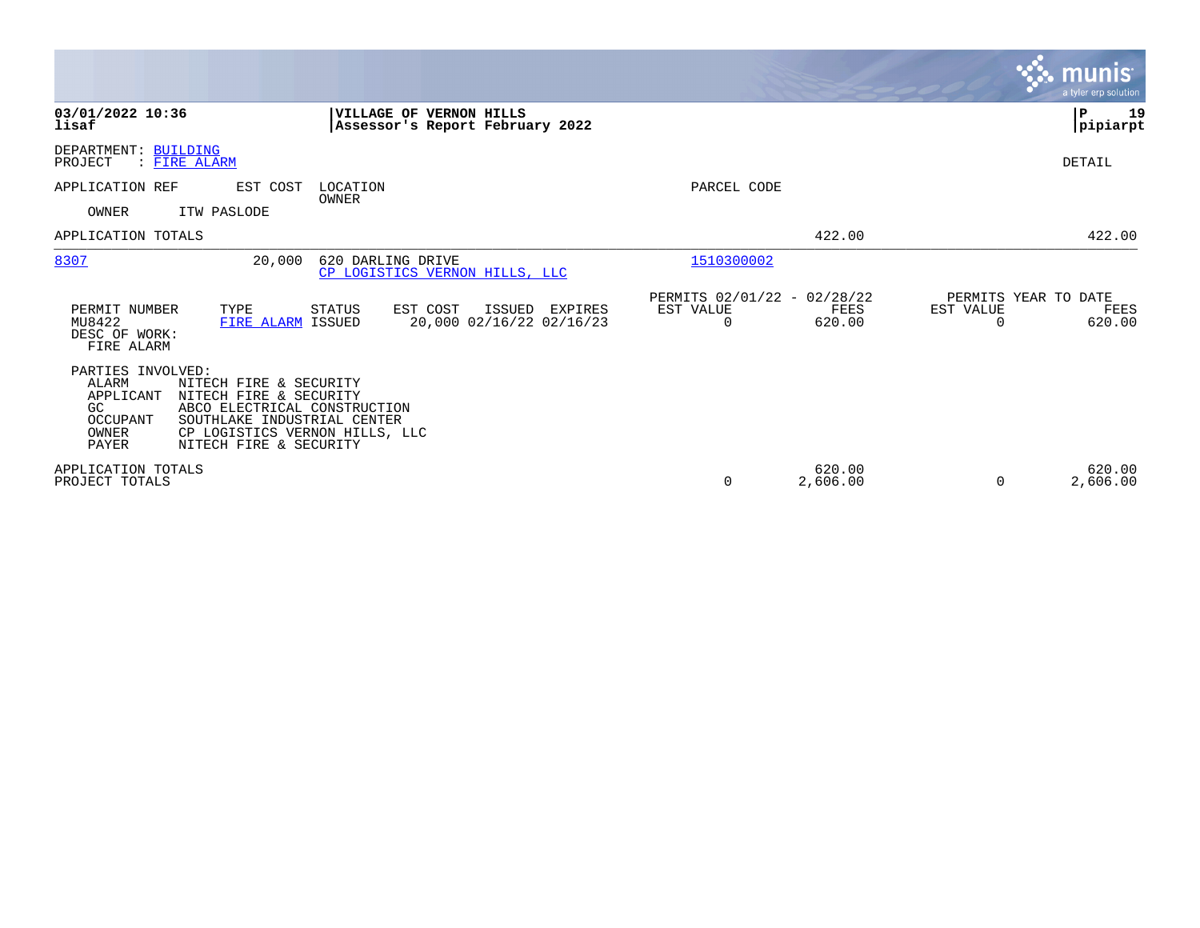**VILLAGE OF VERNON HILLS**
**Assessor's Report February 2022**

03/01/2022 10:36
lisaf

pipiarpt

DEPARTMENT: BUILDING
PROJECT : FIRE ALARM

DETAIL

| APPLICATION REF | EST COST | LOCATION / OWNER | PARCEL CODE | | |
|---|---|---|---|---|---|
| OWNER ITW PASLODE | | | | | |
| APPLICATION TOTALS | | | | 422.00 | 422.00 |
| 8307 | 20,000 | 620 DARLING DRIVE / CP LOGISTICS VERNON HILLS, LLC | 1510300002 | | |

| PERMIT NUMBER | TYPE | STATUS | EST COST | ISSUED | EXPIRES | PERMITS 02/01/22 - 02/28/22 EST VALUE | FEES | PERMITS YEAR TO DATE EST VALUE | FEES |
|---|---|---|---|---|---|---|---|---|---|
| MU8422 | FIRE ALARM | ISSUED | 20,000 | 02/16/22 | 02/16/23 | 0 | 620.00 | 0 | 620.00 |

DESC OF WORK:
FIRE ALARM

PARTIES INVOLVED:

| | |
|---|---|
| ALARM | NITECH FIRE & SECURITY |
| APPLICANT | NITECH FIRE & SECURITY |
| GC | ABCO ELECTRICAL CONSTRUCTION |
| OCCUPANT | SOUTHLAKE INDUSTRIAL CENTER |
| OWNER | CP LOGISTICS VERNON HILLS, LLC |
| PAYER | NITECH FIRE & SECURITY |

| | EST VALUE | FEES | EST VALUE | FEES |
|---|---|---|---|---|
| APPLICATION TOTALS | | 620.00 | | 620.00 |
| PROJECT TOTALS | 0 | 2,606.00 | 0 | 2,606.00 |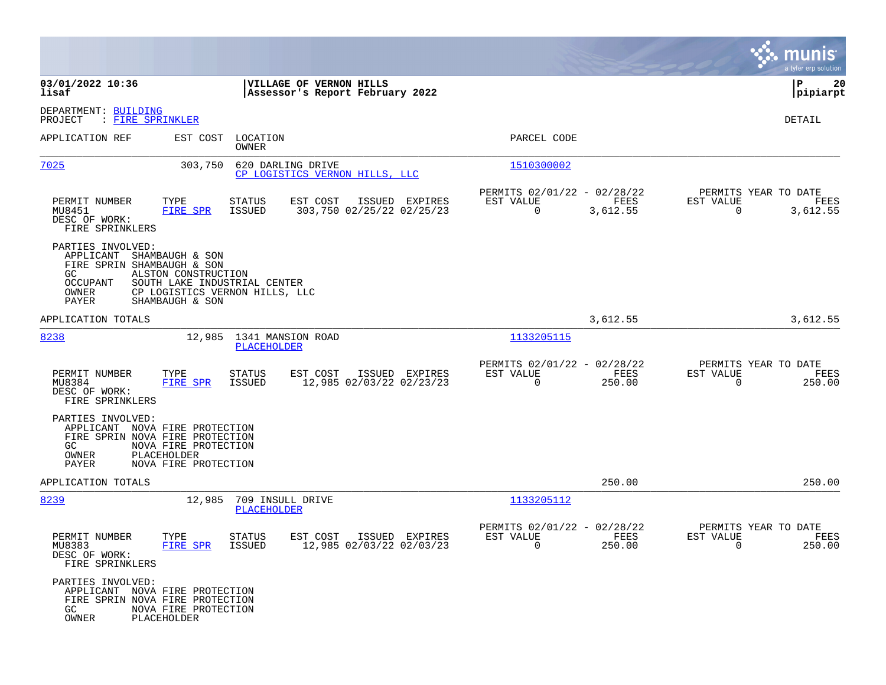**03/01/2022 10:36**
**lisaf**

**VILLAGE OF VERNON HILLS**
**Assessor's Report February 2022**

**P 20**
**pipiarpt**

DEPARTMENT: BUILDING
PROJECT : FIRE SPRINKLER

DETAIL

| APPLICATION REF | EST COST | LOCATION / OWNER | PARCEL CODE |
|---|---|---|---|
| 7025 | 303,750 | 620 DARLING DRIVE / CP LOGISTICS VERNON HILLS, LLC | 1510300002 |

| PERMIT NUMBER | TYPE | STATUS | EST COST | ISSUED | EXPIRES | PERMITS 02/01/22 - 02/28/22 EST VALUE | FEES | PERMITS YEAR TO DATE EST VALUE | FEES |
|---|---|---|---|---|---|---|---|---|---|
| MU8451 | FIRE SPR | ISSUED | 303,750 | 02/25/22 | 02/25/23 | 0 | 3,612.55 | 0 | 3,612.55 |

DESC OF WORK:
FIRE SPRINKLERS

PARTIES INVOLVED:
- APPLICANT SHAMBAUGH & SON
- FIRE SPRIN SHAMBAUGH & SON
- GC ALSTON CONSTRUCTION
- OCCUPANT SOUTH LAKE INDUSTRIAL CENTER
- OWNER CP LOGISTICS VERNON HILLS, LLC
- PAYER SHAMBAUGH & SON

APPLICATION TOTALS: 3,612.55 | 3,612.55

| APPLICATION REF | EST COST | LOCATION / OWNER | PARCEL CODE |
|---|---|---|---|
| 8238 | 12,985 | 1341 MANSION ROAD / PLACEHOLDER | 1133205115 |

| PERMIT NUMBER | TYPE | STATUS | EST COST | ISSUED | EXPIRES | PERMITS 02/01/22 - 02/28/22 EST VALUE | FEES | PERMITS YEAR TO DATE EST VALUE | FEES |
|---|---|---|---|---|---|---|---|---|---|
| MU8384 | FIRE SPR | ISSUED | 12,985 | 02/03/22 | 02/23/23 | 0 | 250.00 | 0 | 250.00 |

DESC OF WORK:
FIRE SPRINKLERS

PARTIES INVOLVED:
- APPLICANT NOVA FIRE PROTECTION
- FIRE SPRIN NOVA FIRE PROTECTION
- GC NOVA FIRE PROTECTION
- OWNER PLACEHOLDER
- PAYER NOVA FIRE PROTECTION

APPLICATION TOTALS: 250.00 | 250.00

| APPLICATION REF | EST COST | LOCATION / OWNER | PARCEL CODE |
|---|---|---|---|
| 8239 | 12,985 | 709 INSULL DRIVE / PLACEHOLDER | 1133205112 |

| PERMIT NUMBER | TYPE | STATUS | EST COST | ISSUED | EXPIRES | PERMITS 02/01/22 - 02/28/22 EST VALUE | FEES | PERMITS YEAR TO DATE EST VALUE | FEES |
|---|---|---|---|---|---|---|---|---|---|
| MU8383 | FIRE SPR | ISSUED | 12,985 | 02/03/22 | 02/03/23 | 0 | 250.00 | 0 | 250.00 |

DESC OF WORK:
FIRE SPRINKLERS

PARTIES INVOLVED:
- APPLICANT NOVA FIRE PROTECTION
- FIRE SPRIN NOVA FIRE PROTECTION
- GC NOVA FIRE PROTECTION
- OWNER PLACEHOLDER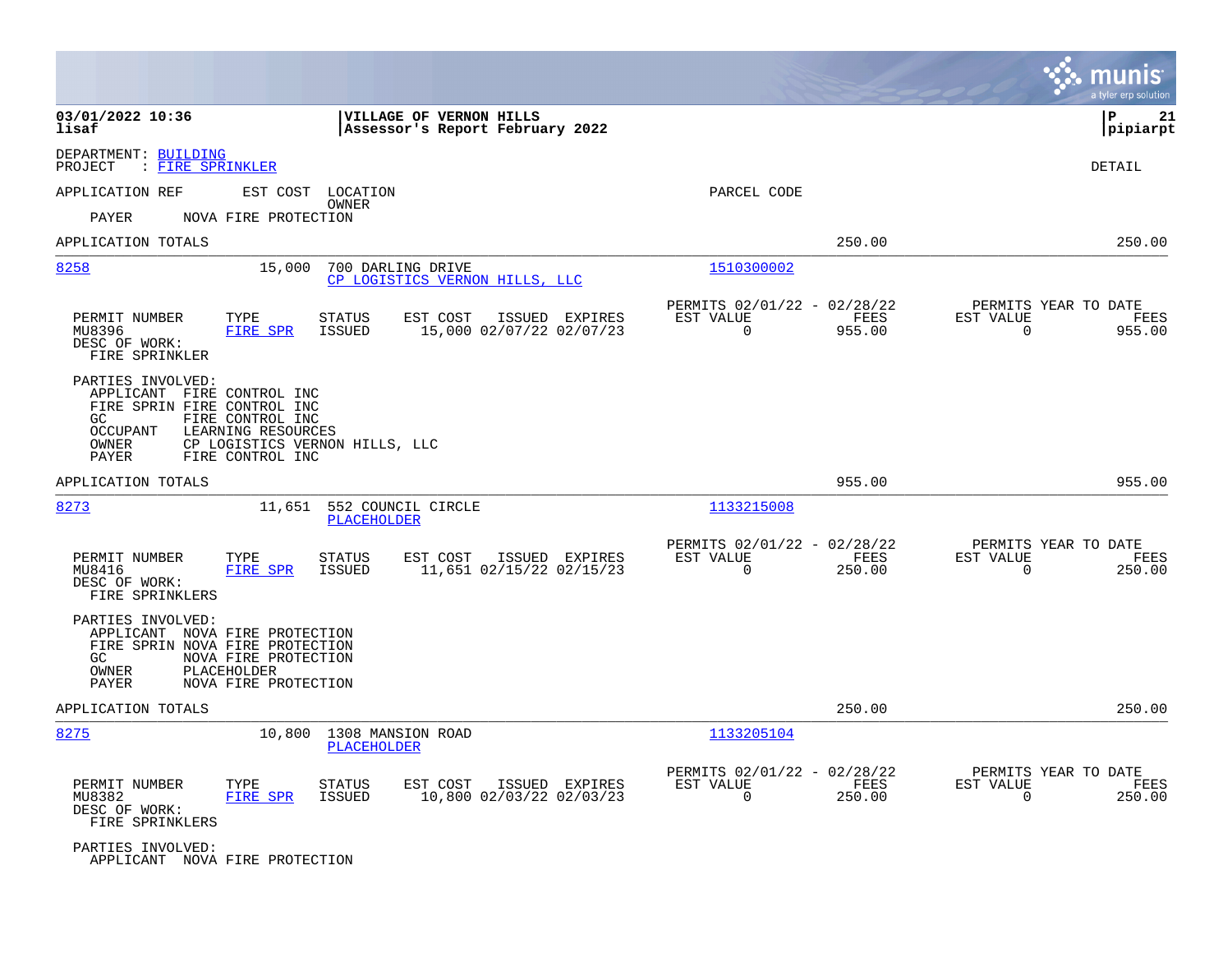DEPARTMENT: BUILDING
PROJECT : FIRE SPRINKLER

DETAIL

APPLICATION REF | EST COST | LOCATION / OWNER | PARCEL CODE

PAYER NOVA FIRE PROTECTION

APPLICATION TOTALS 250.00 250.00

---

**8258** | 15,000 | 700 DARLING DRIVE | 1510300002
CP LOGISTICS VERNON HILLS, LLC

| PERMIT NUMBER | TYPE | STATUS | EST COST | ISSUED | EXPIRES | PERMITS 02/01/22 - 02/28/22 EST VALUE | FEES | PERMITS YEAR TO DATE EST VALUE | FEES |
|---|---|---|---|---|---|---|---|---|---|
| MU8396 | FIRE SPR | ISSUED | 15,000 | 02/07/22 | 02/07/23 | 0 | 955.00 | 0 | 955.00 |

DESC OF WORK:
FIRE SPRINKLER

PARTIES INVOLVED:
- APPLICANT FIRE CONTROL INC
- FIRE SPRIN FIRE CONTROL INC
- GC FIRE CONTROL INC
- OCCUPANT LEARNING RESOURCES
- OWNER CP LOGISTICS VERNON HILLS, LLC
- PAYER FIRE CONTROL INC

APPLICATION TOTALS 955.00 955.00

---

**8273** | 11,651 | 552 COUNCIL CIRCLE | 1133215008
PLACEHOLDER

| PERMIT NUMBER | TYPE | STATUS | EST COST | ISSUED | EXPIRES | PERMITS 02/01/22 - 02/28/22 EST VALUE | FEES | PERMITS YEAR TO DATE EST VALUE | FEES |
|---|---|---|---|---|---|---|---|---|---|
| MU8416 | FIRE SPR | ISSUED | 11,651 | 02/15/22 | 02/15/23 | 0 | 250.00 | 0 | 250.00 |

DESC OF WORK:
FIRE SPRINKLERS

PARTIES INVOLVED:
- APPLICANT NOVA FIRE PROTECTION
- FIRE SPRIN NOVA FIRE PROTECTION
- GC NOVA FIRE PROTECTION
- OWNER PLACEHOLDER
- PAYER NOVA FIRE PROTECTION

APPLICATION TOTALS 250.00 250.00

---

**8275** | 10,800 | 1308 MANSION ROAD | 1133205104
PLACEHOLDER

| PERMIT NUMBER | TYPE | STATUS | EST COST | ISSUED | EXPIRES | PERMITS 02/01/22 - 02/28/22 EST VALUE | FEES | PERMITS YEAR TO DATE EST VALUE | FEES |
|---|---|---|---|---|---|---|---|---|---|
| MU8382 | FIRE SPR | ISSUED | 10,800 | 02/03/22 | 02/03/23 | 0 | 250.00 | 0 | 250.00 |

DESC OF WORK:
FIRE SPRINKLERS

PARTIES INVOLVED:
- APPLICANT NOVA FIRE PROTECTION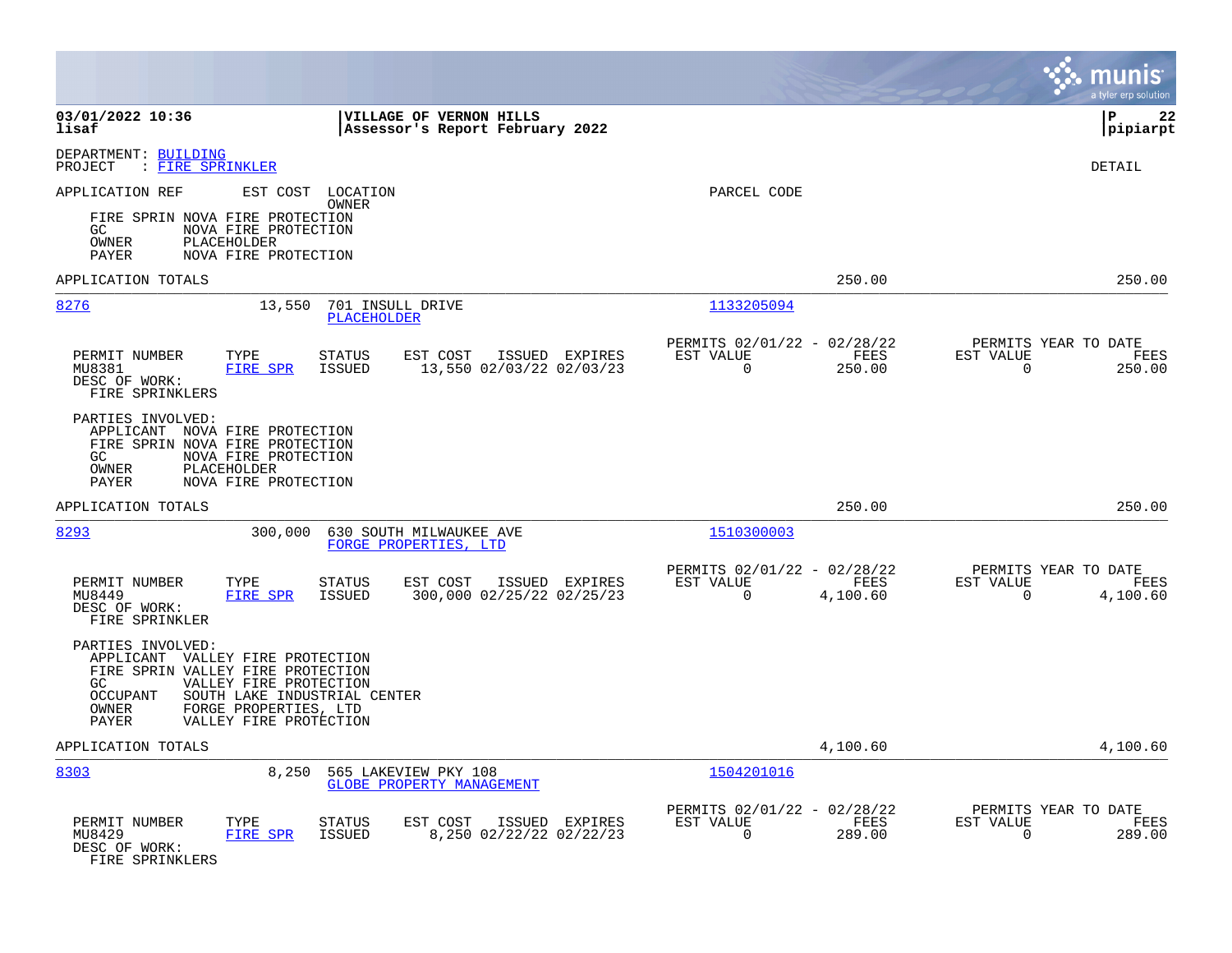**VILLAGE OF VERNON HILLS**
**Assessor's Report February 2022**

03/01/2022 10:36
lisaf

P 22
pipiarpt

DEPARTMENT: BUILDING
PROJECT : FIRE SPRINKLER

DETAIL

APPLICATION REF | EST COST | LOCATION / OWNER | PARCEL CODE

FIRE SPRIN NOVA FIRE PROTECTION
GC NOVA FIRE PROTECTION
OWNER PLACEHOLDER
PAYER NOVA FIRE PROTECTION

APPLICATION TOTALS — 250.00 — 250.00

---

**8276** — 13,550 — 701 INSULL DRIVE — PLACEHOLDER — 1133205094

| PERMIT NUMBER | TYPE | STATUS | EST COST | ISSUED | EXPIRES | PERMITS 02/01/22 - 02/28/22 EST VALUE | FEES | PERMITS YEAR TO DATE EST VALUE | FEES |
|---|---|---|---|---|---|---|---|---|---|
| MU8381 | FIRE SPR | ISSUED | 13,550 | 02/03/22 | 02/03/23 | 0 | 250.00 | 0 | 250.00 |

DESC OF WORK:
FIRE SPRINKLERS

PARTIES INVOLVED:
APPLICANT NOVA FIRE PROTECTION
FIRE SPRIN NOVA FIRE PROTECTION
GC NOVA FIRE PROTECTION
OWNER PLACEHOLDER
PAYER NOVA FIRE PROTECTION

APPLICATION TOTALS — 250.00 — 250.00

---

**8293** — 300,000 — 630 SOUTH MILWAUKEE AVE — FORGE PROPERTIES, LTD — 1510300003

| PERMIT NUMBER | TYPE | STATUS | EST COST | ISSUED | EXPIRES | PERMITS 02/01/22 - 02/28/22 EST VALUE | FEES | PERMITS YEAR TO DATE EST VALUE | FEES |
|---|---|---|---|---|---|---|---|---|---|
| MU8449 | FIRE SPR | ISSUED | 300,000 | 02/25/22 | 02/25/23 | 0 | 4,100.60 | 0 | 4,100.60 |

DESC OF WORK:
FIRE SPRINKLER

PARTIES INVOLVED:
APPLICANT VALLEY FIRE PROTECTION
FIRE SPRIN VALLEY FIRE PROTECTION
GC VALLEY FIRE PROTECTION
OCCUPANT SOUTH LAKE INDUSTRIAL CENTER
OWNER FORGE PROPERTIES, LTD
PAYER VALLEY FIRE PROTECTION

APPLICATION TOTALS — 4,100.60 — 4,100.60

---

**8303** — 8,250 — 565 LAKEVIEW PKY 108 — GLOBE PROPERTY MANAGEMENT — 1504201016

| PERMIT NUMBER | TYPE | STATUS | EST COST | ISSUED | EXPIRES | PERMITS 02/01/22 - 02/28/22 EST VALUE | FEES | PERMITS YEAR TO DATE EST VALUE | FEES |
|---|---|---|---|---|---|---|---|---|---|
| MU8429 | FIRE SPR | ISSUED | 8,250 | 02/22/22 | 02/22/23 | 0 | 289.00 | 0 | 289.00 |

DESC OF WORK:
FIRE SPRINKLERS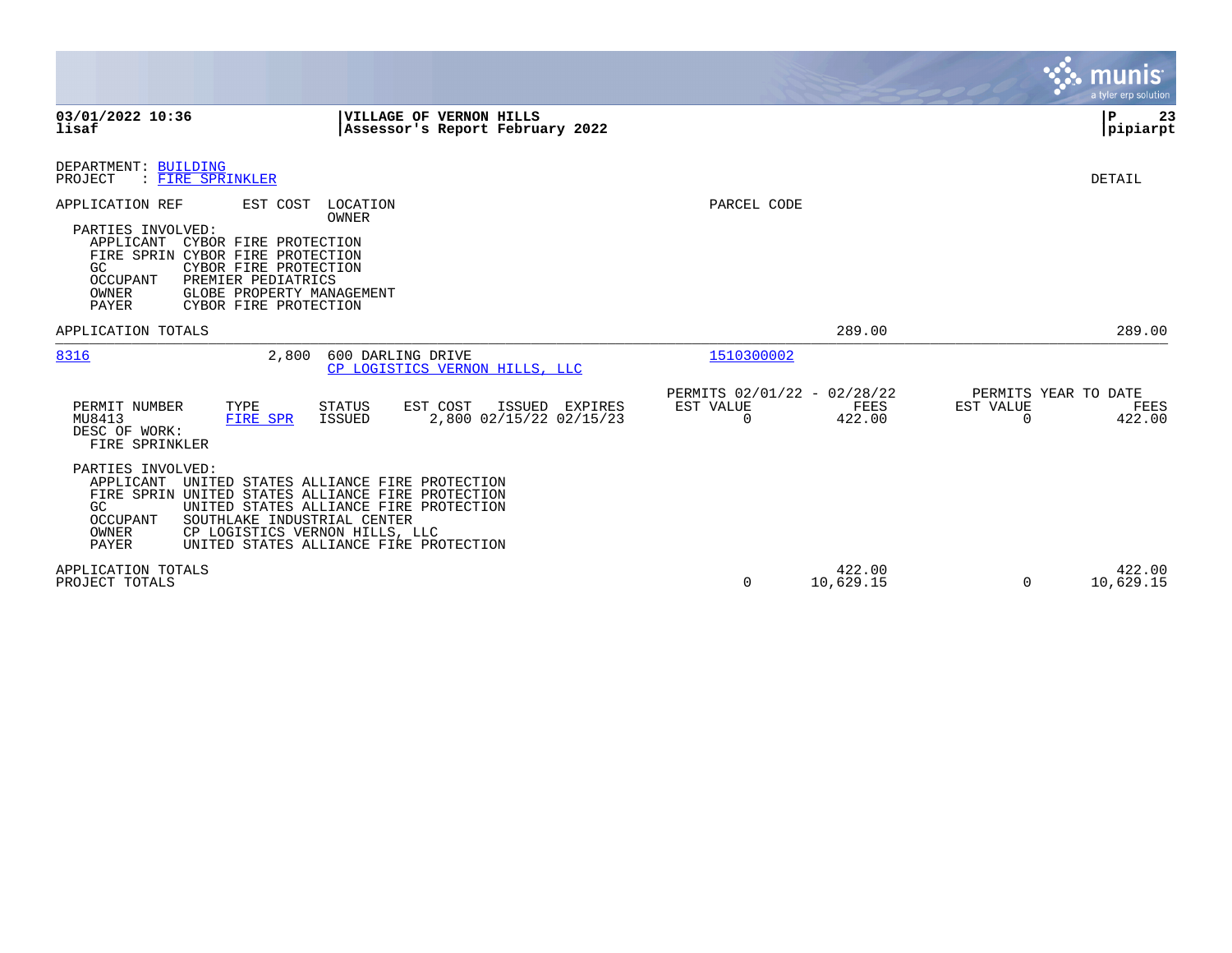**03/01/2022 10:36**
**lisaf**

**VILLAGE OF VERNON HILLS**
**Assessor's Report February 2022**

DEPARTMENT: BUILDING
PROJECT : FIRE SPRINKLER

DETAIL

| APPLICATION REF | EST COST | LOCATION / OWNER | PARCEL CODE |
|---|---|---|---|

PARTIES INVOLVED:

| Role | Name |
|---|---|
| APPLICANT | CYBOR FIRE PROTECTION |
| FIRE SPRIN | CYBOR FIRE PROTECTION |
| GC | CYBOR FIRE PROTECTION |
| OCCUPANT | PREMIER PEDIATRICS |
| OWNER | GLOBE PROPERTY MANAGEMENT |
| PAYER | CYBOR FIRE PROTECTION |

APPLICATION TOTALS — 289.00 — 289.00

---

| APPLICATION REF | EST COST | LOCATION / OWNER | PARCEL CODE |
|---|---|---|---|
| 8316 | 2,800 | 600 DARLING DRIVE / CP LOGISTICS VERNON HILLS, LLC | 1510300002 |

| PERMIT NUMBER | TYPE | STATUS | EST COST | ISSUED | EXPIRES | PERMITS 02/01/22 - 02/28/22 EST VALUE | FEES | PERMITS YEAR TO DATE EST VALUE | FEES |
|---|---|---|---|---|---|---|---|---|---|
| MU8413 | FIRE SPR | ISSUED | 2,800 | 02/15/22 | 02/15/23 | 0 | 422.00 | 0 | 422.00 |

DESC OF WORK:
FIRE SPRINKLER

PARTIES INVOLVED:

| Role | Name |
|---|---|
| APPLICANT | UNITED STATES ALLIANCE FIRE PROTECTION |
| FIRE SPRIN | UNITED STATES ALLIANCE FIRE PROTECTION |
| GC | UNITED STATES ALLIANCE FIRE PROTECTION |
| OCCUPANT | SOUTHLAKE INDUSTRIAL CENTER |
| OWNER | CP LOGISTICS VERNON HILLS, LLC |
| PAYER | UNITED STATES ALLIANCE FIRE PROTECTION |

| | EST VALUE | FEES | EST VALUE (YTD) | FEES (YTD) |
|---|---|---|---|---|
| APPLICATION TOTALS | | 422.00 | | 422.00 |
| PROJECT TOTALS | 0 | 10,629.15 | 0 | 10,629.15 |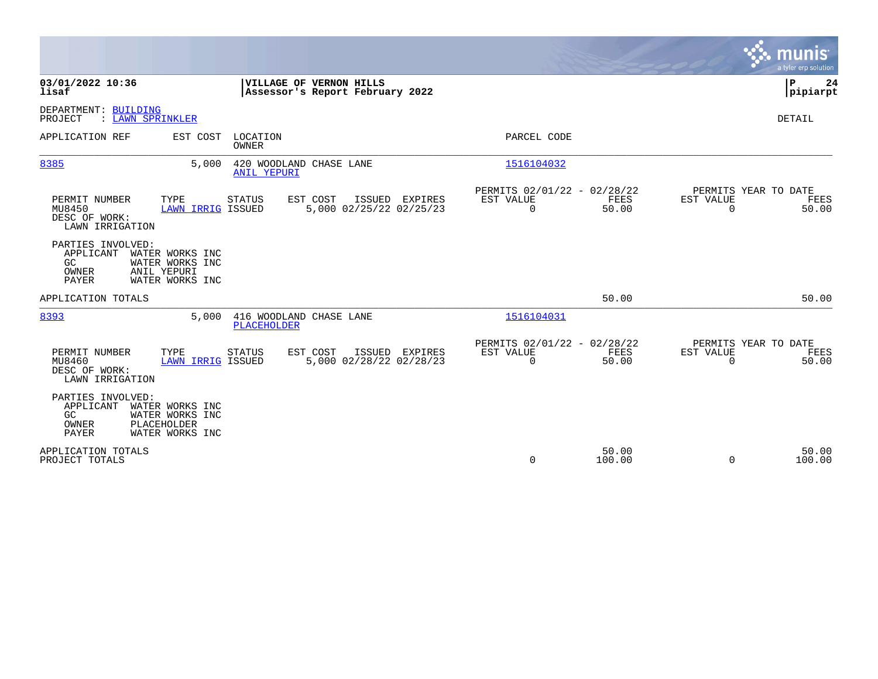**03/01/2022 10:36**
**lisaf**

**VILLAGE OF VERNON HILLS**
**Assessor's Report February 2022**

**pipiarpt**

DEPARTMENT: BUILDING
PROJECT : LAWN SPRINKLER

DETAIL

| APPLICATION REF | EST COST | LOCATION / OWNER | PARCEL CODE |
|---|---|---|---|
| 8385 | 5,000 | 420 WOODLAND CHASE LANE / ANIL YEPURI | 1516104032 |

| PERMIT NUMBER | TYPE | STATUS | EST COST | ISSUED | EXPIRES | PERMITS 02/01/22 - 02/28/22 EST VALUE | FEES | PERMITS YEAR TO DATE EST VALUE | FEES |
|---|---|---|---|---|---|---|---|---|---|
| MU8450 | LAWN IRRIG | ISSUED | 5,000 | 02/25/22 | 02/25/23 | 0 | 50.00 | 0 | 50.00 |

DESC OF WORK:
LAWN IRRIGATION

PARTIES INVOLVED:

| | |
|---|---|
| APPLICANT | WATER WORKS INC |
| GC | WATER WORKS INC |
| OWNER | ANIL YEPURI |
| PAYER | WATER WORKS INC |

APPLICATION TOTALS — FEES: 50.00 — YEAR TO DATE FEES: 50.00

| APPLICATION REF | EST COST | LOCATION / OWNER | PARCEL CODE |
|---|---|---|---|
| 8393 | 5,000 | 416 WOODLAND CHASE LANE / PLACEHOLDER | 1516104031 |

| PERMIT NUMBER | TYPE | STATUS | EST COST | ISSUED | EXPIRES | PERMITS 02/01/22 - 02/28/22 EST VALUE | FEES | PERMITS YEAR TO DATE EST VALUE | FEES |
|---|---|---|---|---|---|---|---|---|---|
| MU8460 | LAWN IRRIG | ISSUED | 5,000 | 02/28/22 | 02/28/23 | 0 | 50.00 | 0 | 50.00 |

DESC OF WORK:
LAWN IRRIGATION

PARTIES INVOLVED:

| | |
|---|---|
| APPLICANT | WATER WORKS INC |
| GC | WATER WORKS INC |
| OWNER | PLACEHOLDER |
| PAYER | WATER WORKS INC |

| | EST VALUE | FEES | YTD EST VALUE | YTD FEES |
|---|---|---|---|---|
| APPLICATION TOTALS | | 50.00 | | 50.00 |
| PROJECT TOTALS | 0 | 100.00 | 0 | 100.00 |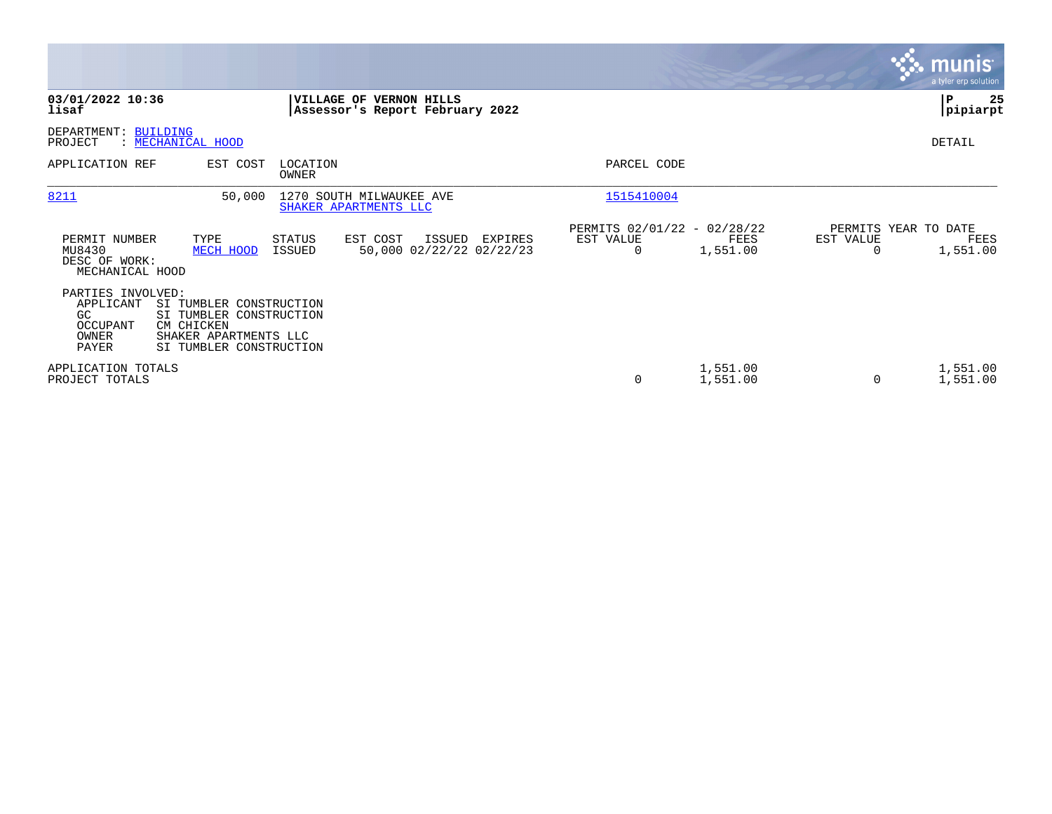**03/01/2022 10:36**
**lisaf**

**VILLAGE OF VERNON HILLS**
**Assessor's Report February 2022**

**P 25**
**pipiarpt**

DEPARTMENT: BUILDING
PROJECT : MECHANICAL HOOD

DETAIL

| APPLICATION REF | EST COST | LOCATION / OWNER | PARCEL CODE |
|---|---|---|---|
| 8211 | 50,000 | 1270 SOUTH MILWAUKEE AVE<br>SHAKER APARTMENTS LLC | 1515410004 |

| PERMIT NUMBER | TYPE | STATUS | EST COST | ISSUED | EXPIRES | PERMITS 02/01/22 - 02/28/22 EST VALUE | FEES | PERMITS YEAR TO DATE EST VALUE | FEES |
|---|---|---|---|---|---|---|---|---|---|
| MU8430 | MECH HOOD | ISSUED | 50,000 | 02/22/22 | 02/22/23 | 0 | 1,551.00 | 0 | 1,551.00 |

DESC OF WORK:
MECHANICAL HOOD

PARTIES INVOLVED:

| | |
|---|---|
| APPLICANT | SI TUMBLER CONSTRUCTION |
| GC | SI TUMBLER CONSTRUCTION |
| OCCUPANT | CM CHICKEN |
| OWNER | SHAKER APARTMENTS LLC |
| PAYER | SI TUMBLER CONSTRUCTION |

| | EST VALUE | FEES | EST VALUE | FEES |
|---|---|---|---|---|
| APPLICATION TOTALS | | 1,551.00 | | 1,551.00 |
| PROJECT TOTALS | 0 | 1,551.00 | 0 | 1,551.00 |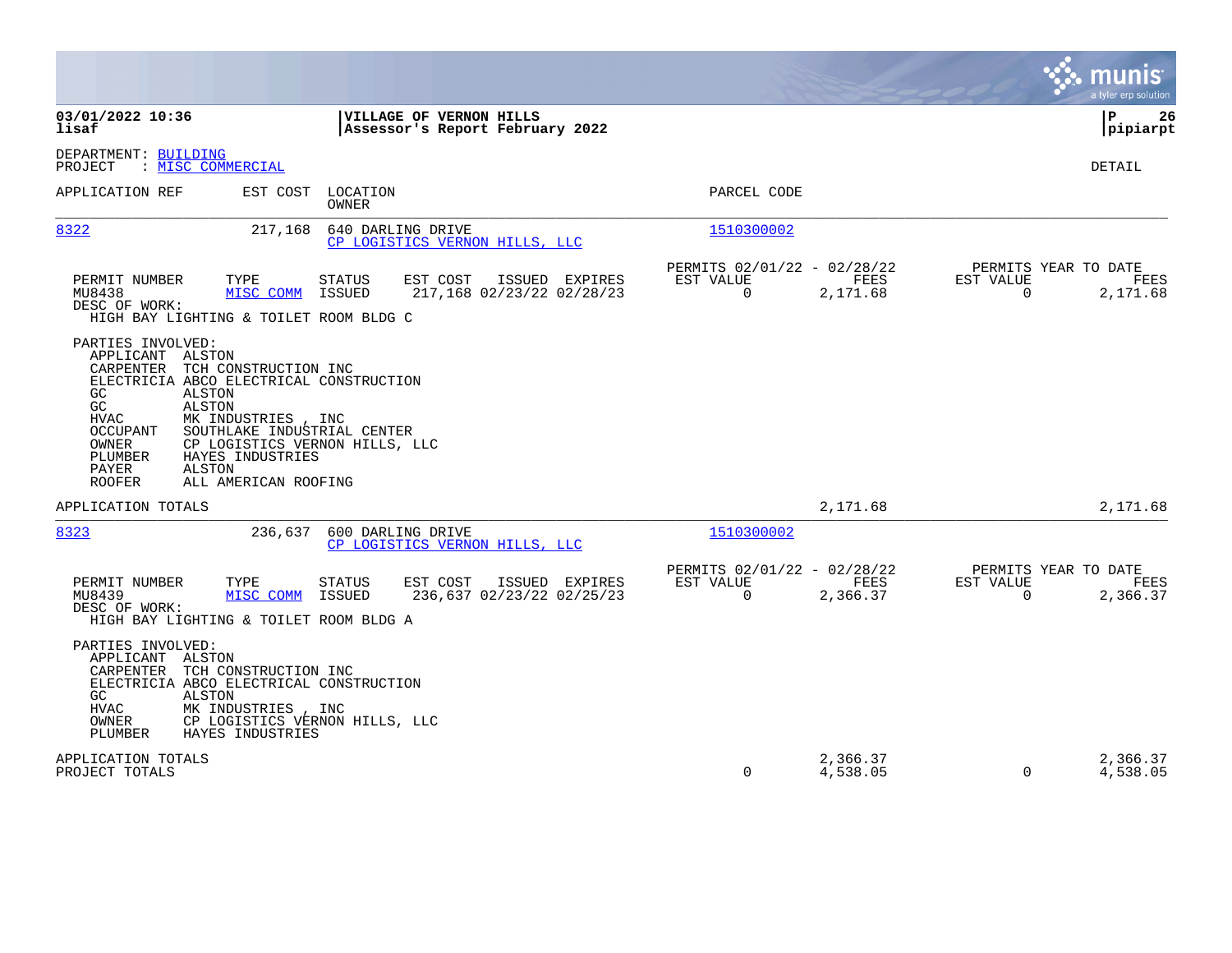**03/01/2022 10:36**
**lisaf**

**VILLAGE OF VERNON HILLS**
**Assessor's Report February 2022**

**P 26**
**pipiarpt**

DEPARTMENT: BUILDING
PROJECT : MISC COMMERCIAL

DETAIL

| APPLICATION REF | EST COST | LOCATION / OWNER | PARCEL CODE |
|---|---|---|---|
| 8322 | 217,168 | 640 DARLING DRIVE / CP LOGISTICS VERNON HILLS, LLC | 1510300002 |

| PERMIT NUMBER | TYPE | STATUS | EST COST | ISSUED | EXPIRES | PERMITS 02/01/22 - 02/28/22 EST VALUE | FEES | PERMITS YEAR TO DATE EST VALUE | FEES |
|---|---|---|---|---|---|---|---|---|---|
| MU8438 | MISC COMM | ISSUED | 217,168 | 02/23/22 | 02/28/23 | 0 | 2,171.68 | 0 | 2,171.68 |

DESC OF WORK:
HIGH BAY LIGHTING & TOILET ROOM BLDG C

PARTIES INVOLVED:

| | |
|---|---|
| APPLICANT | ALSTON |
| CARPENTER | TCH CONSTRUCTION INC |
| ELECTRICIA | ABCO ELECTRICAL CONSTRUCTION |
| GC | ALSTON |
| GC | ALSTON |
| HVAC | MK INDUSTRIES , INC |
| OCCUPANT | SOUTHLAKE INDUSTRIAL CENTER |
| OWNER | CP LOGISTICS VERNON HILLS, LLC |
| PLUMBER | HAYES INDUSTRIES |
| PAYER | ALSTON |
| ROOFER | ALL AMERICAN ROOFING |

APPLICATION TOTALS — 2,171.68 — 2,171.68

| APPLICATION REF | EST COST | LOCATION / OWNER | PARCEL CODE |
|---|---|---|---|
| 8323 | 236,637 | 600 DARLING DRIVE / CP LOGISTICS VERNON HILLS, LLC | 1510300002 |

| PERMIT NUMBER | TYPE | STATUS | EST COST | ISSUED | EXPIRES | PERMITS 02/01/22 - 02/28/22 EST VALUE | FEES | PERMITS YEAR TO DATE EST VALUE | FEES |
|---|---|---|---|---|---|---|---|---|---|
| MU8439 | MISC COMM | ISSUED | 236,637 | 02/23/22 | 02/25/23 | 0 | 2,366.37 | 0 | 2,366.37 |

DESC OF WORK:
HIGH BAY LIGHTING & TOILET ROOM BLDG A

PARTIES INVOLVED:

| | |
|---|---|
| APPLICANT | ALSTON |
| CARPENTER | TCH CONSTRUCTION INC |
| ELECTRICIA | ABCO ELECTRICAL CONSTRUCTION |
| GC | ALSTON |
| HVAC | MK INDUSTRIES , INC |
| OWNER | CP LOGISTICS VERNON HILLS, LLC |
| PLUMBER | HAYES INDUSTRIES |

| | EST VALUE | FEES | YTD EST VALUE | YTD FEES |
|---|---|---|---|---|
| APPLICATION TOTALS | | 2,366.37 | | 2,366.37 |
| PROJECT TOTALS | 0 | 4,538.05 | 0 | 4,538.05 |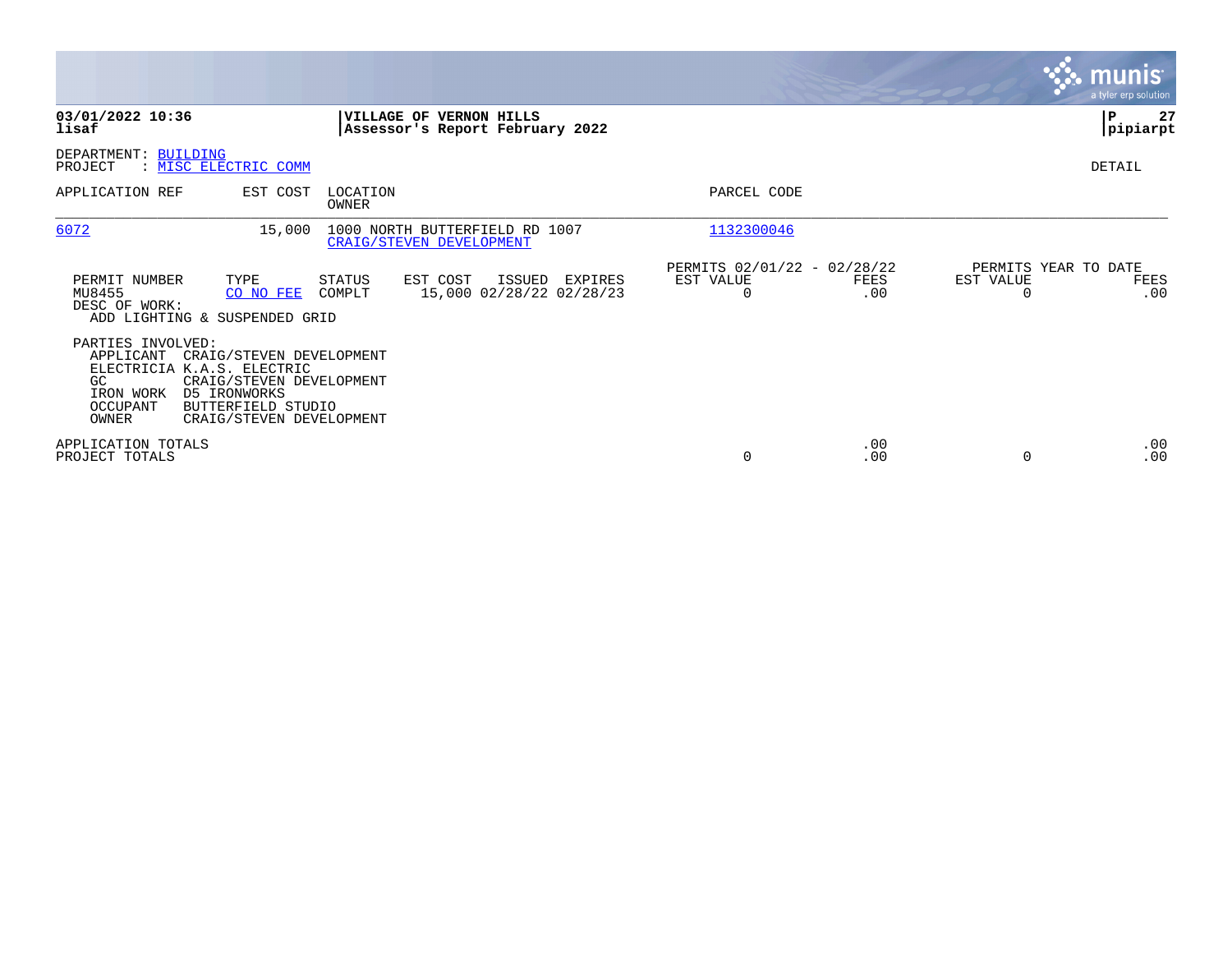**03/01/2022 10:36**
**lisaf**

**VILLAGE OF VERNON HILLS**
**Assessor's Report February 2022**

**P 27**
**pipiarpt**

DEPARTMENT: BUILDING
PROJECT : MISC ELECTRIC COMM

DETAIL

| APPLICATION REF | EST COST | LOCATION / OWNER | PARCEL CODE |
|---|---|---|---|
| 6072 | 15,000 | 1000 NORTH BUTTERFIELD RD 1007 / CRAIG/STEVEN DEVELOPMENT | 1132300046 |

| PERMIT NUMBER | TYPE | STATUS | EST COST | ISSUED | EXPIRES | PERMITS 02/01/22 - 02/28/22 EST VALUE | FEES | PERMITS YEAR TO DATE EST VALUE | FEES |
|---|---|---|---|---|---|---|---|---|---|
| MU8455 | CO NO FEE | COMPLT | 15,000 | 02/28/22 | 02/28/23 | 0 | .00 | 0 | .00 |

DESC OF WORK:
ADD LIGHTING & SUSPENDED GRID

PARTIES INVOLVED:

| ROLE | NAME |
|---|---|
| APPLICANT | CRAIG/STEVEN DEVELOPMENT |
| ELECTRICIA | K.A.S. ELECTRIC |
| GC | CRAIG/STEVEN DEVELOPMENT |
| IRON WORK | D5 IRONWORKS |
| OCCUPANT | BUTTERFIELD STUDIO |
| OWNER | CRAIG/STEVEN DEVELOPMENT |

| | EST VALUE | FEES | YTD EST VALUE | YTD FEES |
|---|---|---|---|---|
| APPLICATION TOTALS | | .00 | | .00 |
| PROJECT TOTALS | 0 | .00 | 0 | .00 |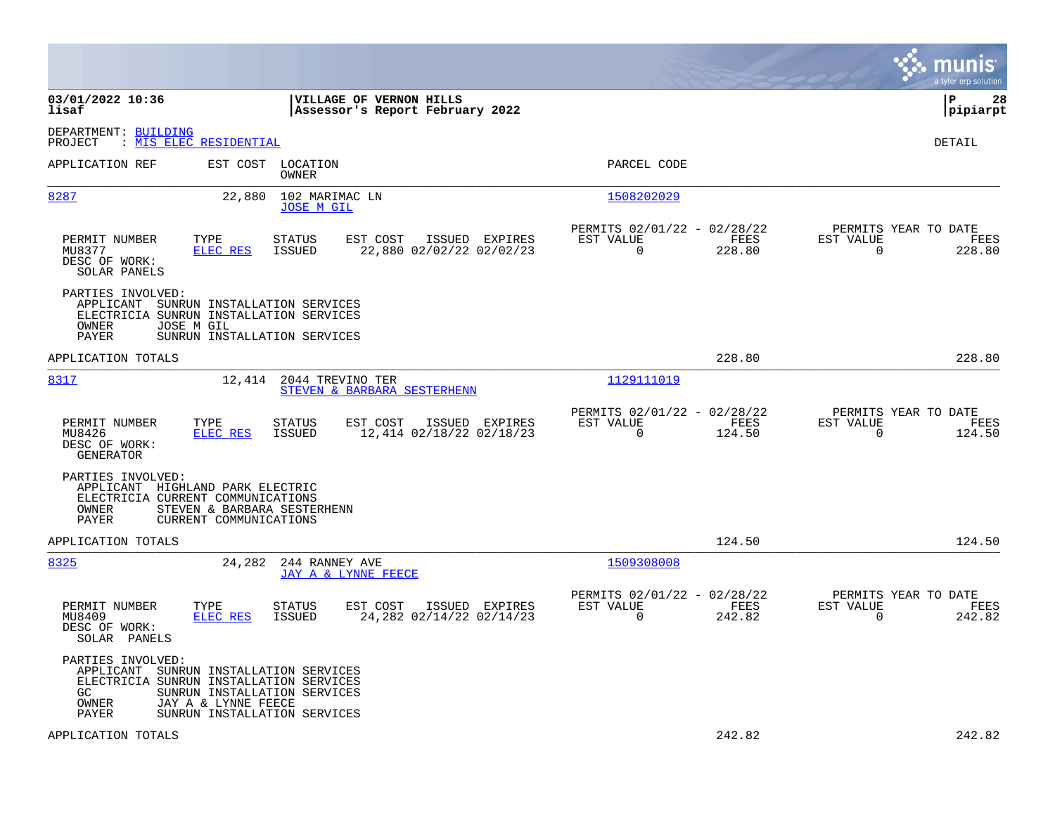03/01/2022 10:36
lisaf

**VILLAGE OF VERNON HILLS**
**Assessor's Report February 2022**

pipiarpt

DEPARTMENT: BUILDING
PROJECT : MIS ELEC RESIDENTIAL

DETAIL

| APPLICATION REF | EST COST | LOCATION / OWNER | PARCEL CODE |
|---|---|---|---|
| 8287 | 22,880 | 102 MARIMAC LN / JOSE M GIL | 1508202029 |

| PERMIT NUMBER | TYPE | STATUS | EST COST | ISSUED | EXPIRES | PERMITS 02/01/22 - 02/28/22 EST VALUE | FEES | PERMITS YEAR TO DATE EST VALUE | FEES |
|---|---|---|---|---|---|---|---|---|---|
| MU8377 | ELEC RES | ISSUED | 22,880 | 02/02/22 | 02/02/23 | 0 | 228.80 | 0 | 228.80 |

DESC OF WORK:
SOLAR PANELS

PARTIES INVOLVED:
- APPLICANT SUNRUN INSTALLATION SERVICES
- ELECTRICIA SUNRUN INSTALLATION SERVICES
- OWNER JOSE M GIL
- PAYER SUNRUN INSTALLATION SERVICES

APPLICATION TOTALS 228.80 228.80

| APPLICATION REF | EST COST | LOCATION / OWNER | PARCEL CODE |
|---|---|---|---|
| 8317 | 12,414 | 2044 TREVINO TER / STEVEN & BARBARA SESTERHENN | 1129111019 |

| PERMIT NUMBER | TYPE | STATUS | EST COST | ISSUED | EXPIRES | PERMITS 02/01/22 - 02/28/22 EST VALUE | FEES | PERMITS YEAR TO DATE EST VALUE | FEES |
|---|---|---|---|---|---|---|---|---|---|
| MU8426 | ELEC RES | ISSUED | 12,414 | 02/18/22 | 02/18/23 | 0 | 124.50 | 0 | 124.50 |

DESC OF WORK:
GENERATOR

PARTIES INVOLVED:
- APPLICANT HIGHLAND PARK ELECTRIC
- ELECTRICIA CURRENT COMMUNICATIONS
- OWNER STEVEN & BARBARA SESTERHENN
- PAYER CURRENT COMMUNICATIONS

APPLICATION TOTALS 124.50 124.50

| APPLICATION REF | EST COST | LOCATION / OWNER | PARCEL CODE |
|---|---|---|---|
| 8325 | 24,282 | 244 RANNEY AVE / JAY A & LYNNE FEECE | 1509308008 |

| PERMIT NUMBER | TYPE | STATUS | EST COST | ISSUED | EXPIRES | PERMITS 02/01/22 - 02/28/22 EST VALUE | FEES | PERMITS YEAR TO DATE EST VALUE | FEES |
|---|---|---|---|---|---|---|---|---|---|
| MU8409 | ELEC RES | ISSUED | 24,282 | 02/14/22 | 02/14/23 | 0 | 242.82 | 0 | 242.82 |

DESC OF WORK:
SOLAR PANELS

PARTIES INVOLVED:
- APPLICANT SUNRUN INSTALLATION SERVICES
- ELECTRICIA SUNRUN INSTALLATION SERVICES
- GC SUNRUN INSTALLATION SERVICES
- OWNER JAY A & LYNNE FEECE
- PAYER SUNRUN INSTALLATION SERVICES

APPLICATION TOTALS 242.82 242.82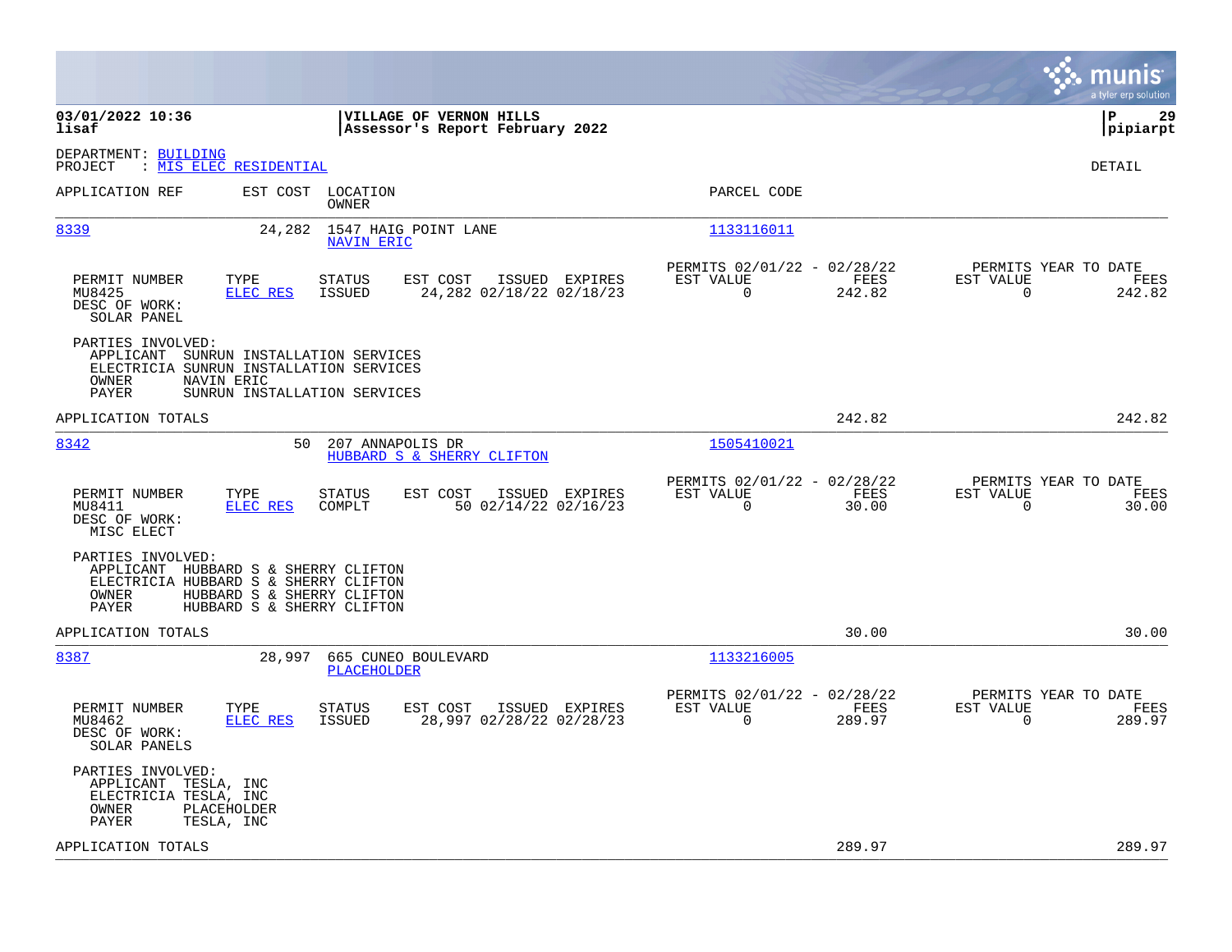**03/01/2022 10:36**
**lisaf**

**VILLAGE OF VERNON HILLS**
**Assessor's Report February 2022**

**pipiarpt**

DEPARTMENT: BUILDING
PROJECT : MIS ELEC RESIDENTIAL

DETAIL

| APPLICATION REF | EST COST | LOCATION / OWNER | PARCEL CODE |
|---|---|---|---|
| 8339 | 24,282 | 1547 HAIG POINT LANE / NAVIN ERIC | 1133116011 |

| PERMIT NUMBER | TYPE | STATUS | EST COST | ISSUED | EXPIRES | PERMITS 02/01/22 - 02/28/22 EST VALUE | FEES | PERMITS YEAR TO DATE EST VALUE | FEES |
|---|---|---|---|---|---|---|---|---|---|
| MU8425 | ELEC RES | ISSUED | 24,282 | 02/18/22 | 02/18/23 | 0 | 242.82 | 0 | 242.82 |

DESC OF WORK:
SOLAR PANEL

PARTIES INVOLVED:
- APPLICANT SUNRUN INSTALLATION SERVICES
- ELECTRICIA SUNRUN INSTALLATION SERVICES
- OWNER NAVIN ERIC
- PAYER SUNRUN INSTALLATION SERVICES

APPLICATION TOTALS 242.82 242.82

| APPLICATION REF | EST COST | LOCATION / OWNER | PARCEL CODE |
|---|---|---|---|
| 8342 | 50 | 207 ANNAPOLIS DR / HUBBARD S & SHERRY CLIFTON | 1505410021 |

| PERMIT NUMBER | TYPE | STATUS | EST COST | ISSUED | EXPIRES | PERMITS 02/01/22 - 02/28/22 EST VALUE | FEES | PERMITS YEAR TO DATE EST VALUE | FEES |
|---|---|---|---|---|---|---|---|---|---|
| MU8411 | ELEC RES | COMPLT | 50 | 02/14/22 | 02/16/23 | 0 | 30.00 | 0 | 30.00 |

DESC OF WORK:
MISC ELECT

PARTIES INVOLVED:
- APPLICANT HUBBARD S & SHERRY CLIFTON
- ELECTRICIA HUBBARD S & SHERRY CLIFTON
- OWNER HUBBARD S & SHERRY CLIFTON
- PAYER HUBBARD S & SHERRY CLIFTON

APPLICATION TOTALS 30.00 30.00

| APPLICATION REF | EST COST | LOCATION / OWNER | PARCEL CODE |
|---|---|---|---|
| 8387 | 28,997 | 665 CUNEO BOULEVARD / PLACEHOLDER | 1133216005 |

| PERMIT NUMBER | TYPE | STATUS | EST COST | ISSUED | EXPIRES | PERMITS 02/01/22 - 02/28/22 EST VALUE | FEES | PERMITS YEAR TO DATE EST VALUE | FEES |
|---|---|---|---|---|---|---|---|---|---|
| MU8462 | ELEC RES | ISSUED | 28,997 | 02/28/22 | 02/28/23 | 0 | 289.97 | 0 | 289.97 |

DESC OF WORK:
SOLAR PANELS

PARTIES INVOLVED:
- APPLICANT TESLA, INC
- ELECTRICIA TESLA, INC
- OWNER PLACEHOLDER
- PAYER TESLA, INC

APPLICATION TOTALS 289.97 289.97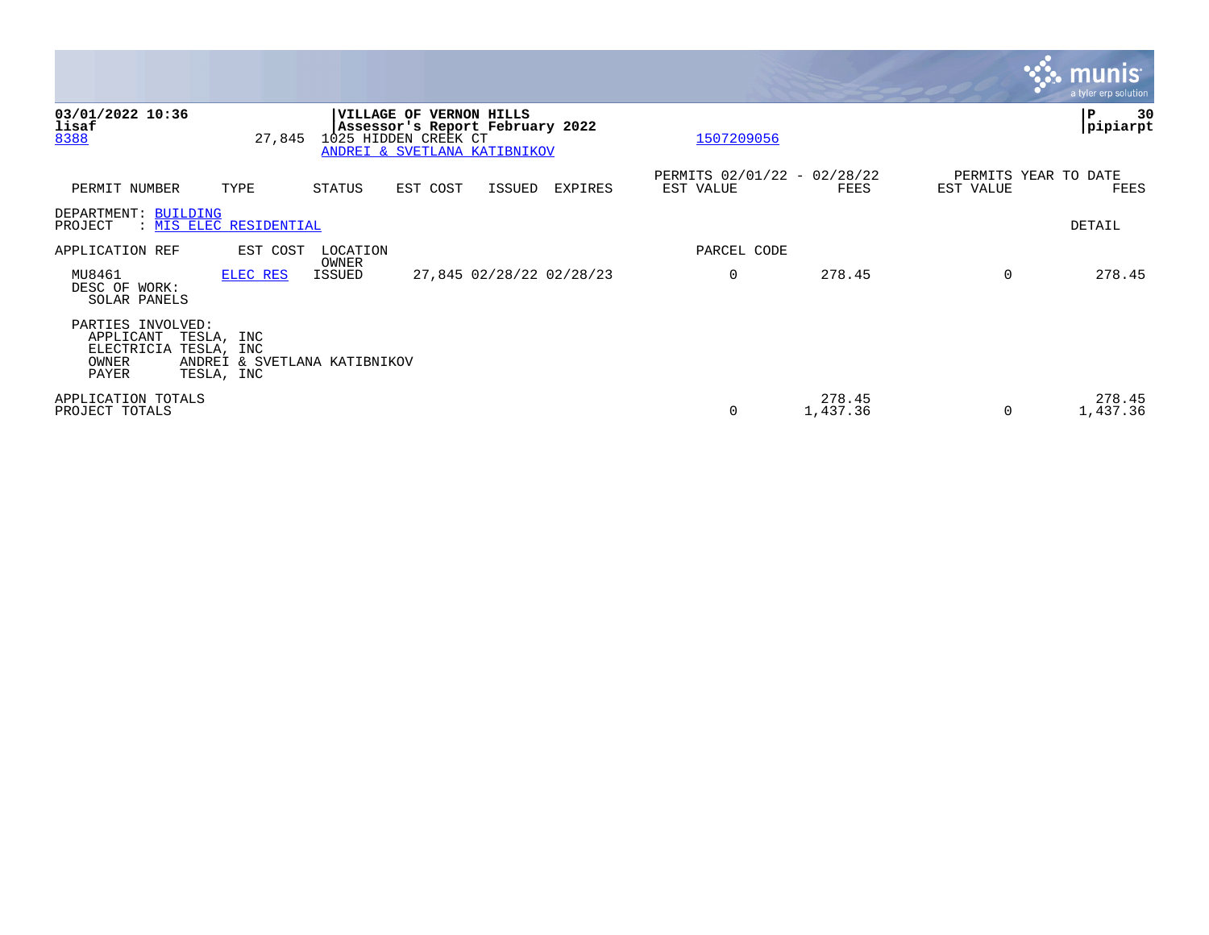03/01/2022 10:36
lisaf
8388 27,845

**VILLAGE OF VERNON HILLS**
**Assessor's Report February 2022**
1025 HIDDEN CREEK CT
ANDREI & SVETLANA KATIBNIKOV

1507209056

pipiarpt

| PERMIT NUMBER | TYPE | STATUS | EST COST | ISSUED | EXPIRES | PERMITS 02/01/22 - 02/28/22 EST VALUE | FEES | PERMITS YEAR TO DATE EST VALUE | FEES |
|---|---|---|---|---|---|---|---|---|---|

DEPARTMENT: BUILDING
PROJECT : MIS ELEC RESIDENTIAL

DETAIL

| APPLICATION REF | EST COST | LOCATION OWNER | | | | PARCEL CODE | | | |
|---|---|---|---|---|---|---|---|---|---|
| MU8461 | ELEC RES | ISSUED | 27,845 | 02/28/22 | 02/28/23 | 0 | 278.45 | 0 | 278.45 |

DESC OF WORK:
SOLAR PANELS

PARTIES INVOLVED:
- APPLICANT TESLA, INC
- ELECTRICIA TESLA, INC
- OWNER ANDREI & SVETLANA KATIBNIKOV
- PAYER TESLA, INC

| | EST VALUE | FEES | EST VALUE | FEES |
|---|---|---|---|---|
| APPLICATION TOTALS | | 278.45 | | 278.45 |
| PROJECT TOTALS | 0 | 1,437.36 | 0 | 1,437.36 |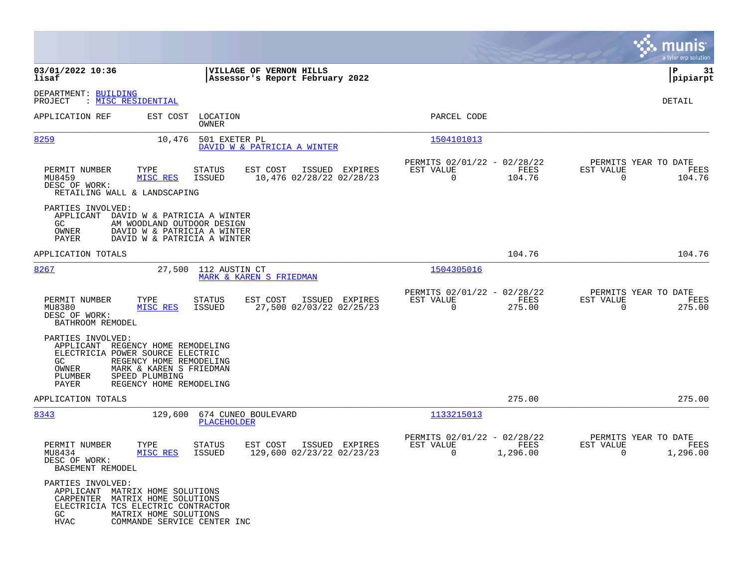**03/01/2022 10:36**
**lisaf**

**VILLAGE OF VERNON HILLS**
**Assessor's Report February 2022**

**P 31**
**pipiarpt**

DEPARTMENT: BUILDING
PROJECT : MISC RESIDENTIAL

DETAIL

| APPLICATION REF | EST COST | LOCATION / OWNER | PARCEL CODE |
|---|---|---|---|
| 8259 | 10,476 | 501 EXETER PL / DAVID W & PATRICIA A WINTER | 1504101013 |

| PERMIT NUMBER | TYPE | STATUS | EST COST | ISSUED | EXPIRES | PERMITS 02/01/22 - 02/28/22 EST VALUE | FEES | PERMITS YEAR TO DATE EST VALUE | FEES |
|---|---|---|---|---|---|---|---|---|---|
| MU8459 | MISC RES | ISSUED | 10,476 | 02/28/22 | 02/28/23 | 0 | 104.76 | 0 | 104.76 |

DESC OF WORK:
RETAILING WALL & LANDSCAPING

PARTIES INVOLVED:
- APPLICANT DAVID W & PATRICIA A WINTER
- GC AM WOODLAND OUTDOOR DESIGN
- OWNER DAVID W & PATRICIA A WINTER
- PAYER DAVID W & PATRICIA A WINTER

APPLICATION TOTALS 104.76 104.76

| APPLICATION REF | EST COST | LOCATION / OWNER | PARCEL CODE |
|---|---|---|---|
| 8267 | 27,500 | 112 AUSTIN CT / MARK & KAREN S FRIEDMAN | 1504305016 |

| PERMIT NUMBER | TYPE | STATUS | EST COST | ISSUED | EXPIRES | PERMITS 02/01/22 - 02/28/22 EST VALUE | FEES | PERMITS YEAR TO DATE EST VALUE | FEES |
|---|---|---|---|---|---|---|---|---|---|
| MU8380 | MISC RES | ISSUED | 27,500 | 02/03/22 | 02/25/23 | 0 | 275.00 | 0 | 275.00 |

DESC OF WORK:
BATHROOM REMODEL

PARTIES INVOLVED:
- APPLICANT REGENCY HOME REMODELING
- ELECTRICIA POWER SOURCE ELECTRIC
- GC REGENCY HOME REMODELING
- OWNER MARK & KAREN S FRIEDMAN
- PLUMBER SPEED PLUMBING
- PAYER REGENCY HOME REMODELING

APPLICATION TOTALS 275.00 275.00

| APPLICATION REF | EST COST | LOCATION / OWNER | PARCEL CODE |
|---|---|---|---|
| 8343 | 129,600 | 674 CUNEO BOULEVARD / PLACEHOLDER | 1133215013 |

| PERMIT NUMBER | TYPE | STATUS | EST COST | ISSUED | EXPIRES | PERMITS 02/01/22 - 02/28/22 EST VALUE | FEES | PERMITS YEAR TO DATE EST VALUE | FEES |
|---|---|---|---|---|---|---|---|---|---|
| MU8434 | MISC RES | ISSUED | 129,600 | 02/23/22 | 02/23/23 | 0 | 1,296.00 | 0 | 1,296.00 |

DESC OF WORK:
BASEMENT REMODEL

PARTIES INVOLVED:
- APPLICANT MATRIX HOME SOLUTIONS
- CARPENTER MATRIX HOME SOLUTIONS
- ELECTRICIA TCS ELECTRIC CONTRACTOR
- GC MATRIX HOME SOLUTIONS
- HVAC COMMANDE SERVICE CENTER INC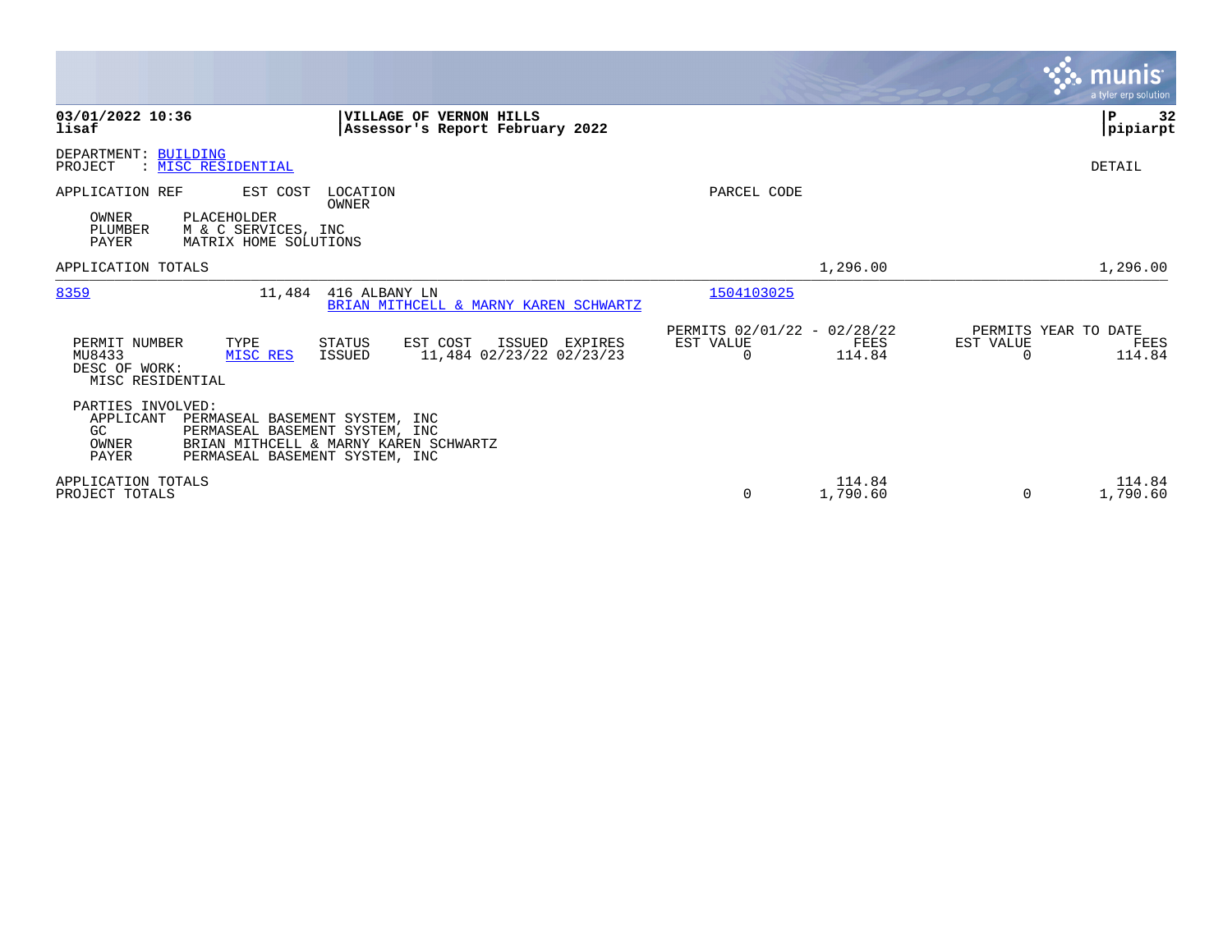**VILLAGE OF VERNON HILLS**
**Assessor's Report February 2022**

03/01/2022 10:36
lisaf

P 32
pipiarpt

DEPARTMENT: BUILDING
PROJECT : MISC RESIDENTIAL

DETAIL

APPLICATION REF | EST COST | LOCATION / OWNER | PARCEL CODE

OWNER PLACEHOLDER
PLUMBER M & C SERVICES, INC
PAYER MATRIX HOME SOLUTIONS

APPLICATION TOTALS — 1,296.00 — 1,296.00

---

**8359** | 11,484 | 416 ALBANY LN | 1504103025
BRIAN MITHCELL & MARNY KAREN SCHWARTZ

| PERMIT NUMBER | TYPE | STATUS | EST COST | ISSUED | EXPIRES | PERMITS 02/01/22 - 02/28/22 EST VALUE | FEES | PERMITS YEAR TO DATE EST VALUE | FEES |
|---|---|---|---|---|---|---|---|---|---|
| MU8433 | MISC RES | ISSUED | 11,484 | 02/23/22 | 02/23/23 | 0 | 114.84 | 0 | 114.84 |

DESC OF WORK:
MISC RESIDENTIAL

PARTIES INVOLVED:
APPLICANT PERMASEAL BASEMENT SYSTEM, INC
GC PERMASEAL BASEMENT SYSTEM, INC
OWNER BRIAN MITHCELL & MARNY KAREN SCHWARTZ
PAYER PERMASEAL BASEMENT SYSTEM, INC

| | EST VALUE | FEES | YTD EST VALUE | YTD FEES |
|---|---|---|---|---|
| APPLICATION TOTALS | | 114.84 | | 114.84 |
| PROJECT TOTALS | 0 | 1,790.60 | 0 | 1,790.60 |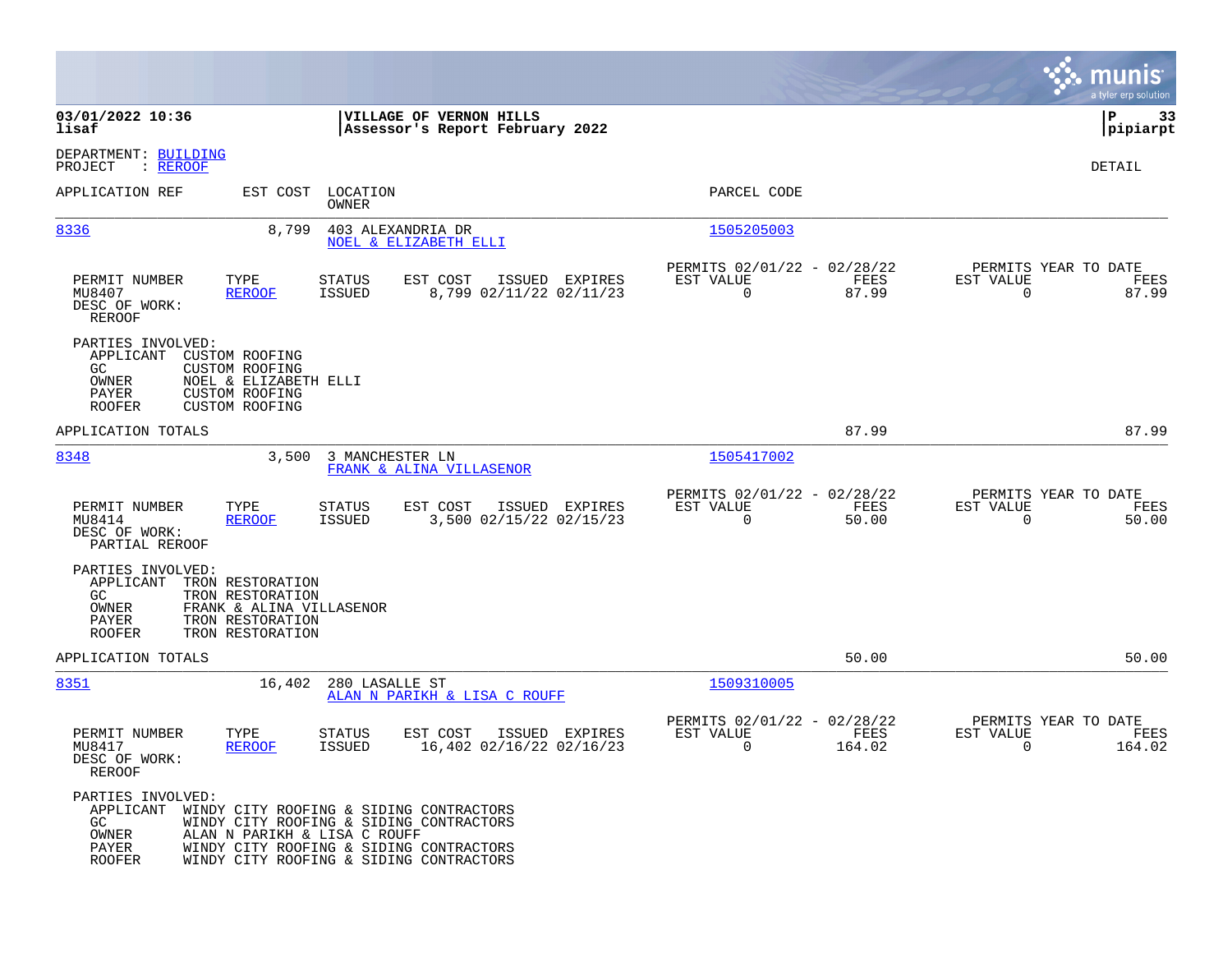03/01/2022 10:36 | VILLAGE OF VERNON HILLS | P 33
lisaf | Assessor's Report February 2022 | pipiarpt

DEPARTMENT: BUILDING
PROJECT : REROOF

DETAIL

| APPLICATION REF | EST COST | LOCATION / OWNER | PARCEL CODE |
|---|---|---|---|
| 8336 | 8,799 | 403 ALEXANDRIA DR / NOEL & ELIZABETH ELLI | 1505205003 |

| PERMIT NUMBER | TYPE | STATUS | EST COST | ISSUED | EXPIRES | PERMITS 02/01/22 - 02/28/22 EST VALUE | FEES | PERMITS YEAR TO DATE EST VALUE | FEES |
|---|---|---|---|---|---|---|---|---|---|
| MU8407 | REROOF | ISSUED | 8,799 | 02/11/22 | 02/11/23 | 0 | 87.99 | 0 | 87.99 |

DESC OF WORK:
REROOF

PARTIES INVOLVED:
- APPLICANT CUSTOM ROOFING
- GC CUSTOM ROOFING
- OWNER NOEL & ELIZABETH ELLI
- PAYER CUSTOM ROOFING
- ROOFER CUSTOM ROOFING

APPLICATION TOTALS 87.99 87.99

| APPLICATION REF | EST COST | LOCATION / OWNER | PARCEL CODE |
|---|---|---|---|
| 8348 | 3,500 | 3 MANCHESTER LN / FRANK & ALINA VILLASENOR | 1505417002 |

| PERMIT NUMBER | TYPE | STATUS | EST COST | ISSUED | EXPIRES | PERMITS 02/01/22 - 02/28/22 EST VALUE | FEES | PERMITS YEAR TO DATE EST VALUE | FEES |
|---|---|---|---|---|---|---|---|---|---|
| MU8414 | REROOF | ISSUED | 3,500 | 02/15/22 | 02/15/23 | 0 | 50.00 | 0 | 50.00 |

DESC OF WORK:
PARTIAL REROOF

PARTIES INVOLVED:
- APPLICANT TRON RESTORATION
- GC TRON RESTORATION
- OWNER FRANK & ALINA VILLASENOR
- PAYER TRON RESTORATION
- ROOFER TRON RESTORATION

APPLICATION TOTALS 50.00 50.00

| APPLICATION REF | EST COST | LOCATION / OWNER | PARCEL CODE |
|---|---|---|---|
| 8351 | 16,402 | 280 LASALLE ST / ALAN N PARIKH & LISA C ROUFF | 1509310005 |

| PERMIT NUMBER | TYPE | STATUS | EST COST | ISSUED | EXPIRES | PERMITS 02/01/22 - 02/28/22 EST VALUE | FEES | PERMITS YEAR TO DATE EST VALUE | FEES |
|---|---|---|---|---|---|---|---|---|---|
| MU8417 | REROOF | ISSUED | 16,402 | 02/16/22 | 02/16/23 | 0 | 164.02 | 0 | 164.02 |

DESC OF WORK:
REROOF

PARTIES INVOLVED:
- APPLICANT WINDY CITY ROOFING & SIDING CONTRACTORS
- GC WINDY CITY ROOFING & SIDING CONTRACTORS
- OWNER ALAN N PARIKH & LISA C ROUFF
- PAYER WINDY CITY ROOFING & SIDING CONTRACTORS
- ROOFER WINDY CITY ROOFING & SIDING CONTRACTORS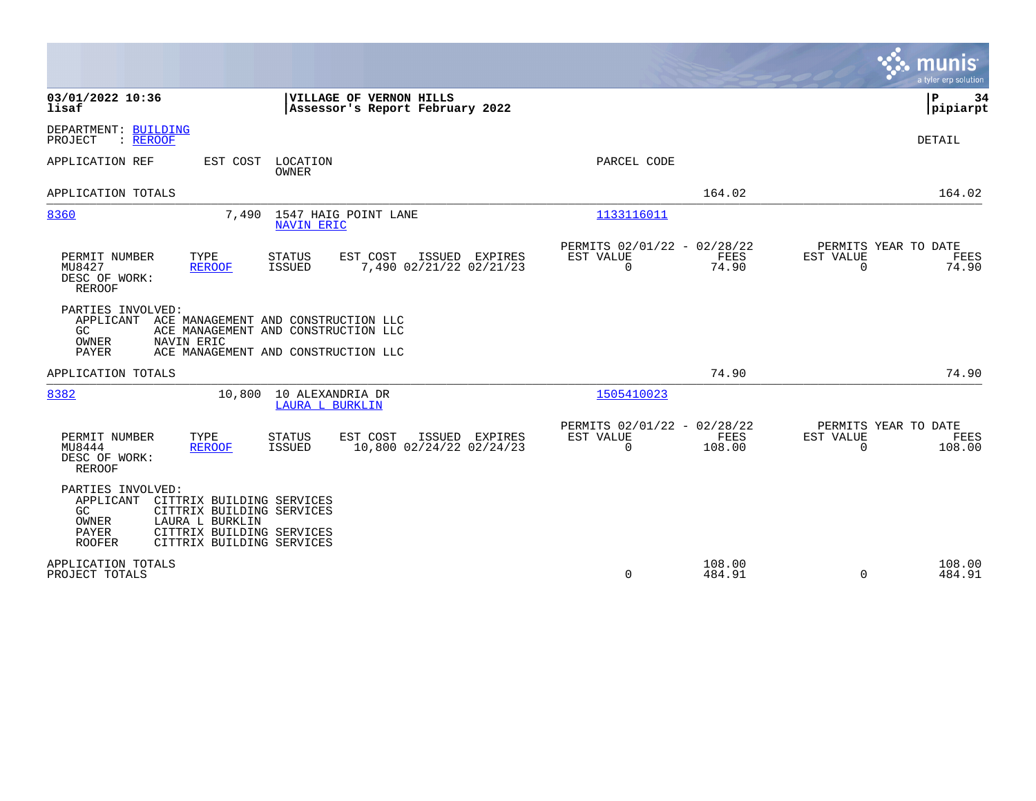**03/01/2022 10:36**
**lisaf**

**VILLAGE OF VERNON HILLS**
**Assessor's Report February 2022**

**pipiarpt**

DEPARTMENT: BUILDING
PROJECT : REROOF

DETAIL

| APPLICATION REF | EST COST | LOCATION / OWNER | PARCEL CODE | | |
|---|---|---|---|---|---|
| APPLICATION TOTALS | | | | 164.02 | 164.02 |
| 8360 | 7,490 | 1547 HAIG POINT LANE / NAVIN ERIC | 1133116011 | | |

| PERMIT NUMBER | TYPE | STATUS | EST COST | ISSUED | EXPIRES | PERMITS 02/01/22 - 02/28/22 EST VALUE | FEES | PERMITS YEAR TO DATE EST VALUE | FEES |
|---|---|---|---|---|---|---|---|---|---|
| MU8427 | REROOF | ISSUED | 7,490 | 02/21/22 | 02/21/23 | 0 | 74.90 | 0 | 74.90 |

DESC OF WORK:
REROOF

PARTIES INVOLVED:
- APPLICANT ACE MANAGEMENT AND CONSTRUCTION LLC
- GC ACE MANAGEMENT AND CONSTRUCTION LLC
- OWNER NAVIN ERIC
- PAYER ACE MANAGEMENT AND CONSTRUCTION LLC

| APPLICATION REF | EST COST | LOCATION / OWNER | PARCEL CODE | | |
|---|---|---|---|---|---|
| APPLICATION TOTALS | | | | 74.90 | 74.90 |
| 8382 | 10,800 | 10 ALEXANDRIA DR / LAURA L BURKLIN | 1505410023 | | |

| PERMIT NUMBER | TYPE | STATUS | EST COST | ISSUED | EXPIRES | PERMITS 02/01/22 - 02/28/22 EST VALUE | FEES | PERMITS YEAR TO DATE EST VALUE | FEES |
|---|---|---|---|---|---|---|---|---|---|
| MU8444 | REROOF | ISSUED | 10,800 | 02/24/22 | 02/24/23 | 0 | 108.00 | 0 | 108.00 |

DESC OF WORK:
REROOF

PARTIES INVOLVED:
- APPLICANT CITTRIX BUILDING SERVICES
- GC CITTRIX BUILDING SERVICES
- OWNER LAURA L BURKLIN
- PAYER CITTRIX BUILDING SERVICES
- ROOFER CITTRIX BUILDING SERVICES

| | EST VALUE | FEES | YTD EST VALUE | YTD FEES |
|---|---|---|---|---|
| APPLICATION TOTALS | | 108.00 | | 108.00 |
| PROJECT TOTALS | 0 | 484.91 | 0 | 484.91 |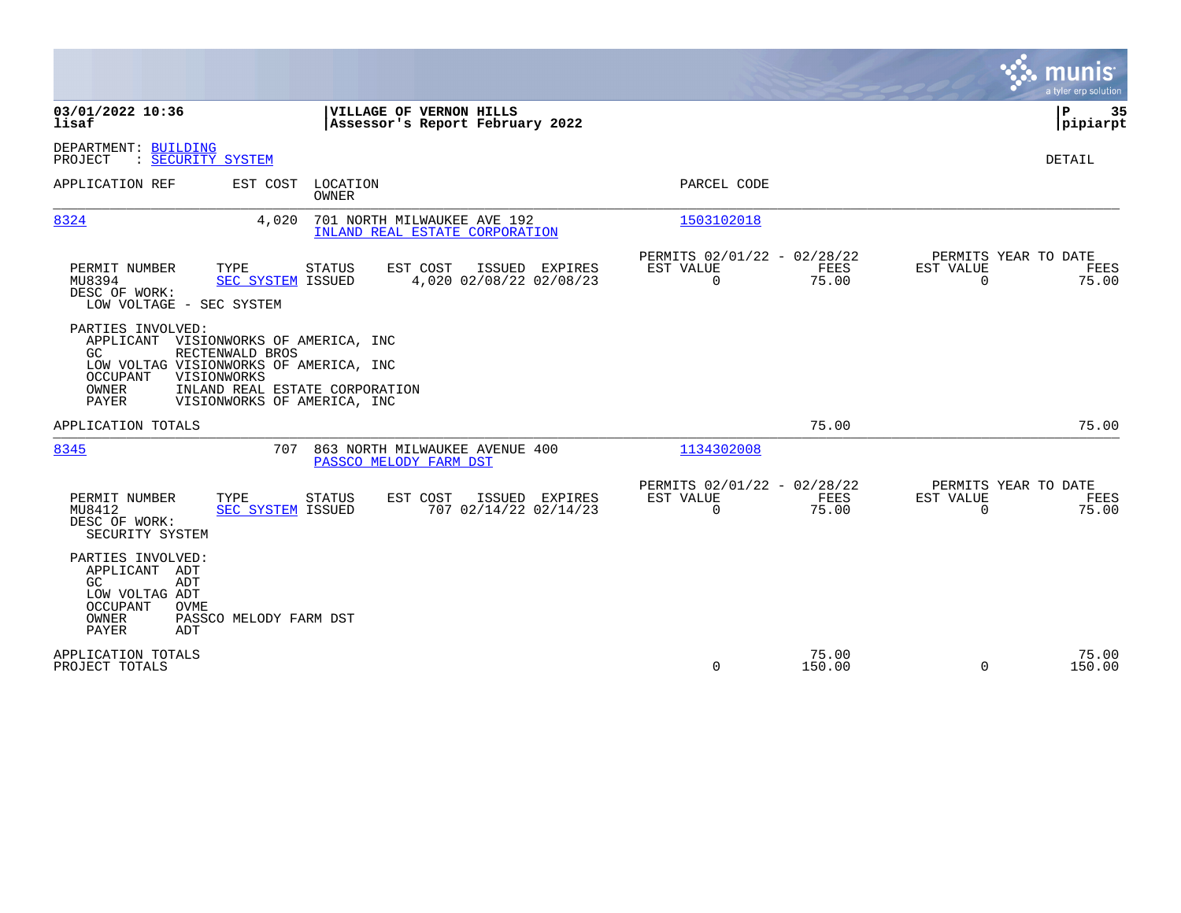**03/01/2022 10:36**
**lisaf**

**VILLAGE OF VERNON HILLS**
**Assessor's Report February 2022**

**P 35**
**pipiarpt**

DEPARTMENT: BUILDING
PROJECT : SECURITY SYSTEM

DETAIL

| APPLICATION REF | EST COST | LOCATION / OWNER | PARCEL CODE |
|---|---|---|---|
| 8324 | 4,020 | 701 NORTH MILWAUKEE AVE 192 / INLAND REAL ESTATE CORPORATION | 1503102018 |

| PERMIT NUMBER | TYPE | STATUS | EST COST | ISSUED | EXPIRES | PERMITS 02/01/22 - 02/28/22 EST VALUE | FEES | PERMITS YEAR TO DATE EST VALUE | FEES |
|---|---|---|---|---|---|---|---|---|---|
| MU8394 | SEC SYSTEM | ISSUED | 4,020 | 02/08/22 | 02/08/23 | 0 | 75.00 | 0 | 75.00 |

DESC OF WORK:
LOW VOLTAGE - SEC SYSTEM

PARTIES INVOLVED:
- APPLICANT VISIONWORKS OF AMERICA, INC
- GC RECTENWALD BROS
- LOW VOLTAG VISIONWORKS OF AMERICA, INC
- OCCUPANT VISIONWORKS
- OWNER INLAND REAL ESTATE CORPORATION
- PAYER VISIONWORKS OF AMERICA, INC

APPLICATION TOTALS 75.00 75.00

| APPLICATION REF | EST COST | LOCATION / OWNER | PARCEL CODE |
|---|---|---|---|
| 8345 | 707 | 863 NORTH MILWAUKEE AVENUE 400 / PASSCO MELODY FARM DST | 1134302008 |

| PERMIT NUMBER | TYPE | STATUS | EST COST | ISSUED | EXPIRES | PERMITS 02/01/22 - 02/28/22 EST VALUE | FEES | PERMITS YEAR TO DATE EST VALUE | FEES |
|---|---|---|---|---|---|---|---|---|---|
| MU8412 | SEC SYSTEM | ISSUED | 707 | 02/14/22 | 02/14/23 | 0 | 75.00 | 0 | 75.00 |

DESC OF WORK:
SECURITY SYSTEM

PARTIES INVOLVED:
- APPLICANT ADT
- GC ADT
- LOW VOLTAG ADT
- OCCUPANT OVME
- OWNER PASSCO MELODY FARM DST
- PAYER ADT

| | EST VALUE | FEES | YTD EST VALUE | YTD FEES |
|---|---|---|---|---|
| APPLICATION TOTALS | | 75.00 | | 75.00 |
| PROJECT TOTALS | 0 | 150.00 | 0 | 150.00 |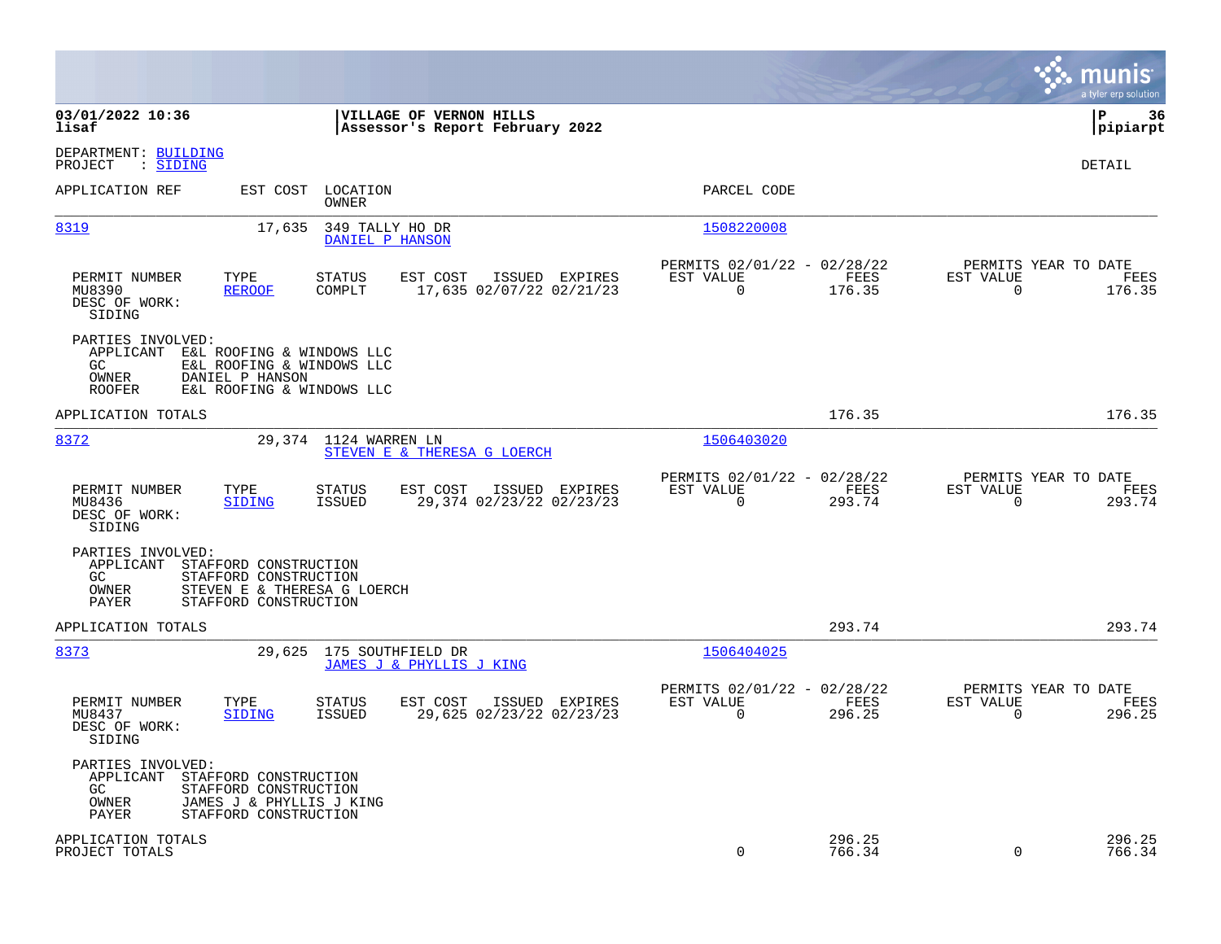03/01/2022 10:36 lisaf

**VILLAGE OF VERNON HILLS**
**Assessor's Report February 2022**

P 36 pipiarpt

DEPARTMENT: BUILDING
PROJECT : SIDING

DETAIL

| APPLICATION REF | EST COST | LOCATION / OWNER | PARCEL CODE |
|---|---|---|---|
| 8319 | 17,635 | 349 TALLY HO DR / DANIEL P HANSON | 1508220008 |

| PERMIT NUMBER | TYPE | STATUS | EST COST | ISSUED | EXPIRES | PERMITS 02/01/22 - 02/28/22 EST VALUE | FEES | PERMITS YEAR TO DATE EST VALUE | FEES |
|---|---|---|---|---|---|---|---|---|---|
| MU8390 | REROOF | COMPLT | 17,635 | 02/07/22 | 02/21/23 | 0 | 176.35 | 0 | 176.35 |

DESC OF WORK:
SIDING

PARTIES INVOLVED:
- APPLICANT E&L ROOFING & WINDOWS LLC
- GC E&L ROOFING & WINDOWS LLC
- OWNER DANIEL P HANSON
- ROOFER E&L ROOFING & WINDOWS LLC

APPLICATION TOTALS 176.35 176.35

| APPLICATION REF | EST COST | LOCATION / OWNER | PARCEL CODE |
|---|---|---|---|
| 8372 | 29,374 | 1124 WARREN LN / STEVEN E & THERESA G LOERCH | 1506403020 |

| PERMIT NUMBER | TYPE | STATUS | EST COST | ISSUED | EXPIRES | PERMITS 02/01/22 - 02/28/22 EST VALUE | FEES | PERMITS YEAR TO DATE EST VALUE | FEES |
|---|---|---|---|---|---|---|---|---|---|
| MU8436 | SIDING | ISSUED | 29,374 | 02/23/22 | 02/23/23 | 0 | 293.74 | 0 | 293.74 |

DESC OF WORK:
SIDING

PARTIES INVOLVED:
- APPLICANT STAFFORD CONSTRUCTION
- GC STAFFORD CONSTRUCTION
- OWNER STEVEN E & THERESA G LOERCH
- PAYER STAFFORD CONSTRUCTION

APPLICATION TOTALS 293.74 293.74

| APPLICATION REF | EST COST | LOCATION / OWNER | PARCEL CODE |
|---|---|---|---|
| 8373 | 29,625 | 175 SOUTHFIELD DR / JAMES J & PHYLLIS J KING | 1506404025 |

| PERMIT NUMBER | TYPE | STATUS | EST COST | ISSUED | EXPIRES | PERMITS 02/01/22 - 02/28/22 EST VALUE | FEES | PERMITS YEAR TO DATE EST VALUE | FEES |
|---|---|---|---|---|---|---|---|---|---|
| MU8437 | SIDING | ISSUED | 29,625 | 02/23/22 | 02/23/23 | 0 | 296.25 | 0 | 296.25 |

DESC OF WORK:
SIDING

PARTIES INVOLVED:
- APPLICANT STAFFORD CONSTRUCTION
- GC STAFFORD CONSTRUCTION
- OWNER JAMES J & PHYLLIS J KING
- PAYER STAFFORD CONSTRUCTION

| | EST VALUE | FEES | YTD EST VALUE | YTD FEES |
|---|---|---|---|---|
| APPLICATION TOTALS | | 296.25 | | 296.25 |
| PROJECT TOTALS | 0 | 766.34 | 0 | 766.34 |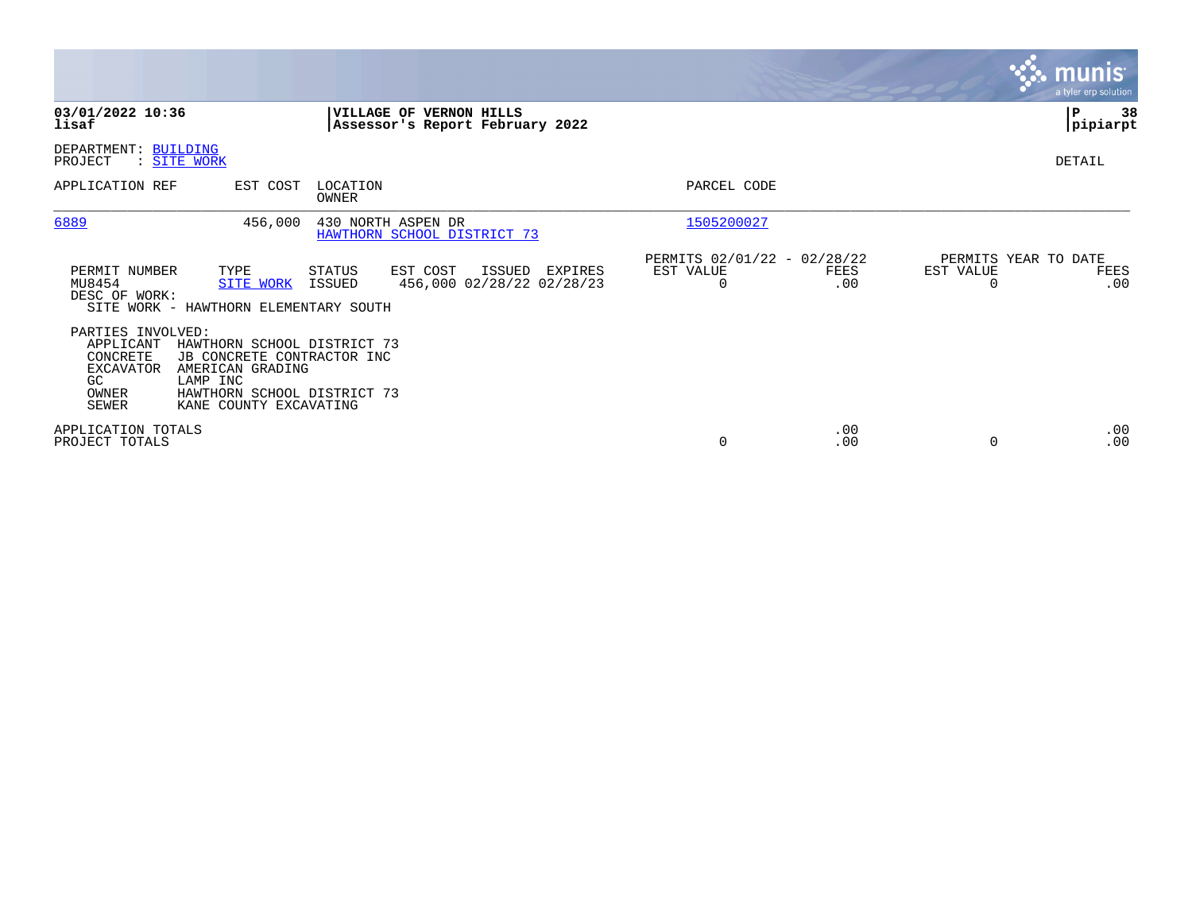**03/01/2022 10:36**
**lisaf**

**VILLAGE OF VERNON HILLS**
**Assessor's Report February 2022**

**pipiarpt**

DEPARTMENT: BUILDING
PROJECT : SITE WORK

DETAIL

| APPLICATION REF | EST COST | LOCATION / OWNER | PARCEL CODE |
|---|---|---|---|
| 6889 | 456,000 | 430 NORTH ASPEN DR / HAWTHORN SCHOOL DISTRICT 73 | 1505200027 |

| PERMIT NUMBER | TYPE | STATUS | EST COST | ISSUED | EXPIRES | PERMITS 02/01/22 - 02/28/22 EST VALUE | FEES | PERMITS YEAR TO DATE EST VALUE | FEES |
|---|---|---|---|---|---|---|---|---|---|
| MU8454 | SITE WORK | ISSUED | 456,000 | 02/28/22 | 02/28/23 | 0 | .00 | 0 | .00 |

DESC OF WORK:
SITE WORK - HAWTHORN ELEMENTARY SOUTH

PARTIES INVOLVED:

| Role | Name |
|---|---|
| APPLICANT | HAWTHORN SCHOOL DISTRICT 73 |
| CONCRETE | JB CONCRETE CONTRACTOR INC |
| EXCAVATOR | AMERICAN GRADING |
| GC | LAMP INC |
| OWNER | HAWTHORN SCHOOL DISTRICT 73 |
| SEWER | KANE COUNTY EXCAVATING |

| | EST VALUE | FEES | EST VALUE | FEES |
|---|---|---|---|---|
| APPLICATION TOTALS | | .00 | | .00 |
| PROJECT TOTALS | 0 | .00 | 0 | .00 |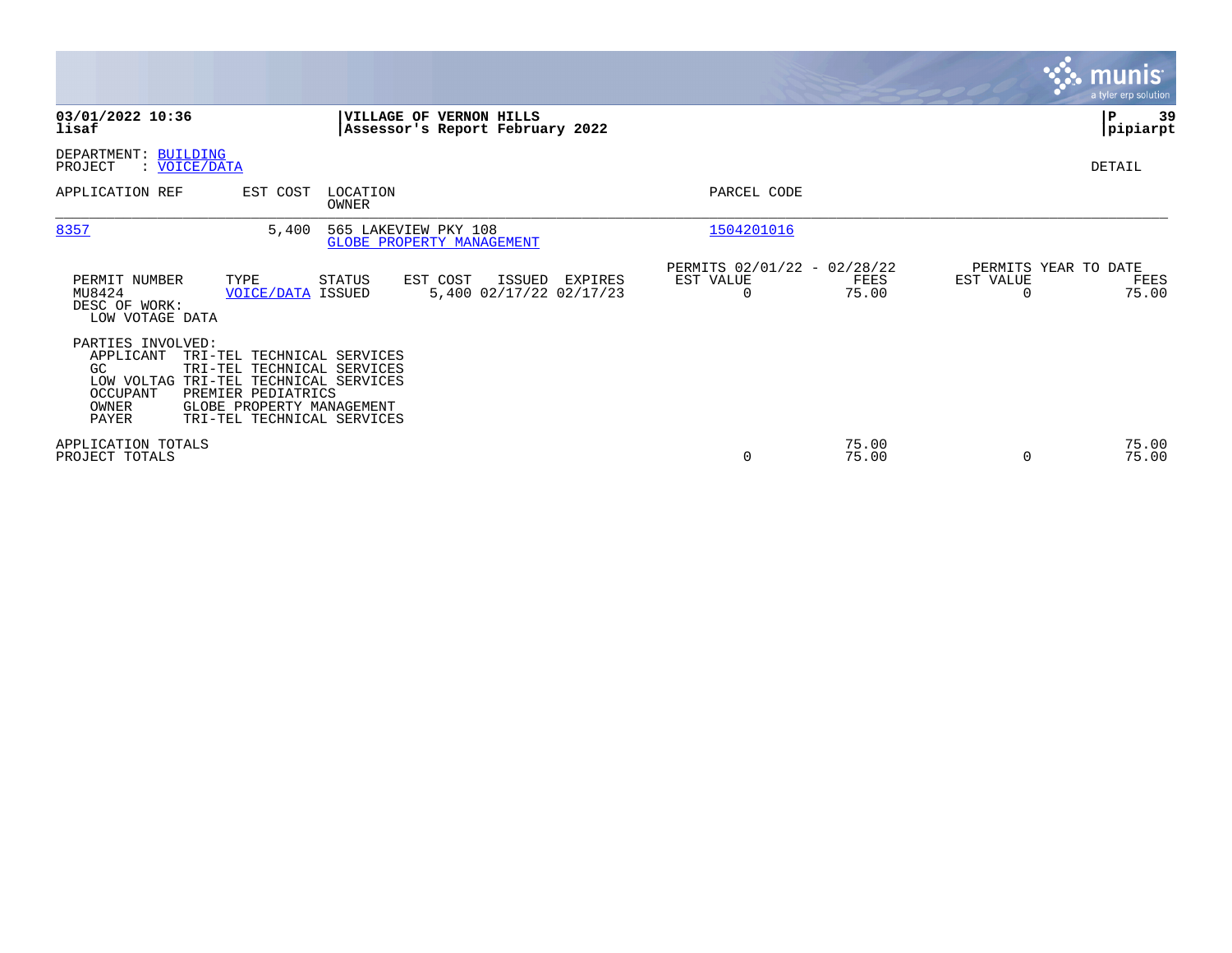**03/01/2022 10:36** | **VILLAGE OF VERNON HILLS** | **Assessor's Report February 2022**

**lisaf** | **pipiarpt**

DEPARTMENT: BUILDING
PROJECT : VOICE/DATA

DETAIL

| APPLICATION REF | EST COST | LOCATION / OWNER | PARCEL CODE |
|---|---|---|---|
| 8357 | 5,400 | 565 LAKEVIEW PKY 108 / GLOBE PROPERTY MANAGEMENT | 1504201016 |

| PERMIT NUMBER | TYPE | STATUS | EST COST | ISSUED | EXPIRES | PERMITS 02/01/22 - 02/28/22 EST VALUE | FEES | PERMITS YEAR TO DATE EST VALUE | FEES |
|---|---|---|---|---|---|---|---|---|---|
| MU8424 | VOICE/DATA | ISSUED | 5,400 | 02/17/22 | 02/17/23 | 0 | 75.00 | 0 | 75.00 |

DESC OF WORK:
LOW VOTAGE DATA

PARTIES INVOLVED:

| Role | Party |
|---|---|
| APPLICANT | TRI-TEL TECHNICAL SERVICES |
| GC | TRI-TEL TECHNICAL SERVICES |
| LOW VOLTAG | TRI-TEL TECHNICAL SERVICES |
| OCCUPANT | PREMIER PEDIATRICS |
| OWNER | GLOBE PROPERTY MANAGEMENT |
| PAYER | TRI-TEL TECHNICAL SERVICES |

| | EST VALUE | FEES | YTD EST VALUE | YTD FEES |
|---|---|---|---|---|
| APPLICATION TOTALS | | 75.00 | | 75.00 |
| PROJECT TOTALS | 0 | 75.00 | 0 | 75.00 |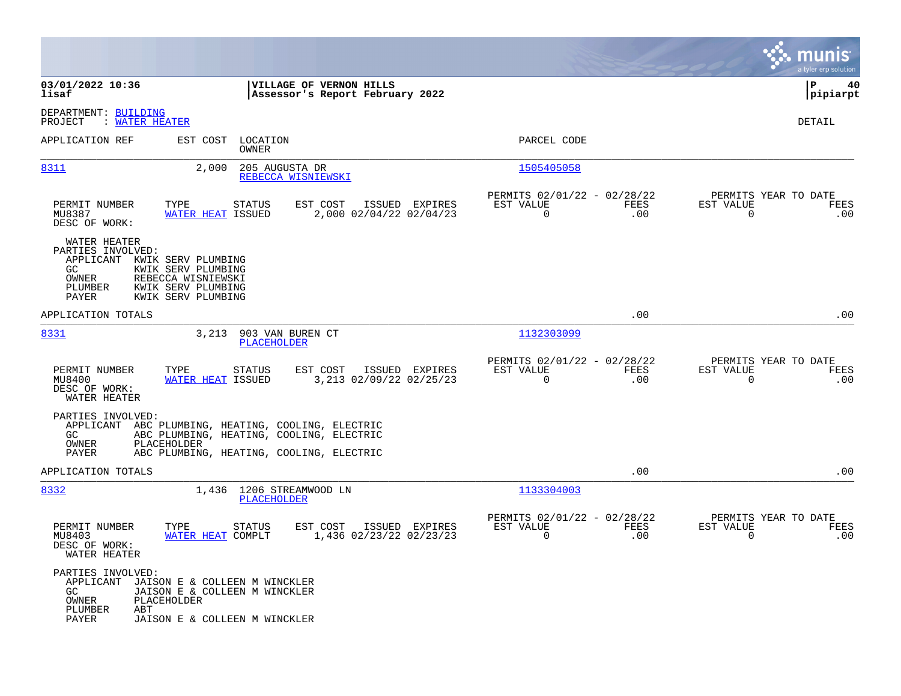**03/01/2022 10:36**
**lisaf**

**VILLAGE OF VERNON HILLS**
**Assessor's Report February 2022**

**P 40**
**pipiarpt**

DEPARTMENT: BUILDING
PROJECT : WATER HEATER

DETAIL

| APPLICATION REF | EST COST | LOCATION / OWNER | PARCEL CODE |
|---|---|---|---|
| 8311 | 2,000 | 205 AUGUSTA DR / REBECCA WISNIEWSKI | 1505405058 |

| PERMIT NUMBER | TYPE | STATUS | EST COST | ISSUED | EXPIRES | PERMITS 02/01/22 - 02/28/22 EST VALUE | FEES | PERMITS YEAR TO DATE EST VALUE | FEES |
|---|---|---|---|---|---|---|---|---|---|
| MU8387 | WATER HEAT | ISSUED | 2,000 | 02/04/22 | 02/04/23 | 0 | .00 | 0 | .00 |

DESC OF WORK:
WATER HEATER

PARTIES INVOLVED:
- APPLICANT KWIK SERV PLUMBING
- GC KWIK SERV PLUMBING
- OWNER REBECCA WISNIEWSKI
- PLUMBER KWIK SERV PLUMBING
- PAYER KWIK SERV PLUMBING

APPLICATION TOTALS .00 .00

| APPLICATION REF | EST COST | LOCATION / OWNER | PARCEL CODE |
|---|---|---|---|
| 8331 | 3,213 | 903 VAN BUREN CT / PLACEHOLDER | 1132303099 |

| PERMIT NUMBER | TYPE | STATUS | EST COST | ISSUED | EXPIRES | PERMITS 02/01/22 - 02/28/22 EST VALUE | FEES | PERMITS YEAR TO DATE EST VALUE | FEES |
|---|---|---|---|---|---|---|---|---|---|
| MU8400 | WATER HEAT | ISSUED | 3,213 | 02/09/22 | 02/25/23 | 0 | .00 | 0 | .00 |

DESC OF WORK:
WATER HEATER

PARTIES INVOLVED:
- APPLICANT ABC PLUMBING, HEATING, COOLING, ELECTRIC
- GC ABC PLUMBING, HEATING, COOLING, ELECTRIC
- OWNER PLACEHOLDER
- PAYER ABC PLUMBING, HEATING, COOLING, ELECTRIC

APPLICATION TOTALS .00 .00

| APPLICATION REF | EST COST | LOCATION / OWNER | PARCEL CODE |
|---|---|---|---|
| 8332 | 1,436 | 1206 STREAMWOOD LN / PLACEHOLDER | 1133304003 |

| PERMIT NUMBER | TYPE | STATUS | EST COST | ISSUED | EXPIRES | PERMITS 02/01/22 - 02/28/22 EST VALUE | FEES | PERMITS YEAR TO DATE EST VALUE | FEES |
|---|---|---|---|---|---|---|---|---|---|
| MU8403 | WATER HEAT | COMPLT | 1,436 | 02/23/22 | 02/23/23 | 0 | .00 | 0 | .00 |

DESC OF WORK:
WATER HEATER

PARTIES INVOLVED:
- APPLICANT JAISON E & COLLEEN M WINCKLER
- GC JAISON E & COLLEEN M WINCKLER
- OWNER PLACEHOLDER
- PLUMBER ABT
- PAYER JAISON E & COLLEEN M WINCKLER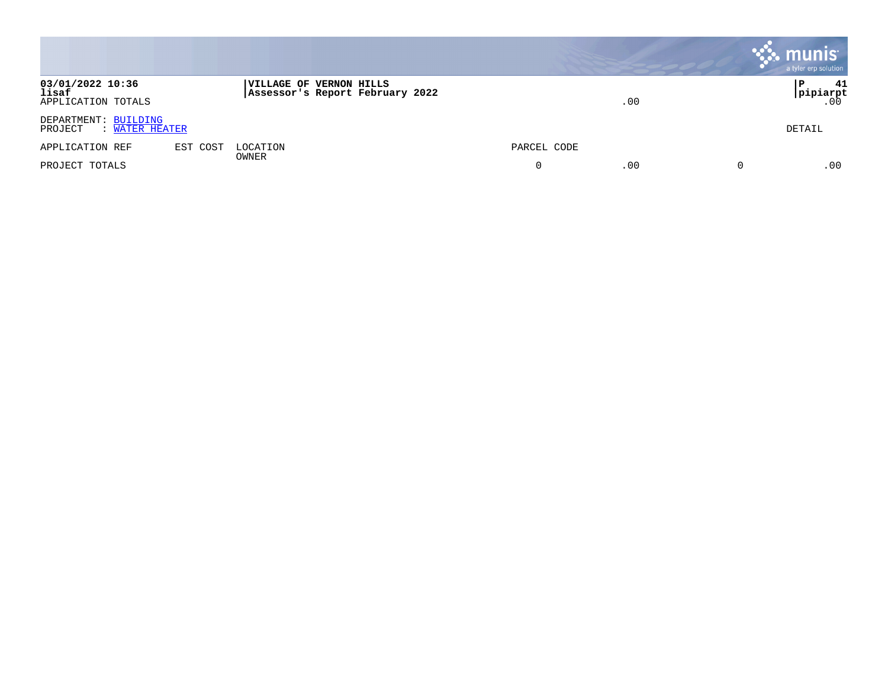03/01/2022 10:36
lisaf
APPLICATION TOTALS

**VILLAGE OF VERNON HILLS**
**Assessor's Report February 2022**

.00

P 41
pipiarpt
.00

DEPARTMENT: BUILDING
PROJECT : WATER HEATER

DETAIL

| APPLICATION REF | EST COST | LOCATION<br>OWNER | PARCEL CODE | | | |
|---|---|---|---|---|---|---|
| PROJECT TOTALS | | | 0 | .00 | 0 | .00 |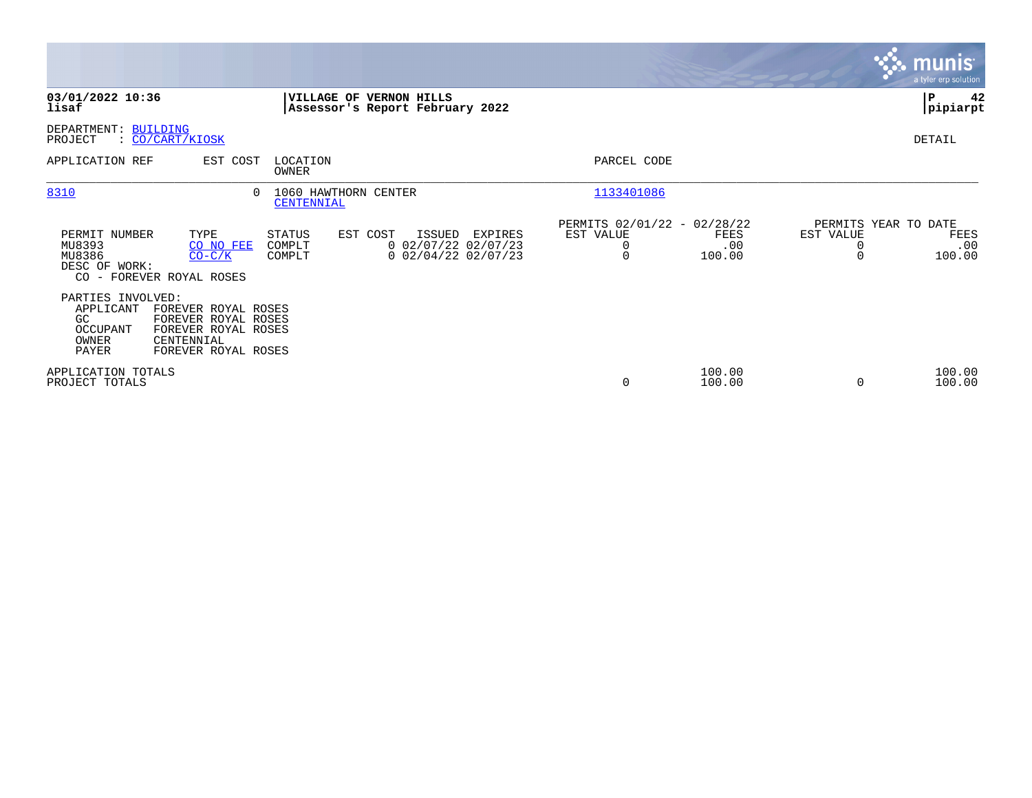**VILLAGE OF VERNON HILLS**
**Assessor's Report February 2022**

03/01/2022 10:36
lisaf

DEPARTMENT: BUILDING
PROJECT : CO/CART/KIOSK

DETAIL

| APPLICATION REF | EST COST | LOCATION / OWNER | PARCEL CODE |
|---|---|---|---|
| 8310 | 0 | 1060 HAWTHORN CENTER / CENTENNIAL | 1133401086 |

| PERMIT NUMBER | TYPE | STATUS | EST COST | ISSUED | EXPIRES | PERMITS 02/01/22 - 02/28/22 EST VALUE | PERMITS 02/01/22 - 02/28/22 FEES | PERMITS YEAR TO DATE EST VALUE | PERMITS YEAR TO DATE FEES |
|---|---|---|---|---|---|---|---|---|---|
| MU8393 | CO NO FEE | COMPLT | 0 | 02/07/22 | 02/07/23 | 0 | .00 | 0 | .00 |
| MU8386 | CO-C/K | COMPLT | 0 | 02/04/22 | 02/07/23 | 0 | 100.00 | 0 | 100.00 |

DESC OF WORK:
CO - FOREVER ROYAL ROSES

PARTIES INVOLVED:

| Role | Name |
|---|---|
| APPLICANT | FOREVER ROYAL ROSES |
| GC | FOREVER ROYAL ROSES |
| OCCUPANT | FOREVER ROYAL ROSES |
| OWNER | CENTENNIAL |
| PAYER | FOREVER ROYAL ROSES |

| | EST VALUE | FEES | YTD EST VALUE | YTD FEES |
|---|---|---|---|---|
| APPLICATION TOTALS | | 100.00 | | 100.00 |
| PROJECT TOTALS | 0 | 100.00 | 0 | 100.00 |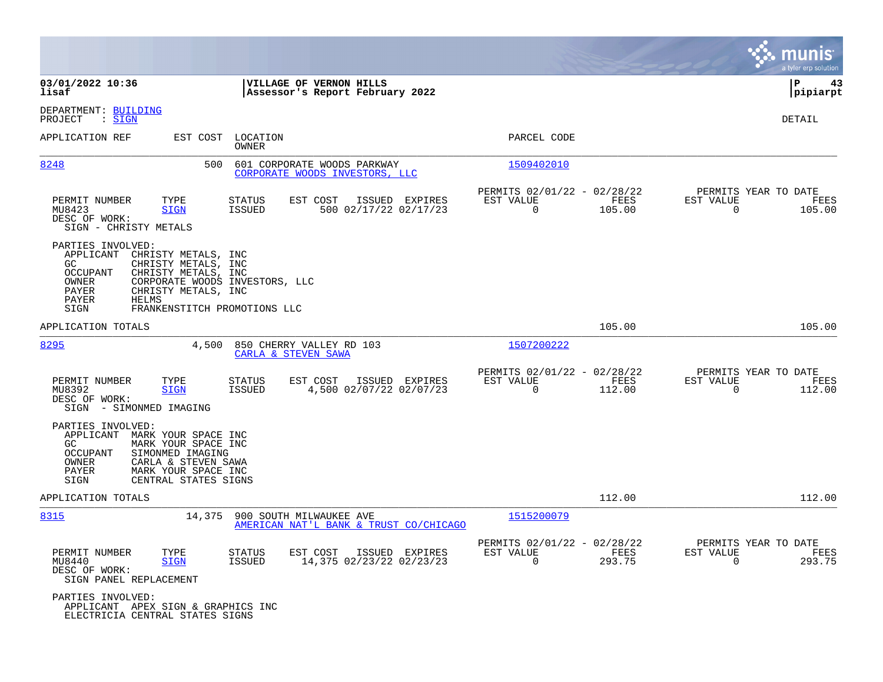**VILLAGE OF VERNON HILLS**
**Assessor's Report February 2022**

03/01/2022 10:36
lisaf

DEPARTMENT: BUILDING
PROJECT : SIGN

DETAIL

| APPLICATION REF | EST COST | LOCATION / OWNER | PARCEL CODE |
|---|---|---|---|
| 8248 | 500 | 601 CORPORATE WOODS PARKWAY / CORPORATE WOODS INVESTORS, LLC | 1509402010 |

| PERMIT NUMBER | TYPE | STATUS | EST COST | ISSUED | EXPIRES | PERMITS 02/01/22 - 02/28/22 EST VALUE | FEES | PERMITS YEAR TO DATE EST VALUE | FEES |
|---|---|---|---|---|---|---|---|---|---|
| MU8423 | SIGN | ISSUED | 500 | 02/17/22 | 02/17/23 | 0 | 105.00 | 0 | 105.00 |

DESC OF WORK:
SIGN - CHRISTY METALS

PARTIES INVOLVED:
- APPLICANT CHRISTY METALS, INC
- GC CHRISTY METALS, INC
- OCCUPANT CHRISTY METALS, INC
- OWNER CORPORATE WOODS INVESTORS, LLC
- PAYER CHRISTY METALS, INC
- PAYER HELMS
- SIGN FRANKENSTITCH PROMOTIONS LLC

APPLICATION TOTALS 105.00 105.00

| APPLICATION REF | EST COST | LOCATION / OWNER | PARCEL CODE |
|---|---|---|---|
| 8295 | 4,500 | 850 CHERRY VALLEY RD 103 / CARLA & STEVEN SAWA | 1507200222 |

| PERMIT NUMBER | TYPE | STATUS | EST COST | ISSUED | EXPIRES | PERMITS 02/01/22 - 02/28/22 EST VALUE | FEES | PERMITS YEAR TO DATE EST VALUE | FEES |
|---|---|---|---|---|---|---|---|---|---|
| MU8392 | SIGN | ISSUED | 4,500 | 02/07/22 | 02/07/23 | 0 | 112.00 | 0 | 112.00 |

DESC OF WORK:
SIGN - SIMONMED IMAGING

PARTIES INVOLVED:
- APPLICANT MARK YOUR SPACE INC
- GC MARK YOUR SPACE INC
- OCCUPANT SIMONMED IMAGING
- OWNER CARLA & STEVEN SAWA
- PAYER MARK YOUR SPACE INC
- SIGN CENTRAL STATES SIGNS

APPLICATION TOTALS 112.00 112.00

| APPLICATION REF | EST COST | LOCATION / OWNER | PARCEL CODE |
|---|---|---|---|
| 8315 | 14,375 | 900 SOUTH MILWAUKEE AVE / AMERICAN NAT'L BANK & TRUST CO/CHICAGO | 1515200079 |

| PERMIT NUMBER | TYPE | STATUS | EST COST | ISSUED | EXPIRES | PERMITS 02/01/22 - 02/28/22 EST VALUE | FEES | PERMITS YEAR TO DATE EST VALUE | FEES |
|---|---|---|---|---|---|---|---|---|---|
| MU8440 | SIGN | ISSUED | 14,375 | 02/23/22 | 02/23/23 | 0 | 293.75 | 0 | 293.75 |

DESC OF WORK:
SIGN PANEL REPLACEMENT

PARTIES INVOLVED:
- APPLICANT APEX SIGN & GRAPHICS INC
- ELECTRICIA CENTRAL STATES SIGNS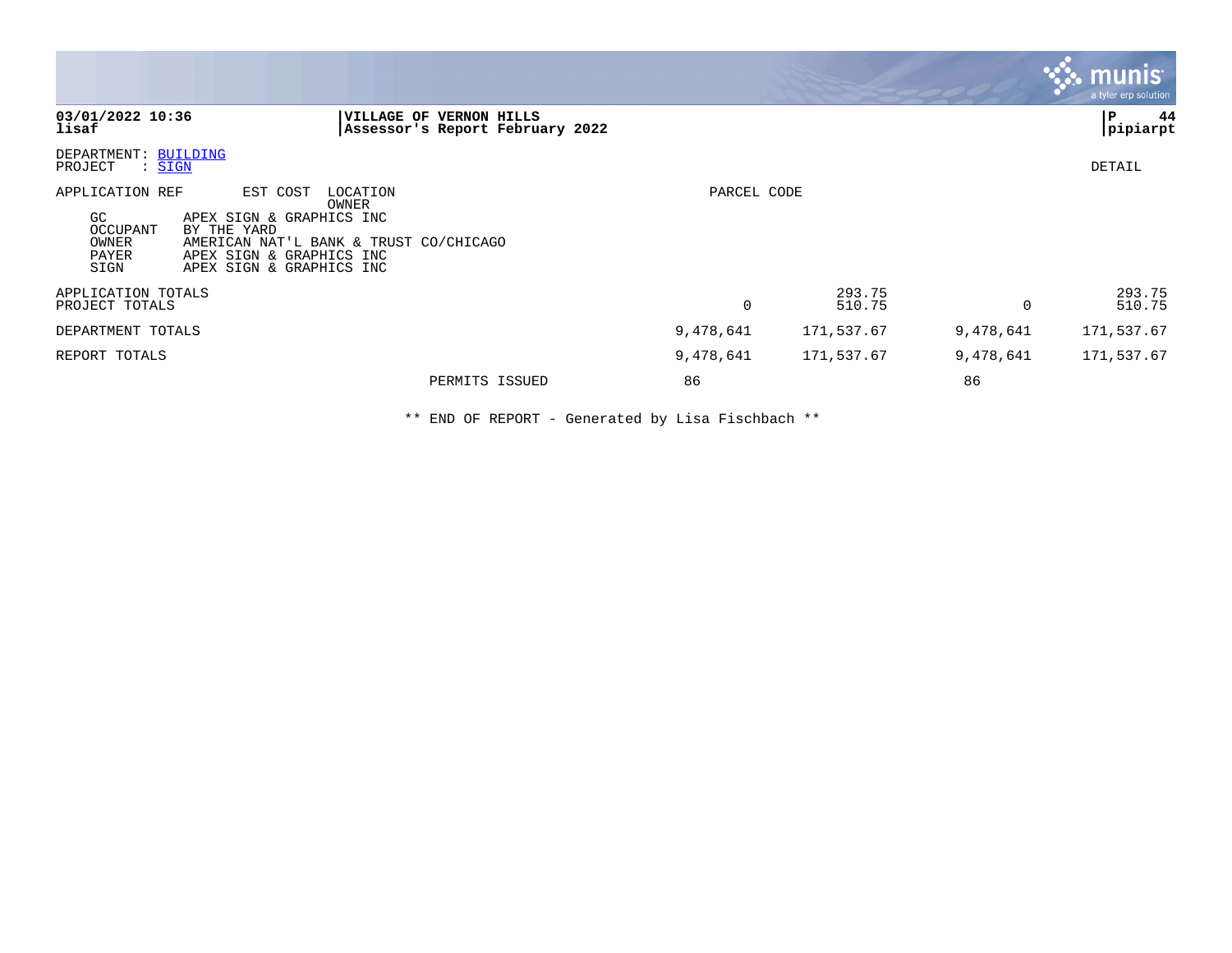**03/01/2022 10:36**
**lisaf**

**VILLAGE OF VERNON HILLS**
**Assessor's Report February 2022**

**P 44**
**pipiarpt**

DEPARTMENT: BUILDING
PROJECT : SIGN

DETAIL

| APPLICATION REF | EST COST | LOCATION / OWNER | PARCEL CODE | | | |
|---|---|---|---|---|---|---|
| GC | APEX SIGN & GRAPHICS INC | | | | | |
| OCCUPANT | BY THE YARD | | | | | |
| OWNER | AMERICAN NAT'L BANK & TRUST CO/CHICAGO | | | | | |
| PAYER | APEX SIGN & GRAPHICS INC | | | | | |
| SIGN | APEX SIGN & GRAPHICS INC | | | | | |
| APPLICATION TOTALS | | | 0 | 293.75 | 0 | 293.75 |
| PROJECT TOTALS | | | | 510.75 | | 510.75 |
| DEPARTMENT TOTALS | | | 9,478,641 | 171,537.67 | 9,478,641 | 171,537.67 |
| REPORT TOTALS | | | 9,478,641 | 171,537.67 | 9,478,641 | 171,537.67 |
| | | PERMITS ISSUED | 86 | | 86 | |

** END OF REPORT - Generated by Lisa Fischbach **